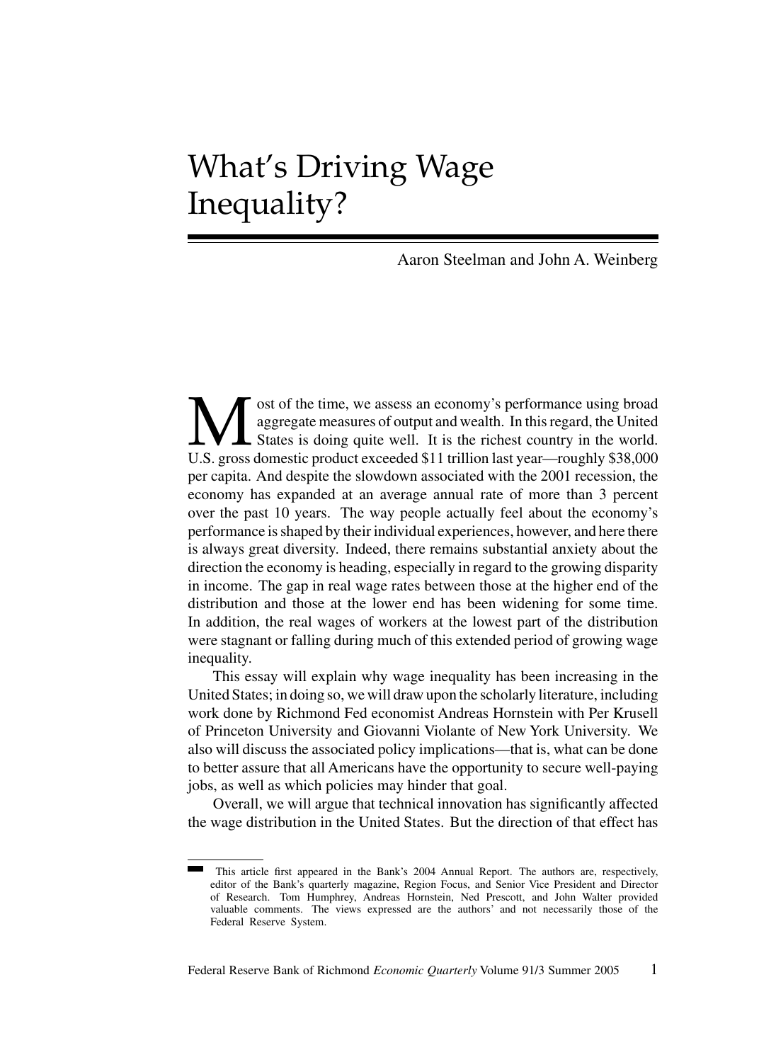# What's Driving Wage Inequality?

Aaron Steelman and John A. Weinberg

Most of the time, we assess an economy's performance using broad aggregate measures of output and wealth. In this regard, the United States is doing quite well. It is the richest country in the world. U.S. gross domestic product exceeded \$11 trillion last year—roughly \$38,000 per capita. And despite the slowdown associated with the 2001 recession, the economy has expanded at an average annual rate of more than 3 percent over the past 10 years. The way people actually feel about the economy's performance is shaped by their individual experiences, however, and here there is always great diversity. Indeed, there remains substantial anxiety about the direction the economy is heading, especially in regard to the growing disparity in income. The gap in real wage rates between those at the higher end of the distribution and those at the lower end has been widening for some time. In addition, the real wages of workers at the lowest part of the distribution were stagnant or falling during much of this extended period of growing wage inequality.

This essay will explain why wage inequality has been increasing in the United States; in doing so, we will draw upon the scholarly literature, including work done by Richmond Fed economist Andreas Hornstein with Per Krusell of Princeton University and Giovanni Violante of New York University. We also will discuss the associated policy implications—that is, what can be done to better assure that all Americans have the opportunity to secure well-paying jobs, as well as which policies may hinder that goal.

Overall, we will argue that technical innovation has significantly affected the wage distribution in the United States. But the direction of that effect has

---

This article first appeared in the Bank's 2004 Annual Report. The authors are, respectively, editor of the Bank's quarterly magazine, Region Focus, and Senior Vice President and Director of Research. Tom Humphrey, Andreas Hornstein, Ned Prescott, and John Walter provided valuable comments. The views expressed are the authors' and not necessarily those of the Federal Reserve System.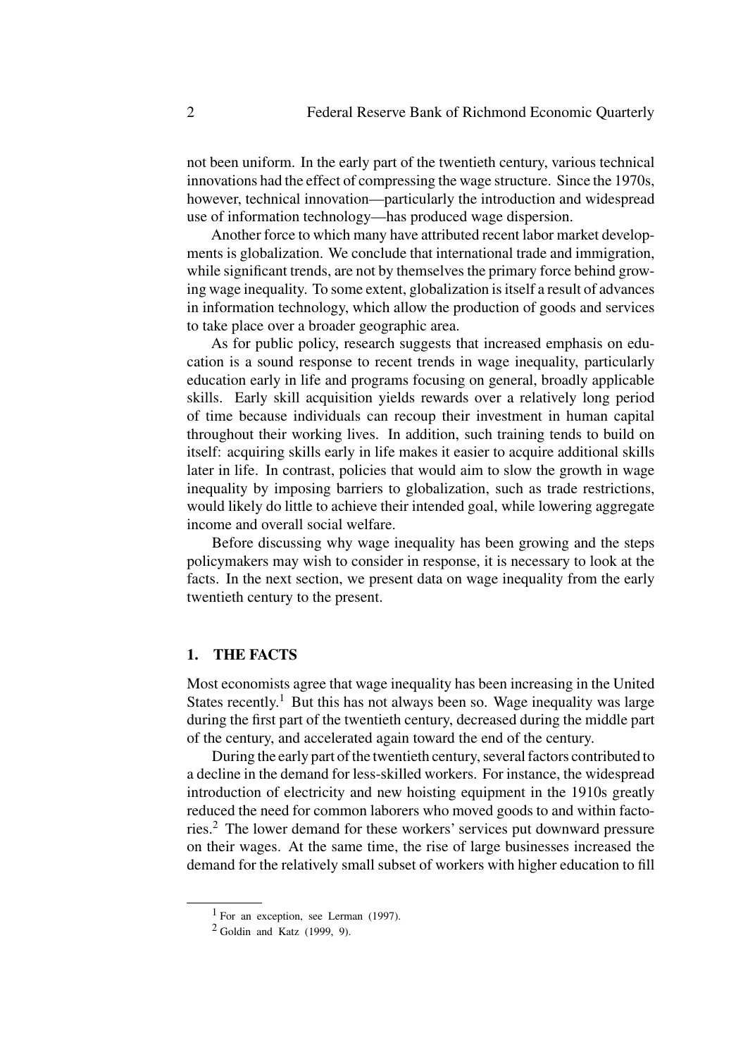not been uniform. In the early part of the twentieth century, various technical innovations had the effect of compressing the wage structure. Since the 1970s, however, technical innovation—particularly the introduction and widespread use of information technology—has produced wage dispersion.

Another force to which many have attributed recent labor market developments is globalization. We conclude that international trade and immigration, while significant trends, are not by themselves the primary force behind growing wage inequality. To some extent, globalization is itself a result of advances in information technology, which allow the production of goods and services to take place over a broader geographic area.

As for public policy, research suggests that increased emphasis on education is a sound response to recent trends in wage inequality, particularly education early in life and programs focusing on general, broadly applicable skills. Early skill acquisition yields rewards over a relatively long period of time because individuals can recoup their investment in human capital throughout their working lives. In addition, such training tends to build on itself: acquiring skills early in life makes it easier to acquire additional skills later in life. In contrast, policies that would aim to slow the growth in wage inequality by imposing barriers to globalization, such as trade restrictions, would likely do little to achieve their intended goal, while lowering aggregate income and overall social welfare.

Before discussing why wage inequality has been growing and the steps policymakers may wish to consider in response, it is necessary to look at the facts. In the next section, we present data on wage inequality from the early twentieth century to the present.

## 1. THE FACTS

Most economists agree that wage inequality has been increasing in the United States recently.[1] But this has not always been so. Wage inequality was large during the first part of the twentieth century, decreased during the middle part of the century, and accelerated again toward the end of the century.

During the early part of the twentieth century, several factors contributed to a decline in the demand for less-skilled workers. For instance, the widespread introduction of electricity and new hoisting equipment in the 1910s greatly reduced the need for common laborers who moved goods to and within factories.[2] The lower demand for these workers' services put downward pressure on their wages. At the same time, the rise of large businesses increased the demand for the relatively small subset of workers with higher education to fill

[1] For an exception, see Lerman (1997).

[2] Goldin and Katz (1999, 9).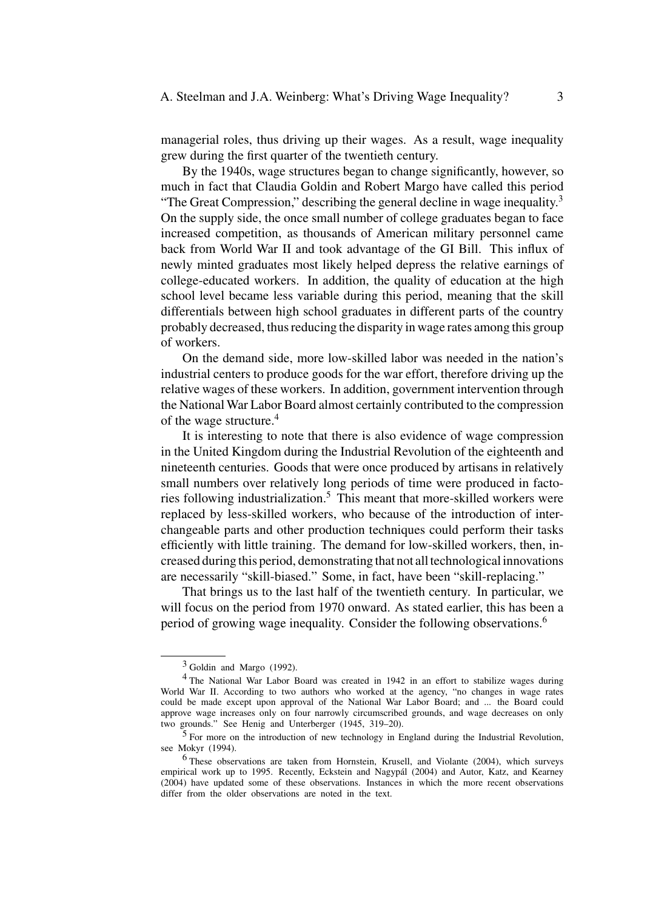managerial roles, thus driving up their wages. As a result, wage inequality grew during the first quarter of the twentieth century.

By the 1940s, wage structures began to change significantly, however, so much in fact that Claudia Goldin and Robert Margo have called this period "The Great Compression," describing the general decline in wage inequality.[3] On the supply side, the once small number of college graduates began to face increased competition, as thousands of American military personnel came back from World War II and took advantage of the GI Bill. This influx of newly minted graduates most likely helped depress the relative earnings of college-educated workers. In addition, the quality of education at the high school level became less variable during this period, meaning that the skill differentials between high school graduates in different parts of the country probably decreased, thus reducing the disparity in wage rates among this group of workers.

On the demand side, more low-skilled labor was needed in the nation's industrial centers to produce goods for the war effort, therefore driving up the relative wages of these workers. In addition, government intervention through the National War Labor Board almost certainly contributed to the compression of the wage structure.[4]

It is interesting to note that there is also evidence of wage compression in the United Kingdom during the Industrial Revolution of the eighteenth and nineteenth centuries. Goods that were once produced by artisans in relatively small numbers over relatively long periods of time were produced in factories following industrialization.[5] This meant that more-skilled workers were replaced by less-skilled workers, who because of the introduction of interchangeable parts and other production techniques could perform their tasks efficiently with little training. The demand for low-skilled workers, then, increased during this period, demonstrating that not all technological innovations are necessarily "skill-biased." Some, in fact, have been "skill-replacing."

That brings us to the last half of the twentieth century. In particular, we will focus on the period from 1970 onward. As stated earlier, this has been a period of growing wage inequality. Consider the following observations.[6]

---

[3] Goldin and Margo (1992).

[4] The National War Labor Board was created in 1942 in an effort to stabilize wages during World War II. According to two authors who worked at the agency, "no changes in wage rates could be made except upon approval of the National War Labor Board; and ... the Board could approve wage increases only on four narrowly circumscribed grounds, and wage decreases on only two grounds." See Henig and Unterberger (1945, 319–20).

[5] For more on the introduction of new technology in England during the Industrial Revolution, see Mokyr (1994).

[6] These observations are taken from Hornstein, Krusell, and Violante (2004), which surveys empirical work up to 1995. Recently, Eckstein and Nagypál (2004) and Autor, Katz, and Kearney (2004) have updated some of these observations. Instances in which the more recent observations differ from the older observations are noted in the text.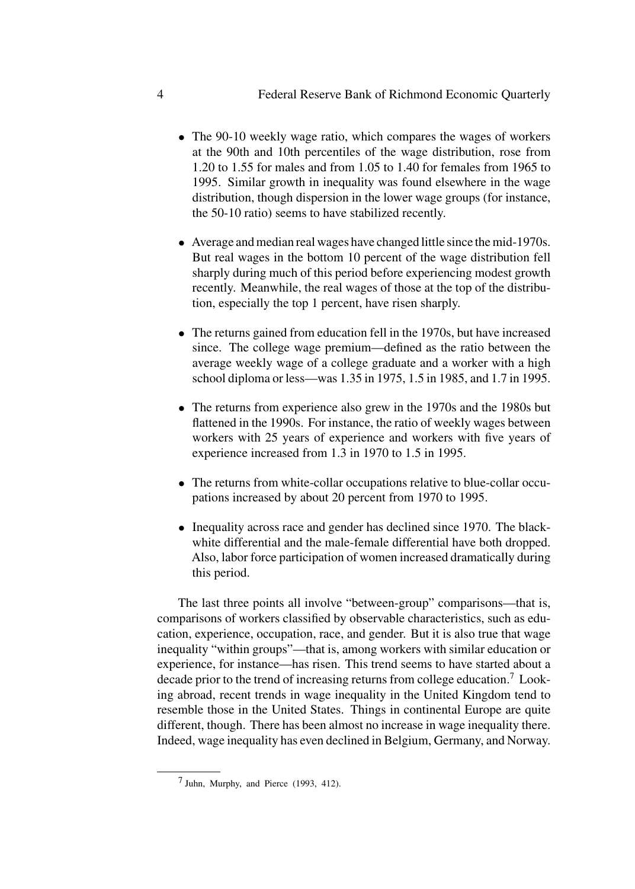- The 90-10 weekly wage ratio, which compares the wages of workers at the 90th and 10th percentiles of the wage distribution, rose from 1.20 to 1.55 for males and from 1.05 to 1.40 for females from 1965 to 1995. Similar growth in inequality was found elsewhere in the wage distribution, though dispersion in the lower wage groups (for instance, the 50-10 ratio) seems to have stabilized recently.

- Average and median real wages have changed little since the mid-1970s. But real wages in the bottom 10 percent of the wage distribution fell sharply during much of this period before experiencing modest growth recently. Meanwhile, the real wages of those at the top of the distribution, especially the top 1 percent, have risen sharply.

- The returns gained from education fell in the 1970s, but have increased since. The college wage premium—defined as the ratio between the average weekly wage of a college graduate and a worker with a high school diploma or less—was 1.35 in 1975, 1.5 in 1985, and 1.7 in 1995.

- The returns from experience also grew in the 1970s and the 1980s but flattened in the 1990s. For instance, the ratio of weekly wages between workers with 25 years of experience and workers with five years of experience increased from 1.3 in 1970 to 1.5 in 1995.

- The returns from white-collar occupations relative to blue-collar occupations increased by about 20 percent from 1970 to 1995.

- Inequality across race and gender has declined since 1970. The black-white differential and the male-female differential have both dropped. Also, labor force participation of women increased dramatically during this period.

The last three points all involve "between-group" comparisons—that is, comparisons of workers classified by observable characteristics, such as education, experience, occupation, race, and gender. But it is also true that wage inequality "within groups"—that is, among workers with similar education or experience, for instance—has risen. This trend seems to have started about a decade prior to the trend of increasing returns from college education.[7] Looking abroad, recent trends in wage inequality in the United Kingdom tend to resemble those in the United States. Things in continental Europe are quite different, though. There has been almost no increase in wage inequality there. Indeed, wage inequality has even declined in Belgium, Germany, and Norway.

[7] Juhn, Murphy, and Pierce (1993, 412).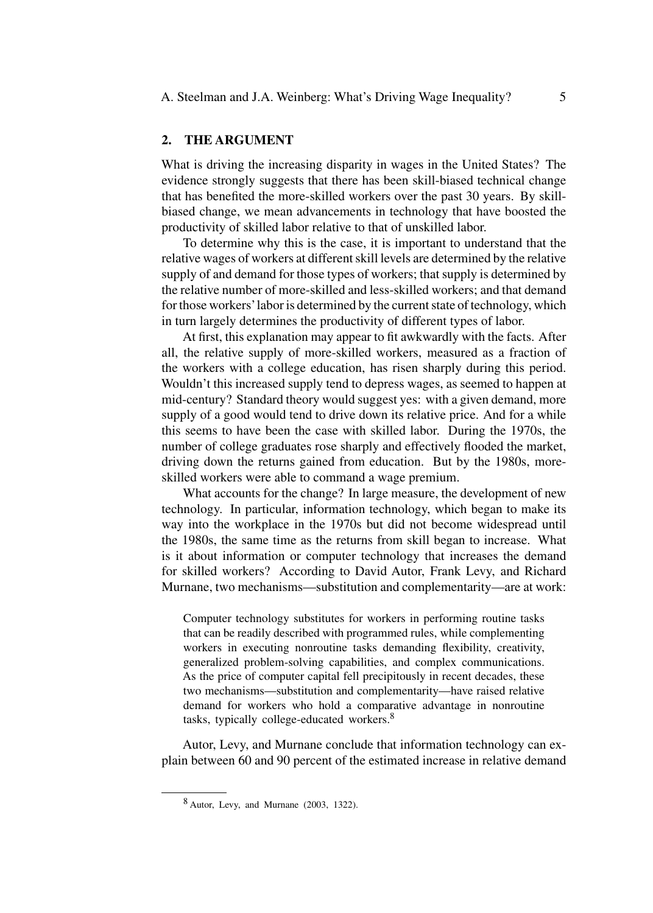## 2. THE ARGUMENT

What is driving the increasing disparity in wages in the United States? The evidence strongly suggests that there has been skill-biased technical change that has benefited the more-skilled workers over the past 30 years. By skill-biased change, we mean advancements in technology that have boosted the productivity of skilled labor relative to that of unskilled labor.

To determine why this is the case, it is important to understand that the relative wages of workers at different skill levels are determined by the relative supply of and demand for those types of workers; that supply is determined by the relative number of more-skilled and less-skilled workers; and that demand for those workers' labor is determined by the current state of technology, which in turn largely determines the productivity of different types of labor.

At first, this explanation may appear to fit awkwardly with the facts. After all, the relative supply of more-skilled workers, measured as a fraction of the workers with a college education, has risen sharply during this period. Wouldn't this increased supply tend to depress wages, as seemed to happen at mid-century? Standard theory would suggest yes: with a given demand, more supply of a good would tend to drive down its relative price. And for a while this seems to have been the case with skilled labor. During the 1970s, the number of college graduates rose sharply and effectively flooded the market, driving down the returns gained from education. But by the 1980s, more-skilled workers were able to command a wage premium.

What accounts for the change? In large measure, the development of new technology. In particular, information technology, which began to make its way into the workplace in the 1970s but did not become widespread until the 1980s, the same time as the returns from skill began to increase. What is it about information or computer technology that increases the demand for skilled workers? According to David Autor, Frank Levy, and Richard Murnane, two mechanisms—substitution and complementarity—are at work:

> Computer technology substitutes for workers in performing routine tasks that can be readily described with programmed rules, while complementing workers in executing nonroutine tasks demanding flexibility, creativity, generalized problem-solving capabilities, and complex communications. As the price of computer capital fell precipitously in recent decades, these two mechanisms—substitution and complementarity—have raised relative demand for workers who hold a comparative advantage in nonroutine tasks, typically college-educated workers.[8]

Autor, Levy, and Murnane conclude that information technology can explain between 60 and 90 percent of the estimated increase in relative demand

[8] Autor, Levy, and Murnane (2003, 1322).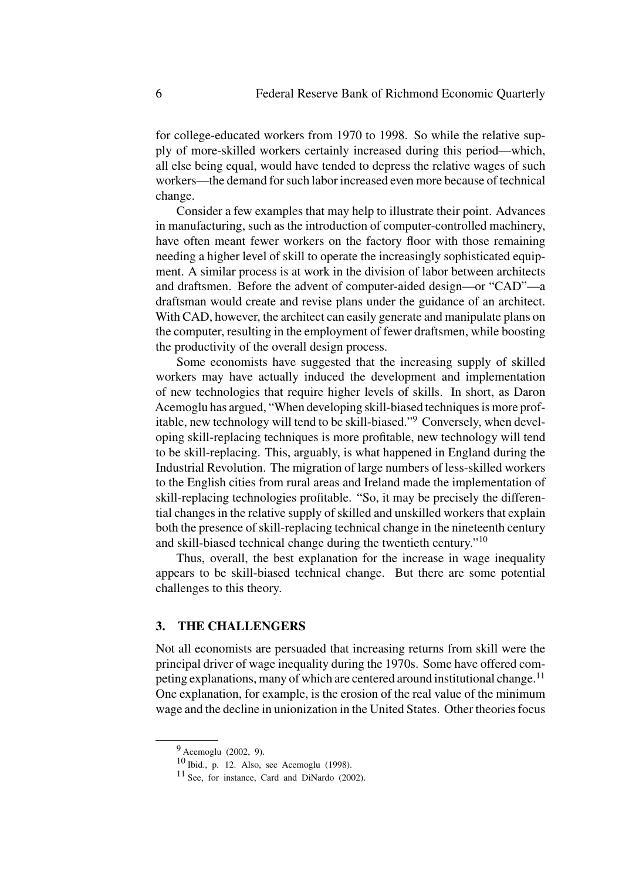for college-educated workers from 1970 to 1998. So while the relative supply of more-skilled workers certainly increased during this period—which, all else being equal, would have tended to depress the relative wages of such workers—the demand for such labor increased even more because of technical change.

Consider a few examples that may help to illustrate their point. Advances in manufacturing, such as the introduction of computer-controlled machinery, have often meant fewer workers on the factory floor with those remaining needing a higher level of skill to operate the increasingly sophisticated equipment. A similar process is at work in the division of labor between architects and draftsmen. Before the advent of computer-aided design—or "CAD"—a draftsman would create and revise plans under the guidance of an architect. With CAD, however, the architect can easily generate and manipulate plans on the computer, resulting in the employment of fewer draftsmen, while boosting the productivity of the overall design process.

Some economists have suggested that the increasing supply of skilled workers may have actually induced the development and implementation of new technologies that require higher levels of skills. In short, as Daron Acemoglu has argued, "When developing skill-biased techniques is more profitable, new technology will tend to be skill-biased."[9] Conversely, when developing skill-replacing techniques is more profitable, new technology will tend to be skill-replacing. This, arguably, is what happened in England during the Industrial Revolution. The migration of large numbers of less-skilled workers to the English cities from rural areas and Ireland made the implementation of skill-replacing technologies profitable. "So, it may be precisely the differential changes in the relative supply of skilled and unskilled workers that explain both the presence of skill-replacing technical change in the nineteenth century and skill-biased technical change during the twentieth century."[10]

Thus, overall, the best explanation for the increase in wage inequality appears to be skill-biased technical change. But there are some potential challenges to this theory.

## 3. THE CHALLENGERS

Not all economists are persuaded that increasing returns from skill were the principal driver of wage inequality during the 1970s. Some have offered competing explanations, many of which are centered around institutional change.[11] One explanation, for example, is the erosion of the real value of the minimum wage and the decline in unionization in the United States. Other theories focus

[9] Acemoglu (2002, 9).

[10] Ibid., p. 12. Also, see Acemoglu (1998).

[11] See, for instance, Card and DiNardo (2002).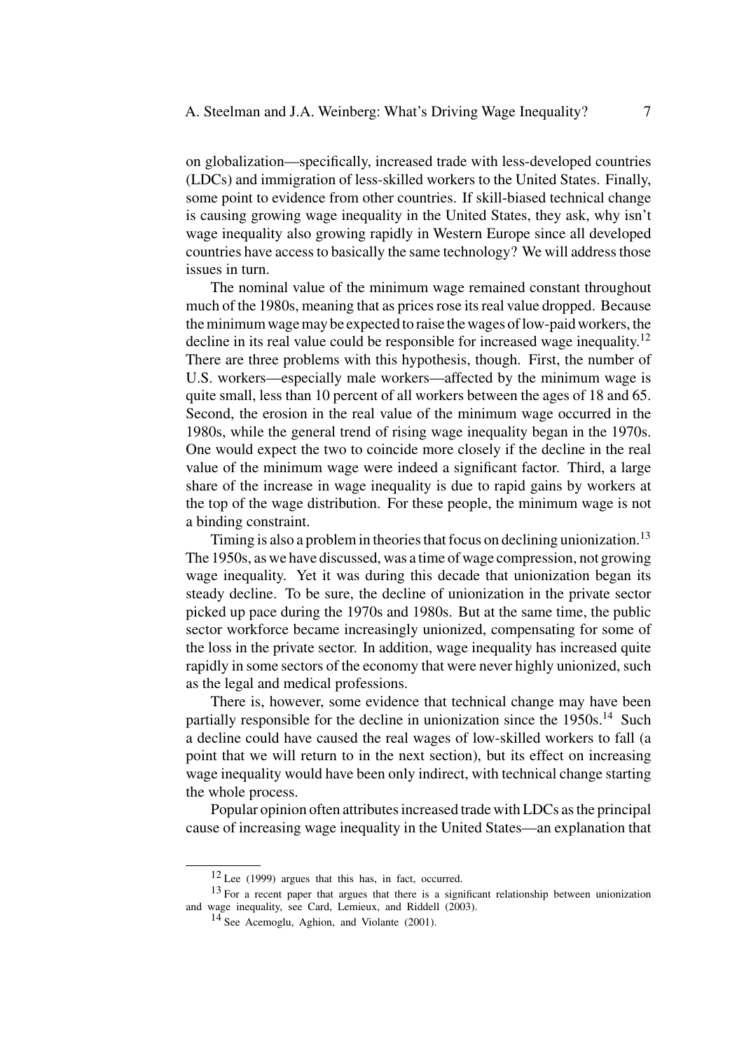on globalization—specifically, increased trade with less-developed countries (LDCs) and immigration of less-skilled workers to the United States. Finally, some point to evidence from other countries. If skill-biased technical change is causing growing wage inequality in the United States, they ask, why isn't wage inequality also growing rapidly in Western Europe since all developed countries have access to basically the same technology? We will address those issues in turn.

The nominal value of the minimum wage remained constant throughout much of the 1980s, meaning that as prices rose its real value dropped. Because the minimum wage may be expected to raise the wages of low-paid workers, the decline in its real value could be responsible for increased wage inequality.[12] There are three problems with this hypothesis, though. First, the number of U.S. workers—especially male workers—affected by the minimum wage is quite small, less than 10 percent of all workers between the ages of 18 and 65. Second, the erosion in the real value of the minimum wage occurred in the 1980s, while the general trend of rising wage inequality began in the 1970s. One would expect the two to coincide more closely if the decline in the real value of the minimum wage were indeed a significant factor. Third, a large share of the increase in wage inequality is due to rapid gains by workers at the top of the wage distribution. For these people, the minimum wage is not a binding constraint.

Timing is also a problem in theories that focus on declining unionization.[13] The 1950s, as we have discussed, was a time of wage compression, not growing wage inequality. Yet it was during this decade that unionization began its steady decline. To be sure, the decline of unionization in the private sector picked up pace during the 1970s and 1980s. But at the same time, the public sector workforce became increasingly unionized, compensating for some of the loss in the private sector. In addition, wage inequality has increased quite rapidly in some sectors of the economy that were never highly unionized, such as the legal and medical professions.

There is, however, some evidence that technical change may have been partially responsible for the decline in unionization since the 1950s.[14] Such a decline could have caused the real wages of low-skilled workers to fall (a point that we will return to in the next section), but its effect on increasing wage inequality would have been only indirect, with technical change starting the whole process.

Popular opinion often attributes increased trade with LDCs as the principal cause of increasing wage inequality in the United States—an explanation that

---

[12] Lee (1999) argues that this has, in fact, occurred.

[13] For a recent paper that argues that there is a significant relationship between unionization and wage inequality, see Card, Lemieux, and Riddell (2003).

[14] See Acemoglu, Aghion, and Violante (2001).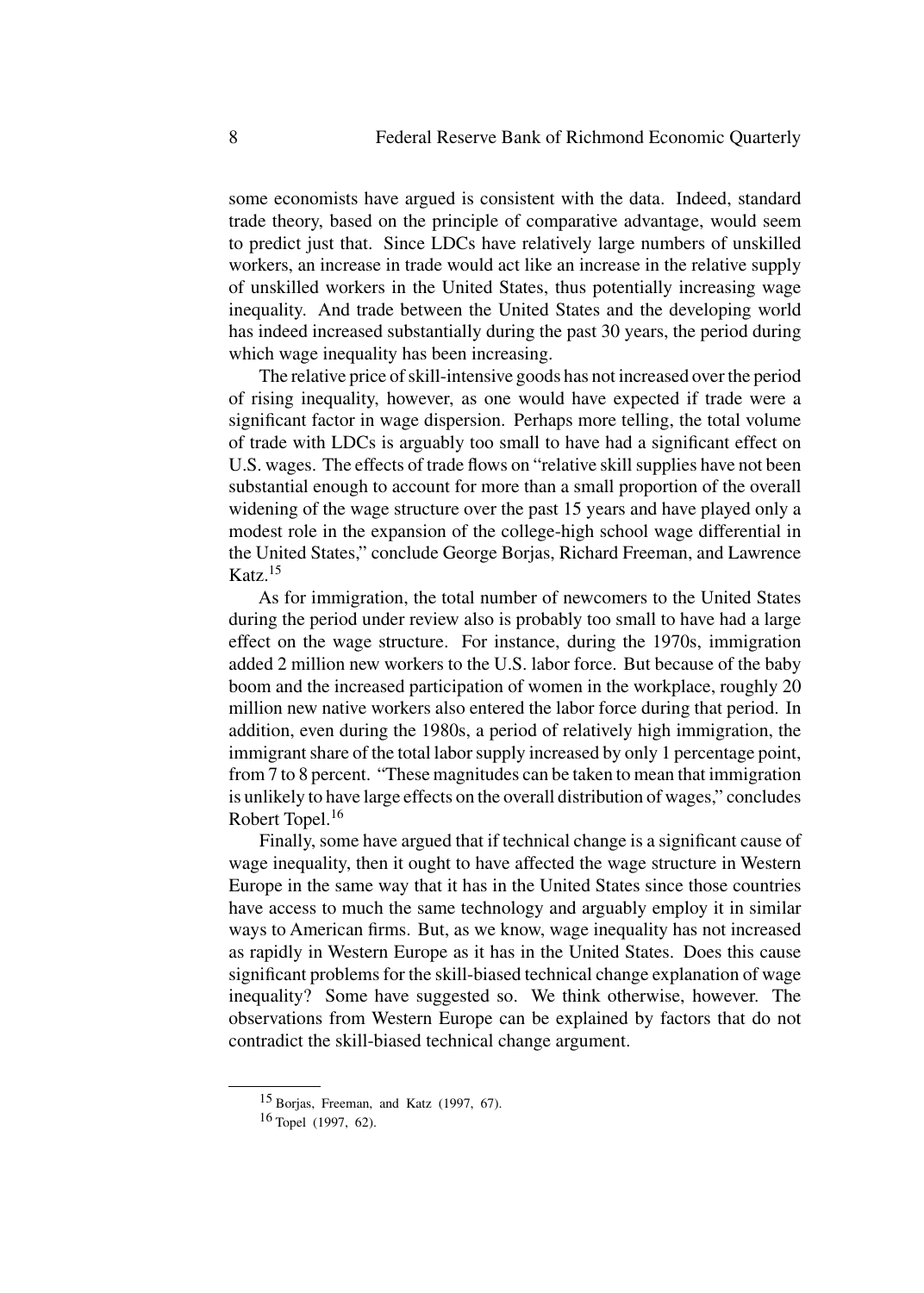some economists have argued is consistent with the data. Indeed, standard trade theory, based on the principle of comparative advantage, would seem to predict just that. Since LDCs have relatively large numbers of unskilled workers, an increase in trade would act like an increase in the relative supply of unskilled workers in the United States, thus potentially increasing wage inequality. And trade between the United States and the developing world has indeed increased substantially during the past 30 years, the period during which wage inequality has been increasing.

The relative price of skill-intensive goods has not increased over the period of rising inequality, however, as one would have expected if trade were a significant factor in wage dispersion. Perhaps more telling, the total volume of trade with LDCs is arguably too small to have had a significant effect on U.S. wages. The effects of trade flows on "relative skill supplies have not been substantial enough to account for more than a small proportion of the overall widening of the wage structure over the past 15 years and have played only a modest role in the expansion of the college-high school wage differential in the United States," conclude George Borjas, Richard Freeman, and Lawrence Katz.[15]

As for immigration, the total number of newcomers to the United States during the period under review also is probably too small to have had a large effect on the wage structure. For instance, during the 1970s, immigration added 2 million new workers to the U.S. labor force. But because of the baby boom and the increased participation of women in the workplace, roughly 20 million new native workers also entered the labor force during that period. In addition, even during the 1980s, a period of relatively high immigration, the immigrant share of the total labor supply increased by only 1 percentage point, from 7 to 8 percent. "These magnitudes can be taken to mean that immigration is unlikely to have large effects on the overall distribution of wages," concludes Robert Topel.[16]

Finally, some have argued that if technical change is a significant cause of wage inequality, then it ought to have affected the wage structure in Western Europe in the same way that it has in the United States since those countries have access to much the same technology and arguably employ it in similar ways to American firms. But, as we know, wage inequality has not increased as rapidly in Western Europe as it has in the United States. Does this cause significant problems for the skill-biased technical change explanation of wage inequality? Some have suggested so. We think otherwise, however. The observations from Western Europe can be explained by factors that do not contradict the skill-biased technical change argument.

---

[15] Borjas, Freeman, and Katz (1997, 67).

[16] Topel (1997, 62).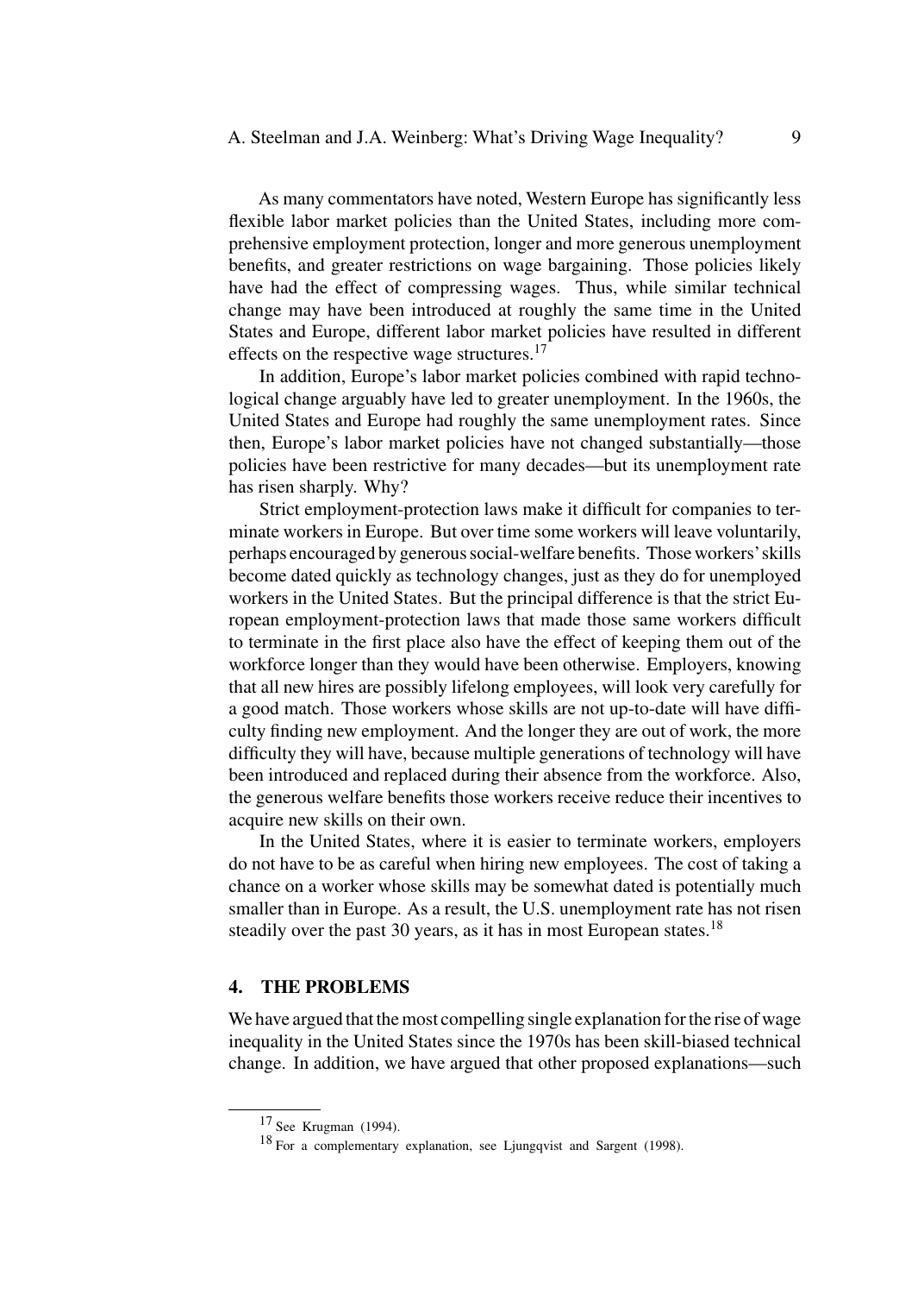As many commentators have noted, Western Europe has significantly less flexible labor market policies than the United States, including more comprehensive employment protection, longer and more generous unemployment benefits, and greater restrictions on wage bargaining. Those policies likely have had the effect of compressing wages. Thus, while similar technical change may have been introduced at roughly the same time in the United States and Europe, different labor market policies have resulted in different effects on the respective wage structures.[17]

In addition, Europe's labor market policies combined with rapid technological change arguably have led to greater unemployment. In the 1960s, the United States and Europe had roughly the same unemployment rates. Since then, Europe's labor market policies have not changed substantially—those policies have been restrictive for many decades—but its unemployment rate has risen sharply. Why?

Strict employment-protection laws make it difficult for companies to terminate workers in Europe. But over time some workers will leave voluntarily, perhaps encouraged by generous social-welfare benefits. Those workers' skills become dated quickly as technology changes, just as they do for unemployed workers in the United States. But the principal difference is that the strict European employment-protection laws that made those same workers difficult to terminate in the first place also have the effect of keeping them out of the workforce longer than they would have been otherwise. Employers, knowing that all new hires are possibly lifelong employees, will look very carefully for a good match. Those workers whose skills are not up-to-date will have difficulty finding new employment. And the longer they are out of work, the more difficulty they will have, because multiple generations of technology will have been introduced and replaced during their absence from the workforce. Also, the generous welfare benefits those workers receive reduce their incentives to acquire new skills on their own.

In the United States, where it is easier to terminate workers, employers do not have to be as careful when hiring new employees. The cost of taking a chance on a worker whose skills may be somewhat dated is potentially much smaller than in Europe. As a result, the U.S. unemployment rate has not risen steadily over the past 30 years, as it has in most European states.[18]

## 4. THE PROBLEMS

We have argued that the most compelling single explanation for the rise of wage inequality in the United States since the 1970s has been skill-biased technical change. In addition, we have argued that other proposed explanations—such

---

[17] See Krugman (1994).

[18] For a complementary explanation, see Ljungqvist and Sargent (1998).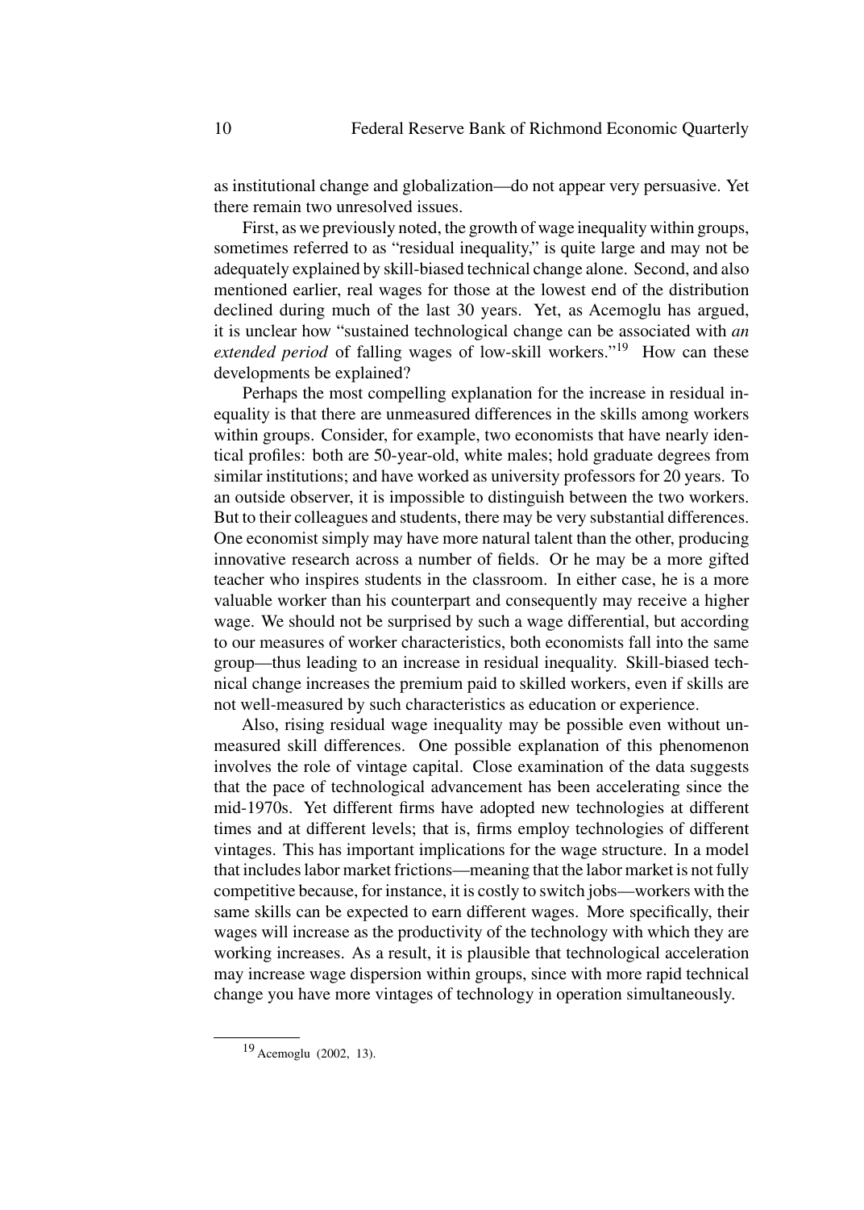as institutional change and globalization—do not appear very persuasive. Yet there remain two unresolved issues.

First, as we previously noted, the growth of wage inequality within groups, sometimes referred to as "residual inequality," is quite large and may not be adequately explained by skill-biased technical change alone. Second, and also mentioned earlier, real wages for those at the lowest end of the distribution declined during much of the last 30 years. Yet, as Acemoglu has argued, it is unclear how "sustained technological change can be associated with *an extended period* of falling wages of low-skill workers."[19] How can these developments be explained?

Perhaps the most compelling explanation for the increase in residual inequality is that there are unmeasured differences in the skills among workers within groups. Consider, for example, two economists that have nearly identical profiles: both are 50-year-old, white males; hold graduate degrees from similar institutions; and have worked as university professors for 20 years. To an outside observer, it is impossible to distinguish between the two workers. But to their colleagues and students, there may be very substantial differences. One economist simply may have more natural talent than the other, producing innovative research across a number of fields. Or he may be a more gifted teacher who inspires students in the classroom. In either case, he is a more valuable worker than his counterpart and consequently may receive a higher wage. We should not be surprised by such a wage differential, but according to our measures of worker characteristics, both economists fall into the same group—thus leading to an increase in residual inequality. Skill-biased technical change increases the premium paid to skilled workers, even if skills are not well-measured by such characteristics as education or experience.

Also, rising residual wage inequality may be possible even without unmeasured skill differences. One possible explanation of this phenomenon involves the role of vintage capital. Close examination of the data suggests that the pace of technological advancement has been accelerating since the mid-1970s. Yet different firms have adopted new technologies at different times and at different levels; that is, firms employ technologies of different vintages. This has important implications for the wage structure. In a model that includes labor market frictions—meaning that the labor market is not fully competitive because, for instance, it is costly to switch jobs—workers with the same skills can be expected to earn different wages. More specifically, their wages will increase as the productivity of the technology with which they are working increases. As a result, it is plausible that technological acceleration may increase wage dispersion within groups, since with more rapid technical change you have more vintages of technology in operation simultaneously.

[19] Acemoglu (2002, 13).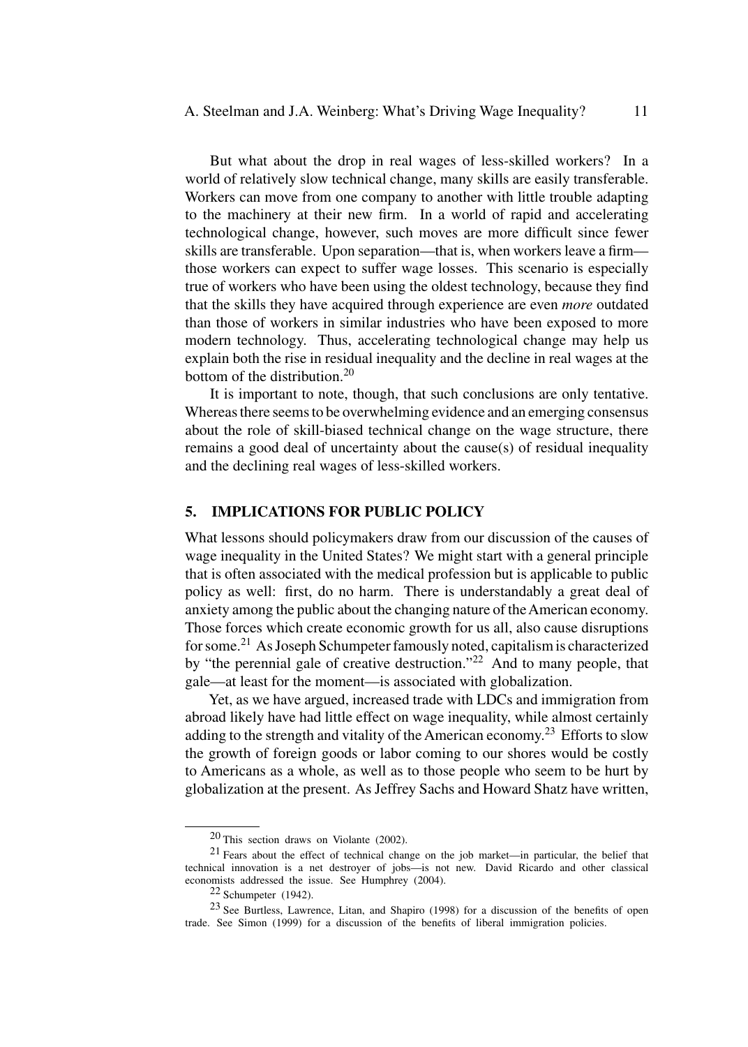But what about the drop in real wages of less-skilled workers? In a world of relatively slow technical change, many skills are easily transferable. Workers can move from one company to another with little trouble adapting to the machinery at their new firm. In a world of rapid and accelerating technological change, however, such moves are more difficult since fewer skills are transferable. Upon separation—that is, when workers leave a firm—those workers can expect to suffer wage losses. This scenario is especially true of workers who have been using the oldest technology, because they find that the skills they have acquired through experience are even *more* outdated than those of workers in similar industries who have been exposed to more modern technology. Thus, accelerating technological change may help us explain both the rise in residual inequality and the decline in real wages at the bottom of the distribution.[20]

It is important to note, though, that such conclusions are only tentative. Whereas there seems to be overwhelming evidence and an emerging consensus about the role of skill-biased technical change on the wage structure, there remains a good deal of uncertainty about the cause(s) of residual inequality and the declining real wages of less-skilled workers.

## 5. IMPLICATIONS FOR PUBLIC POLICY

What lessons should policymakers draw from our discussion of the causes of wage inequality in the United States? We might start with a general principle that is often associated with the medical profession but is applicable to public policy as well: first, do no harm. There is understandably a great deal of anxiety among the public about the changing nature of the American economy. Those forces which create economic growth for us all, also cause disruptions for some.[21] As Joseph Schumpeter famously noted, capitalism is characterized by "the perennial gale of creative destruction."[22] And to many people, that gale—at least for the moment—is associated with globalization.

Yet, as we have argued, increased trade with LDCs and immigration from abroad likely have had little effect on wage inequality, while almost certainly adding to the strength and vitality of the American economy.[23] Efforts to slow the growth of foreign goods or labor coming to our shores would be costly to Americans as a whole, as well as to those people who seem to be hurt by globalization at the present. As Jeffrey Sachs and Howard Shatz have written,

---

[20] This section draws on Violante (2002).

[21] Fears about the effect of technical change on the job market—in particular, the belief that technical innovation is a net destroyer of jobs—is not new. David Ricardo and other classical economists addressed the issue. See Humphrey (2004).

[22] Schumpeter (1942).

[23] See Burtless, Lawrence, Litan, and Shapiro (1998) for a discussion of the benefits of open trade. See Simon (1999) for a discussion of the benefits of liberal immigration policies.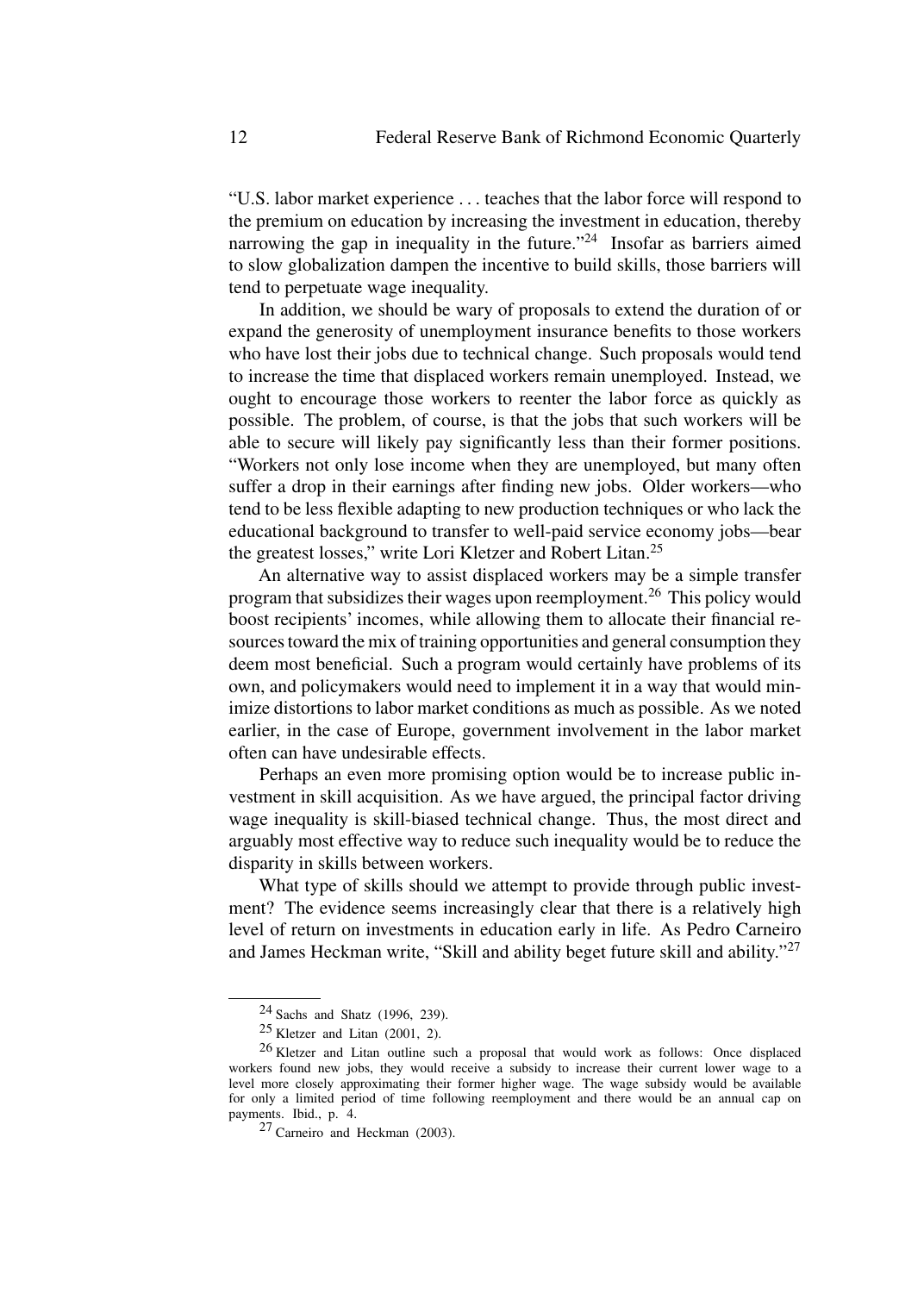"U.S. labor market experience . . . teaches that the labor force will respond to the premium on education by increasing the investment in education, thereby narrowing the gap in inequality in the future."[24] Insofar as barriers aimed to slow globalization dampen the incentive to build skills, those barriers will tend to perpetuate wage inequality.

In addition, we should be wary of proposals to extend the duration of or expand the generosity of unemployment insurance benefits to those workers who have lost their jobs due to technical change. Such proposals would tend to increase the time that displaced workers remain unemployed. Instead, we ought to encourage those workers to reenter the labor force as quickly as possible. The problem, of course, is that the jobs that such workers will be able to secure will likely pay significantly less than their former positions. "Workers not only lose income when they are unemployed, but many often suffer a drop in their earnings after finding new jobs. Older workers—who tend to be less flexible adapting to new production techniques or who lack the educational background to transfer to well-paid service economy jobs—bear the greatest losses," write Lori Kletzer and Robert Litan.[25]

An alternative way to assist displaced workers may be a simple transfer program that subsidizes their wages upon reemployment.[26] This policy would boost recipients' incomes, while allowing them to allocate their financial resources toward the mix of training opportunities and general consumption they deem most beneficial. Such a program would certainly have problems of its own, and policymakers would need to implement it in a way that would minimize distortions to labor market conditions as much as possible. As we noted earlier, in the case of Europe, government involvement in the labor market often can have undesirable effects.

Perhaps an even more promising option would be to increase public investment in skill acquisition. As we have argued, the principal factor driving wage inequality is skill-biased technical change. Thus, the most direct and arguably most effective way to reduce such inequality would be to reduce the disparity in skills between workers.

What type of skills should we attempt to provide through public investment? The evidence seems increasingly clear that there is a relatively high level of return on investments in education early in life. As Pedro Carneiro and James Heckman write, "Skill and ability beget future skill and ability."[27]

---

[24] Sachs and Shatz (1996, 239).

[25] Kletzer and Litan (2001, 2).

[26] Kletzer and Litan outline such a proposal that would work as follows: Once displaced workers found new jobs, they would receive a subsidy to increase their current lower wage to a level more closely approximating their former higher wage. The wage subsidy would be available for only a limited period of time following reemployment and there would be an annual cap on payments. Ibid., p. 4.

[27] Carneiro and Heckman (2003).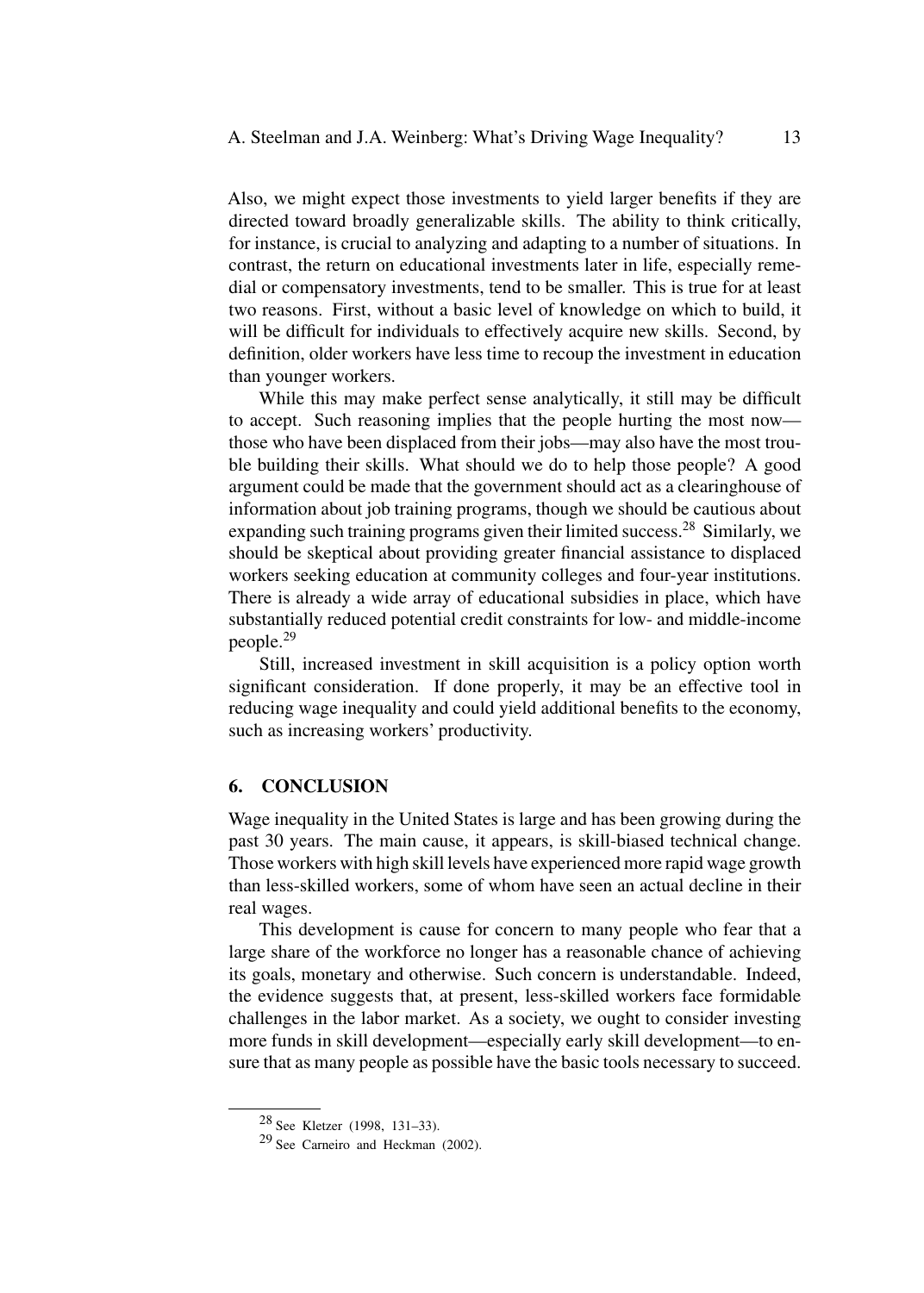Also, we might expect those investments to yield larger benefits if they are directed toward broadly generalizable skills. The ability to think critically, for instance, is crucial to analyzing and adapting to a number of situations. In contrast, the return on educational investments later in life, especially remedial or compensatory investments, tend to be smaller. This is true for at least two reasons. First, without a basic level of knowledge on which to build, it will be difficult for individuals to effectively acquire new skills. Second, by definition, older workers have less time to recoup the investment in education than younger workers.

While this may make perfect sense analytically, it still may be difficult to accept. Such reasoning implies that the people hurting the most now—those who have been displaced from their jobs—may also have the most trouble building their skills. What should we do to help those people? A good argument could be made that the government should act as a clearinghouse of information about job training programs, though we should be cautious about expanding such training programs given their limited success.[28] Similarly, we should be skeptical about providing greater financial assistance to displaced workers seeking education at community colleges and four-year institutions. There is already a wide array of educational subsidies in place, which have substantially reduced potential credit constraints for low- and middle-income people.[29]

Still, increased investment in skill acquisition is a policy option worth significant consideration. If done properly, it may be an effective tool in reducing wage inequality and could yield additional benefits to the economy, such as increasing workers' productivity.

## 6. CONCLUSION

Wage inequality in the United States is large and has been growing during the past 30 years. The main cause, it appears, is skill-biased technical change. Those workers with high skill levels have experienced more rapid wage growth than less-skilled workers, some of whom have seen an actual decline in their real wages.

This development is cause for concern to many people who fear that a large share of the workforce no longer has a reasonable chance of achieving its goals, monetary and otherwise. Such concern is understandable. Indeed, the evidence suggests that, at present, less-skilled workers face formidable challenges in the labor market. As a society, we ought to consider investing more funds in skill development—especially early skill development—to ensure that as many people as possible have the basic tools necessary to succeed.

---

[28] See Kletzer (1998, 131–33).

[29] See Carneiro and Heckman (2002).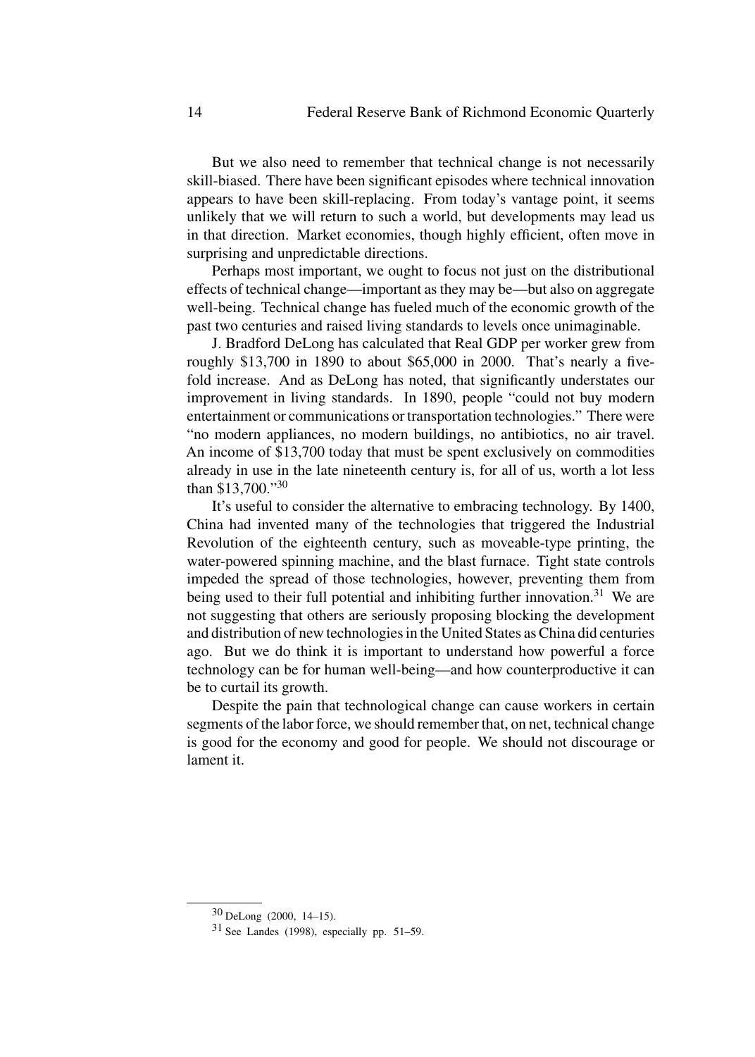But we also need to remember that technical change is not necessarily skill-biased. There have been significant episodes where technical innovation appears to have been skill-replacing. From today's vantage point, it seems unlikely that we will return to such a world, but developments may lead us in that direction. Market economies, though highly efficient, often move in surprising and unpredictable directions.

Perhaps most important, we ought to focus not just on the distributional effects of technical change—important as they may be—but also on aggregate well-being. Technical change has fueled much of the economic growth of the past two centuries and raised living standards to levels once unimaginable.

J. Bradford DeLong has calculated that Real GDP per worker grew from roughly $13,700 in 1890 to about $65,000 in 2000. That's nearly a five-fold increase. And as DeLong has noted, that significantly understates our improvement in living standards. In 1890, people "could not buy modern entertainment or communications or transportation technologies." There were "no modern appliances, no modern buildings, no antibiotics, no air travel. An income of $13,700 today that must be spent exclusively on commodities already in use in the late nineteenth century is, for all of us, worth a lot less than $13,700."[30]

It's useful to consider the alternative to embracing technology. By 1400, China had invented many of the technologies that triggered the Industrial Revolution of the eighteenth century, such as moveable-type printing, the water-powered spinning machine, and the blast furnace. Tight state controls impeded the spread of those technologies, however, preventing them from being used to their full potential and inhibiting further innovation.[31] We are not suggesting that others are seriously proposing blocking the development and distribution of new technologies in the United States as China did centuries ago. But we do think it is important to understand how powerful a force technology can be for human well-being—and how counterproductive it can be to curtail its growth.

Despite the pain that technological change can cause workers in certain segments of the labor force, we should remember that, on net, technical change is good for the economy and good for people. We should not discourage or lament it.

---

[30] DeLong (2000, 14–15).

[31] See Landes (1998), especially pp. 51–59.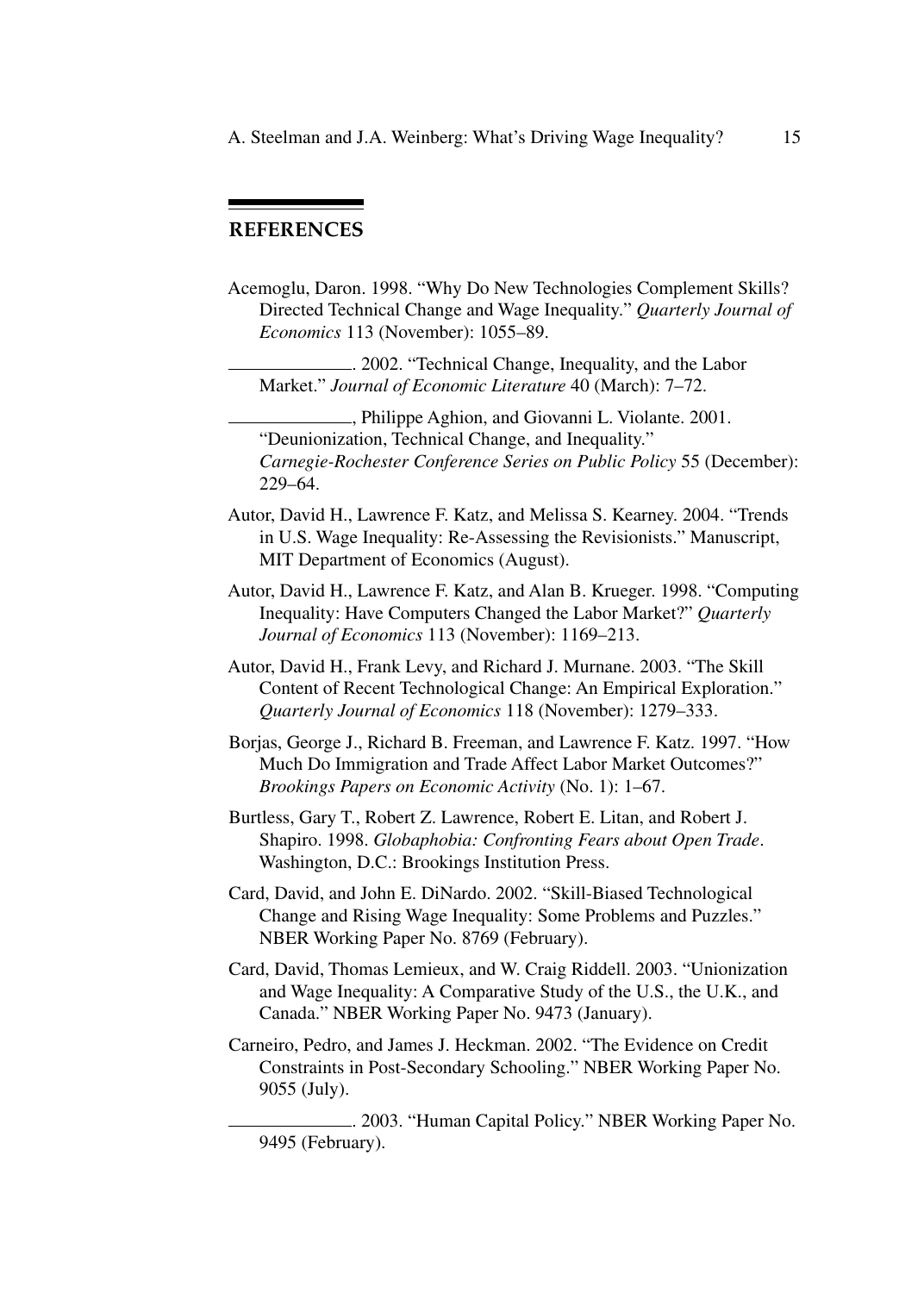## REFERENCES

Acemoglu, Daron. 1998. "Why Do New Technologies Complement Skills? Directed Technical Change and Wage Inequality." *Quarterly Journal of Economics* 113 (November): 1055–89.

\_\_\_\_\_\_\_\_\_\_\_\_\_\_. 2002. "Technical Change, Inequality, and the Labor Market." *Journal of Economic Literature* 40 (March): 7–72.

\_\_\_\_\_\_\_\_\_\_\_\_\_\_, Philippe Aghion, and Giovanni L. Violante. 2001. "Deunionization, Technical Change, and Inequality." *Carnegie-Rochester Conference Series on Public Policy* 55 (December): 229–64.

Autor, David H., Lawrence F. Katz, and Melissa S. Kearney. 2004. "Trends in U.S. Wage Inequality: Re-Assessing the Revisionists." Manuscript, MIT Department of Economics (August).

Autor, David H., Lawrence F. Katz, and Alan B. Krueger. 1998. "Computing Inequality: Have Computers Changed the Labor Market?" *Quarterly Journal of Economics* 113 (November): 1169–213.

Autor, David H., Frank Levy, and Richard J. Murnane. 2003. "The Skill Content of Recent Technological Change: An Empirical Exploration." *Quarterly Journal of Economics* 118 (November): 1279–333.

Borjas, George J., Richard B. Freeman, and Lawrence F. Katz. 1997. "How Much Do Immigration and Trade Affect Labor Market Outcomes?" *Brookings Papers on Economic Activity* (No. 1): 1–67.

Burtless, Gary T., Robert Z. Lawrence, Robert E. Litan, and Robert J. Shapiro. 1998. *Globaphobia: Confronting Fears about Open Trade*. Washington, D.C.: Brookings Institution Press.

Card, David, and John E. DiNardo. 2002. "Skill-Biased Technological Change and Rising Wage Inequality: Some Problems and Puzzles." NBER Working Paper No. 8769 (February).

Card, David, Thomas Lemieux, and W. Craig Riddell. 2003. "Unionization and Wage Inequality: A Comparative Study of the U.S., the U.K., and Canada." NBER Working Paper No. 9473 (January).

Carneiro, Pedro, and James J. Heckman. 2002. "The Evidence on Credit Constraints in Post-Secondary Schooling." NBER Working Paper No. 9055 (July).

\_\_\_\_\_\_\_\_\_\_\_\_\_\_. 2003. "Human Capital Policy." NBER Working Paper No. 9495 (February).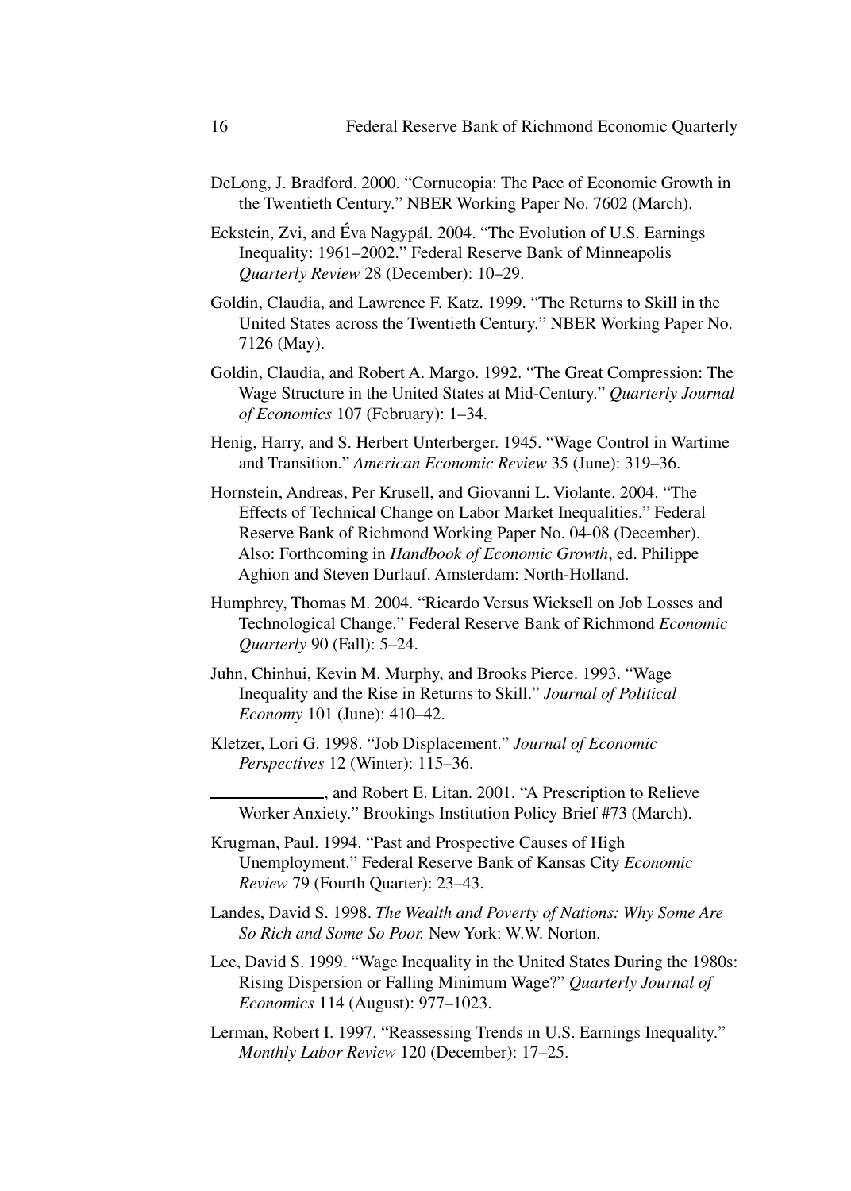DeLong, J. Bradford. 2000. "Cornucopia: The Pace of Economic Growth in the Twentieth Century." NBER Working Paper No. 7602 (March).

Eckstein, Zvi, and Éva Nagypál. 2004. "The Evolution of U.S. Earnings Inequality: 1961–2002." Federal Reserve Bank of Minneapolis *Quarterly Review* 28 (December): 10–29.

Goldin, Claudia, and Lawrence F. Katz. 1999. "The Returns to Skill in the United States across the Twentieth Century." NBER Working Paper No. 7126 (May).

Goldin, Claudia, and Robert A. Margo. 1992. "The Great Compression: The Wage Structure in the United States at Mid-Century." *Quarterly Journal of Economics* 107 (February): 1–34.

Henig, Harry, and S. Herbert Unterberger. 1945. "Wage Control in Wartime and Transition." *American Economic Review* 35 (June): 319–36.

Hornstein, Andreas, Per Krusell, and Giovanni L. Violante. 2004. "The Effects of Technical Change on Labor Market Inequalities." Federal Reserve Bank of Richmond Working Paper No. 04-08 (December). Also: Forthcoming in *Handbook of Economic Growth*, ed. Philippe Aghion and Steven Durlauf. Amsterdam: North-Holland.

Humphrey, Thomas M. 2004. "Ricardo Versus Wicksell on Job Losses and Technological Change." Federal Reserve Bank of Richmond *Economic Quarterly* 90 (Fall): 5–24.

Juhn, Chinhui, Kevin M. Murphy, and Brooks Pierce. 1993. "Wage Inequality and the Rise in Returns to Skill." *Journal of Political Economy* 101 (June): 410–42.

Kletzer, Lori G. 1998. "Job Displacement." *Journal of Economic Perspectives* 12 (Winter): 115–36.

\_\_\_\_\_\_\_\_\_\_\_\_\_, and Robert E. Litan. 2001. "A Prescription to Relieve Worker Anxiety." Brookings Institution Policy Brief #73 (March).

Krugman, Paul. 1994. "Past and Prospective Causes of High Unemployment." Federal Reserve Bank of Kansas City *Economic Review* 79 (Fourth Quarter): 23–43.

Landes, David S. 1998. *The Wealth and Poverty of Nations: Why Some Are So Rich and Some So Poor.* New York: W.W. Norton.

Lee, David S. 1999. "Wage Inequality in the United States During the 1980s: Rising Dispersion or Falling Minimum Wage?" *Quarterly Journal of Economics* 114 (August): 977–1023.

Lerman, Robert I. 1997. "Reassessing Trends in U.S. Earnings Inequality." *Monthly Labor Review* 120 (December): 17–25.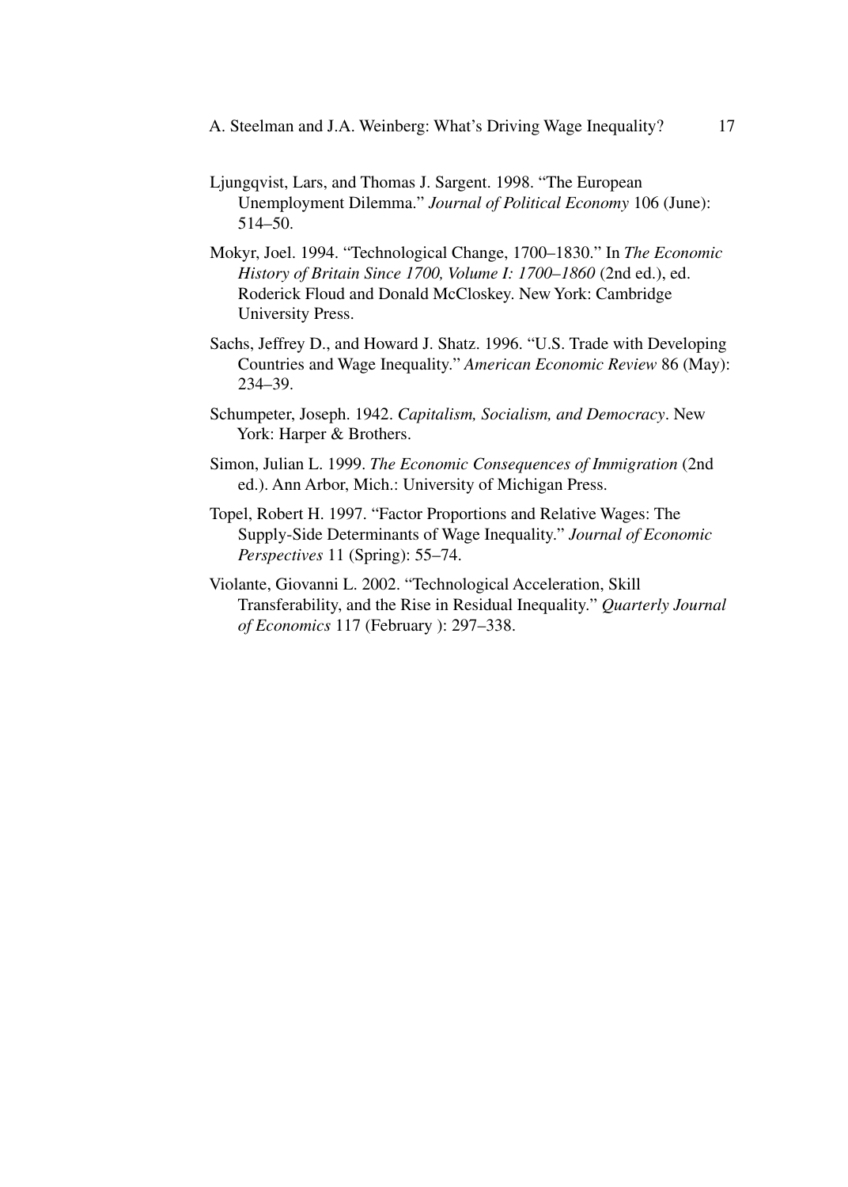Ljungqvist, Lars, and Thomas J. Sargent. 1998. "The European Unemployment Dilemma." *Journal of Political Economy* 106 (June): 514–50.

Mokyr, Joel. 1994. "Technological Change, 1700–1830." In *The Economic History of Britain Since 1700, Volume I: 1700–1860* (2nd ed.), ed. Roderick Floud and Donald McCloskey. New York: Cambridge University Press.

Sachs, Jeffrey D., and Howard J. Shatz. 1996. "U.S. Trade with Developing Countries and Wage Inequality." *American Economic Review* 86 (May): 234–39.

Schumpeter, Joseph. 1942. *Capitalism, Socialism, and Democracy*. New York: Harper & Brothers.

Simon, Julian L. 1999. *The Economic Consequences of Immigration* (2nd ed.). Ann Arbor, Mich.: University of Michigan Press.

Topel, Robert H. 1997. "Factor Proportions and Relative Wages: The Supply-Side Determinants of Wage Inequality." *Journal of Economic Perspectives* 11 (Spring): 55–74.

Violante, Giovanni L. 2002. "Technological Acceleration, Skill Transferability, and the Rise in Residual Inequality." *Quarterly Journal of Economics* 117 (February ): 297–338.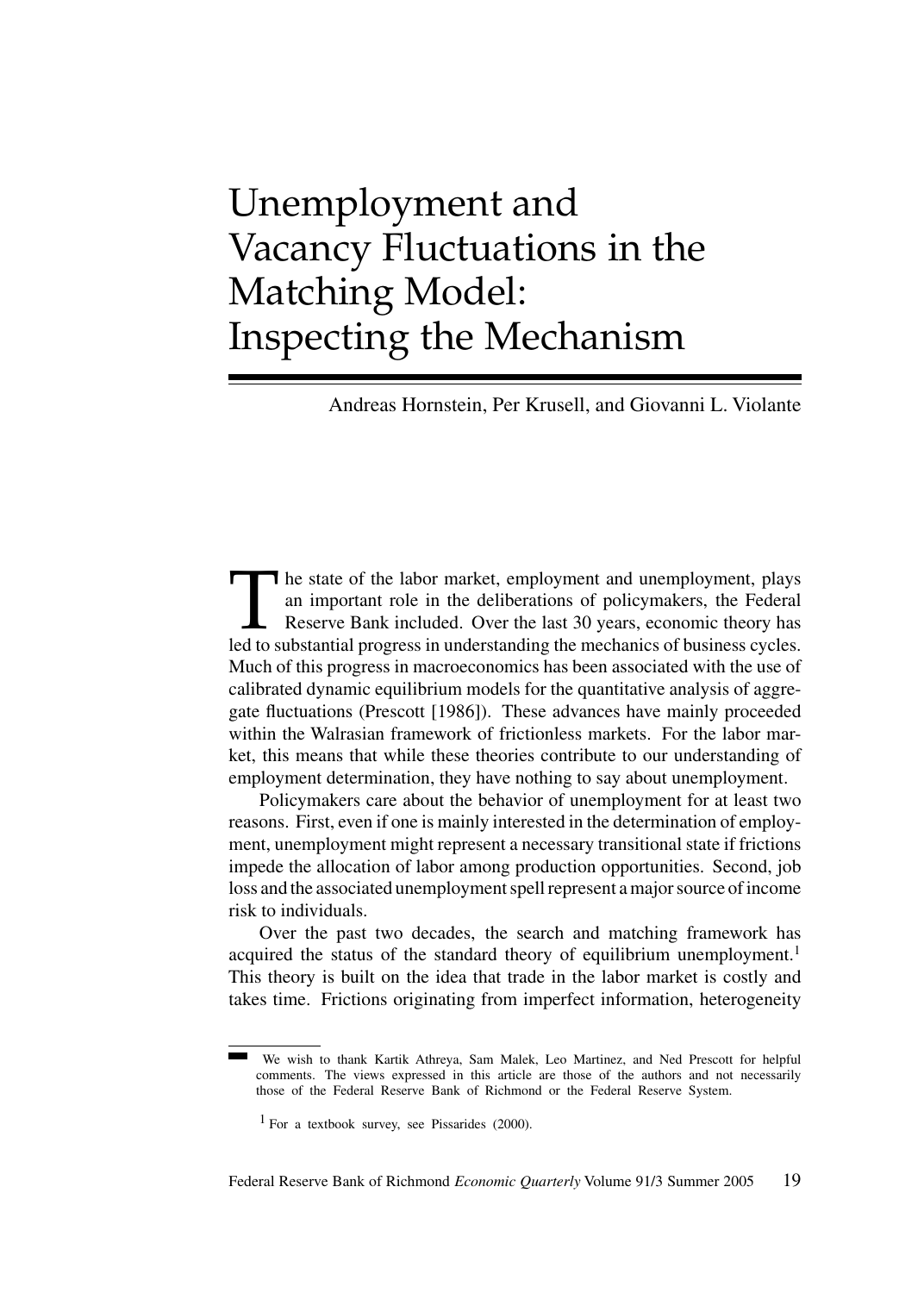# Unemployment and Vacancy Fluctuations in the Matching Model: Inspecting the Mechanism

Andreas Hornstein, Per Krusell, and Giovanni L. Violante

The state of the labor market, employment and unemployment, plays an important role in the deliberations of policymakers, the Federal Reserve Bank included. Over the last 30 years, economic theory has led to substantial progress in understanding the mechanics of business cycles. Much of this progress in macroeconomics has been associated with the use of calibrated dynamic equilibrium models for the quantitative analysis of aggregate fluctuations (Prescott [1986]). These advances have mainly proceeded within the Walrasian framework of frictionless markets. For the labor market, this means that while these theories contribute to our understanding of employment determination, they have nothing to say about unemployment.

Policymakers care about the behavior of unemployment for at least two reasons. First, even if one is mainly interested in the determination of employment, unemployment might represent a necessary transitional state if frictions impede the allocation of labor among production opportunities. Second, job loss and the associated unemployment spell represent a major source of income risk to individuals.

Over the past two decades, the search and matching framework has acquired the status of the standard theory of equilibrium unemployment.[1] This theory is built on the idea that trade in the labor market is costly and takes time. Frictions originating from imperfect information, heterogeneity

We wish to thank Kartik Athreya, Sam Malek, Leo Martinez, and Ned Prescott for helpful comments. The views expressed in this article are those of the authors and not necessarily those of the Federal Reserve Bank of Richmond or the Federal Reserve System.

[1] For a textbook survey, see Pissarides (2000).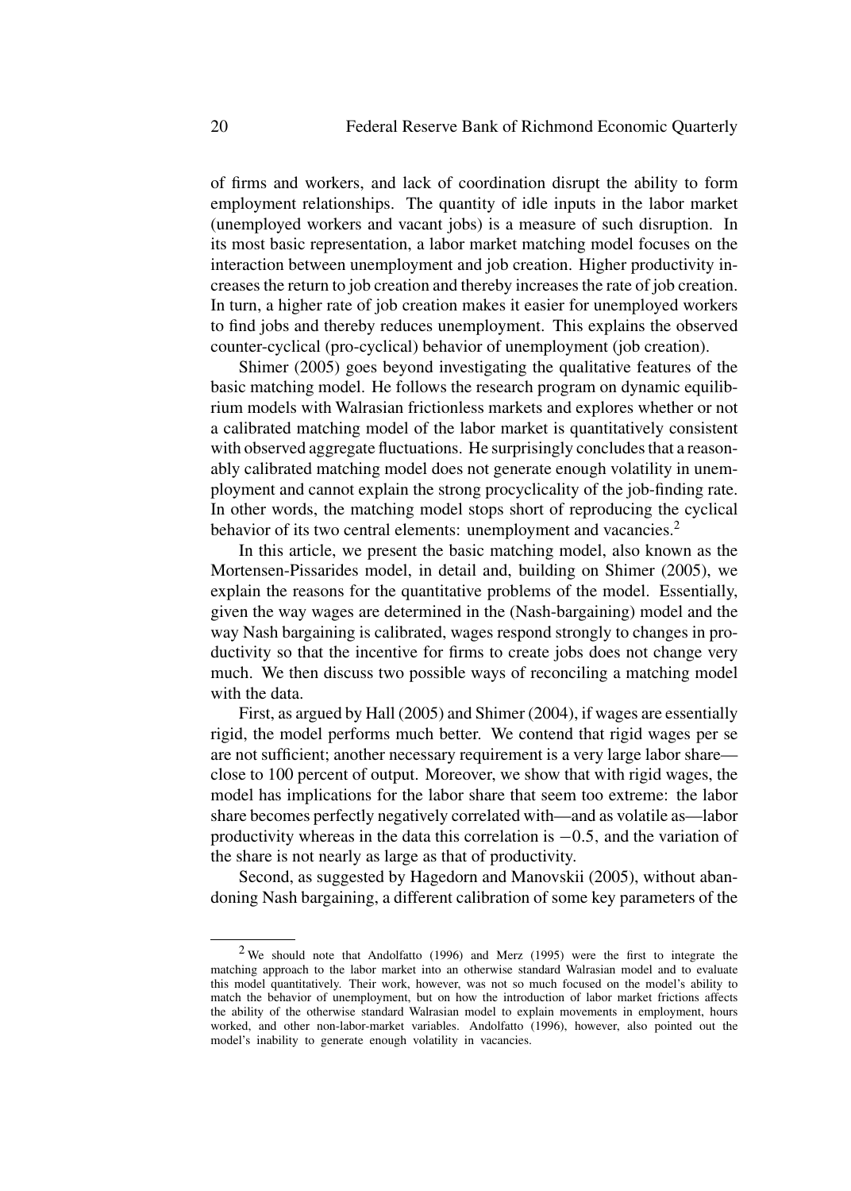of firms and workers, and lack of coordination disrupt the ability to form employment relationships. The quantity of idle inputs in the labor market (unemployed workers and vacant jobs) is a measure of such disruption. In its most basic representation, a labor market matching model focuses on the interaction between unemployment and job creation. Higher productivity increases the return to job creation and thereby increases the rate of job creation. In turn, a higher rate of job creation makes it easier for unemployed workers to find jobs and thereby reduces unemployment. This explains the observed counter-cyclical (pro-cyclical) behavior of unemployment (job creation).

Shimer (2005) goes beyond investigating the qualitative features of the basic matching model. He follows the research program on dynamic equilibrium models with Walrasian frictionless markets and explores whether or not a calibrated matching model of the labor market is quantitatively consistent with observed aggregate fluctuations. He surprisingly concludes that a reasonably calibrated matching model does not generate enough volatility in unemployment and cannot explain the strong procyclicality of the job-finding rate. In other words, the matching model stops short of reproducing the cyclical behavior of its two central elements: unemployment and vacancies.[2]

In this article, we present the basic matching model, also known as the Mortensen-Pissarides model, in detail and, building on Shimer (2005), we explain the reasons for the quantitative problems of the model. Essentially, given the way wages are determined in the (Nash-bargaining) model and the way Nash bargaining is calibrated, wages respond strongly to changes in productivity so that the incentive for firms to create jobs does not change very much. We then discuss two possible ways of reconciling a matching model with the data.

First, as argued by Hall (2005) and Shimer (2004), if wages are essentially rigid, the model performs much better. We contend that rigid wages per se are not sufficient; another necessary requirement is a very large labor share—close to 100 percent of output. Moreover, we show that with rigid wages, the model has implications for the labor share that seem too extreme: the labor share becomes perfectly negatively correlated with—and as volatile as—labor productivity whereas in the data this correlation is $-0.5$, and the variation of the share is not nearly as large as that of productivity.

Second, as suggested by Hagedorn and Manovskii (2005), without abandoning Nash bargaining, a different calibration of some key parameters of the

[2] We should note that Andolfatto (1996) and Merz (1995) were the first to integrate the matching approach to the labor market into an otherwise standard Walrasian model and to evaluate this model quantitatively. Their work, however, was not so much focused on the model's ability to match the behavior of unemployment, but on how the introduction of labor market frictions affects the ability of the otherwise standard Walrasian model to explain movements in employment, hours worked, and other non-labor-market variables. Andolfatto (1996), however, also pointed out the model's inability to generate enough volatility in vacancies.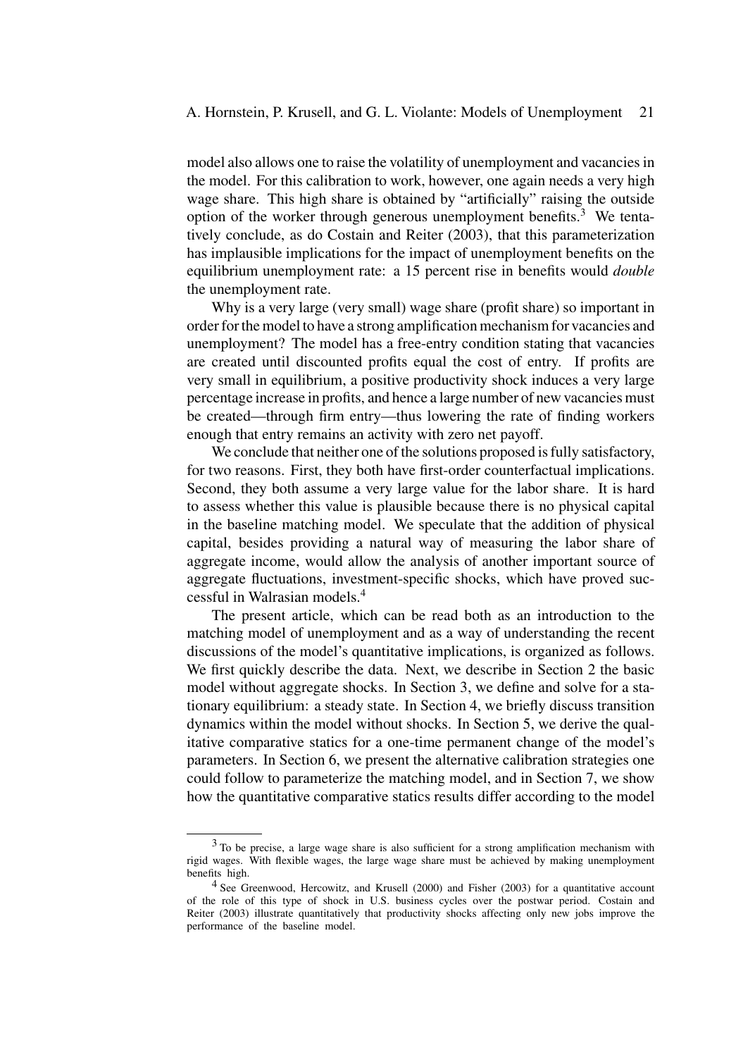model also allows one to raise the volatility of unemployment and vacancies in the model. For this calibration to work, however, one again needs a very high wage share. This high share is obtained by "artificially" raising the outside option of the worker through generous unemployment benefits.[3] We tentatively conclude, as do Costain and Reiter (2003), that this parameterization has implausible implications for the impact of unemployment benefits on the equilibrium unemployment rate: a 15 percent rise in benefits would *double* the unemployment rate.

Why is a very large (very small) wage share (profit share) so important in order for the model to have a strong amplification mechanism for vacancies and unemployment? The model has a free-entry condition stating that vacancies are created until discounted profits equal the cost of entry. If profits are very small in equilibrium, a positive productivity shock induces a very large percentage increase in profits, and hence a large number of new vacancies must be created—through firm entry—thus lowering the rate of finding workers enough that entry remains an activity with zero net payoff.

We conclude that neither one of the solutions proposed is fully satisfactory, for two reasons. First, they both have first-order counterfactual implications. Second, they both assume a very large value for the labor share. It is hard to assess whether this value is plausible because there is no physical capital in the baseline matching model. We speculate that the addition of physical capital, besides providing a natural way of measuring the labor share of aggregate income, would allow the analysis of another important source of aggregate fluctuations, investment-specific shocks, which have proved successful in Walrasian models.[4]

The present article, which can be read both as an introduction to the matching model of unemployment and as a way of understanding the recent discussions of the model's quantitative implications, is organized as follows. We first quickly describe the data. Next, we describe in Section 2 the basic model without aggregate shocks. In Section 3, we define and solve for a stationary equilibrium: a steady state. In Section 4, we briefly discuss transition dynamics within the model without shocks. In Section 5, we derive the qualitative comparative statics for a one-time permanent change of the model's parameters. In Section 6, we present the alternative calibration strategies one could follow to parameterize the matching model, and in Section 7, we show how the quantitative comparative statics results differ according to the model

---

[3] To be precise, a large wage share is also sufficient for a strong amplification mechanism with rigid wages. With flexible wages, the large wage share must be achieved by making unemployment benefits high.

[4] See Greenwood, Hercowitz, and Krusell (2000) and Fisher (2003) for a quantitative account of the role of this type of shock in U.S. business cycles over the postwar period. Costain and Reiter (2003) illustrate quantitatively that productivity shocks affecting only new jobs improve the performance of the baseline model.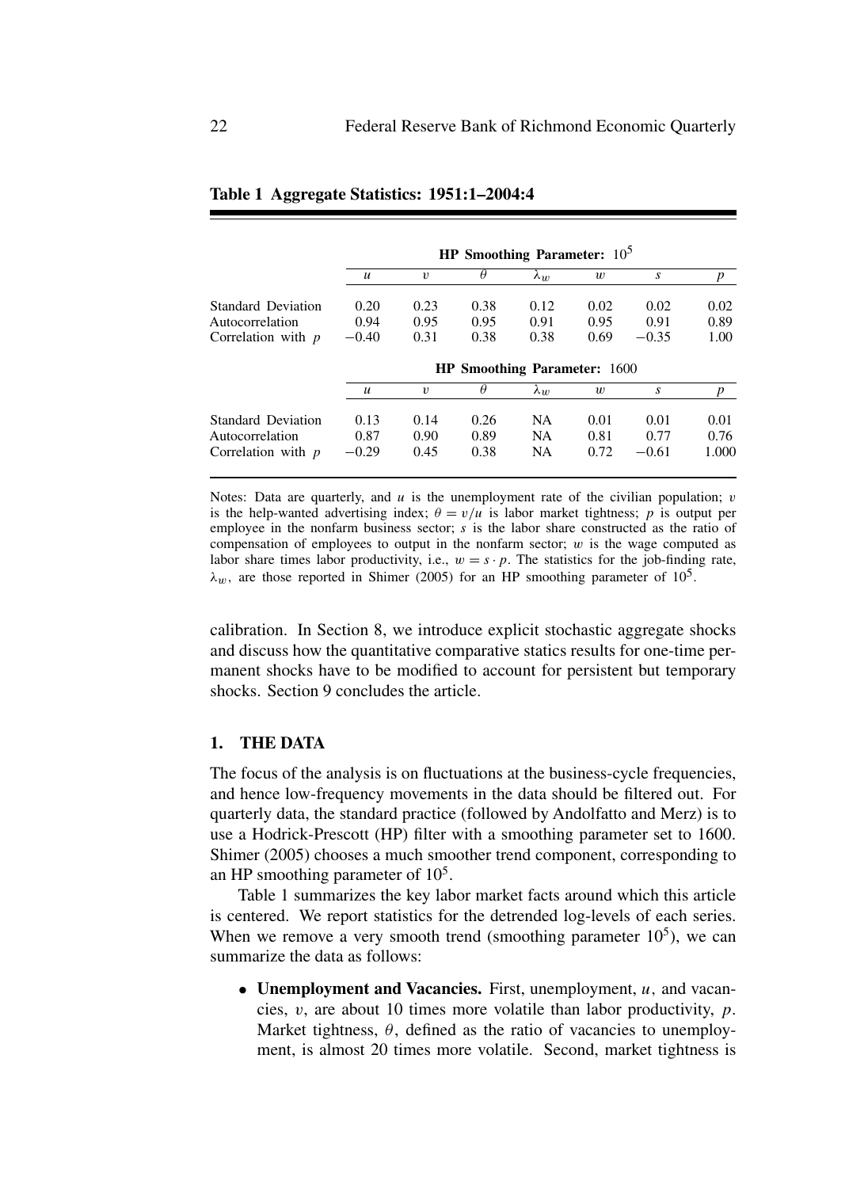**Table 1 Aggregate Statistics: 1951:1–2004:4**

| | HP Smoothing Parameter: $10^5$ | | | | | | |
|---|---|---|---|---|---|---|---|
| | $u$ | $v$ | $\theta$ | $\lambda_w$ | $w$ | $s$ | $p$ |
| Standard Deviation | 0.20 | 0.23 | 0.38 | 0.12 | 0.02 | 0.02 | 0.02 |
| Autocorrelation | 0.94 | 0.95 | 0.95 | 0.91 | 0.95 | 0.91 | 0.89 |
| Correlation with $p$ | −0.40 | 0.31 | 0.38 | 0.38 | 0.69 | −0.35 | 1.00 |
| | **HP Smoothing Parameter: 1600** | | | | | | |
| | $u$ | $v$ | $\theta$ | $\lambda_w$ | $w$ | $s$ | $p$ |
| Standard Deviation | 0.13 | 0.14 | 0.26 | NA | 0.01 | 0.01 | 0.01 |
| Autocorrelation | 0.87 | 0.90 | 0.89 | NA | 0.81 | 0.77 | 0.76 |
| Correlation with $p$ | −0.29 | 0.45 | 0.38 | NA | 0.72 | −0.61 | 1.000 |

Notes: Data are quarterly, and $u$ is the unemployment rate of the civilian population; $v$ is the help-wanted advertising index; $\theta = v/u$ is labor market tightness; $p$ is output per employee in the nonfarm business sector; $s$ is the labor share constructed as the ratio of compensation of employees to output in the nonfarm sector; $w$ is the wage computed as labor share times labor productivity, i.e., $w = s \cdot p$. The statistics for the job-finding rate, $\lambda_w$, are those reported in Shimer (2005) for an HP smoothing parameter of $10^5$.

calibration. In Section 8, we introduce explicit stochastic aggregate shocks and discuss how the quantitative comparative statics results for one-time permanent shocks have to be modified to account for persistent but temporary shocks. Section 9 concludes the article.

## 1. THE DATA

The focus of the analysis is on fluctuations at the business-cycle frequencies, and hence low-frequency movements in the data should be filtered out. For quarterly data, the standard practice (followed by Andolfatto and Merz) is to use a Hodrick-Prescott (HP) filter with a smoothing parameter set to 1600. Shimer (2005) chooses a much smoother trend component, corresponding to an HP smoothing parameter of $10^5$.

Table 1 summarizes the key labor market facts around which this article is centered. We report statistics for the detrended log-levels of each series. When we remove a very smooth trend (smoothing parameter $10^5$), we can summarize the data as follows:

- **Unemployment and Vacancies.** First, unemployment, $u$, and vacancies, $v$, are about 10 times more volatile than labor productivity, $p$. Market tightness, $\theta$, defined as the ratio of vacancies to unemployment, is almost 20 times more volatile. Second, market tightness is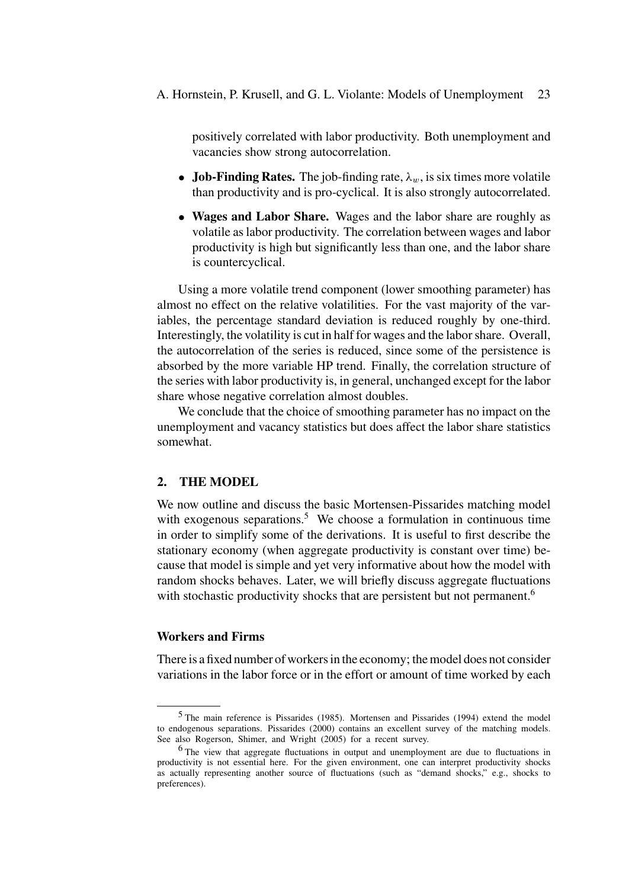positively correlated with labor productivity. Both unemployment and vacancies show strong autocorrelation.

- **Job-Finding Rates.** The job-finding rate, $\lambda_w$, is six times more volatile than productivity and is pro-cyclical. It is also strongly autocorrelated.
- **Wages and Labor Share.** Wages and the labor share are roughly as volatile as labor productivity. The correlation between wages and labor productivity is high but significantly less than one, and the labor share is countercyclical.

Using a more volatile trend component (lower smoothing parameter) has almost no effect on the relative volatilities. For the vast majority of the variables, the percentage standard deviation is reduced roughly by one-third. Interestingly, the volatility is cut in half for wages and the labor share. Overall, the autocorrelation of the series is reduced, since some of the persistence is absorbed by the more variable HP trend. Finally, the correlation structure of the series with labor productivity is, in general, unchanged except for the labor share whose negative correlation almost doubles.

We conclude that the choice of smoothing parameter has no impact on the unemployment and vacancy statistics but does affect the labor share statistics somewhat.

## 2. THE MODEL

We now outline and discuss the basic Mortensen-Pissarides matching model with exogenous separations.[5] We choose a formulation in continuous time in order to simplify some of the derivations. It is useful to first describe the stationary economy (when aggregate productivity is constant over time) because that model is simple and yet very informative about how the model with random shocks behaves. Later, we will briefly discuss aggregate fluctuations with stochastic productivity shocks that are persistent but not permanent.[6]

### Workers and Firms

There is a fixed number of workers in the economy; the model does not consider variations in the labor force or in the effort or amount of time worked by each

---

[5] The main reference is Pissarides (1985). Mortensen and Pissarides (1994) extend the model to endogenous separations. Pissarides (2000) contains an excellent survey of the matching models. See also Rogerson, Shimer, and Wright (2005) for a recent survey.

[6] The view that aggregate fluctuations in output and unemployment are due to fluctuations in productivity is not essential here. For the given environment, one can interpret productivity shocks as actually representing another source of fluctuations (such as "demand shocks," e.g., shocks to preferences).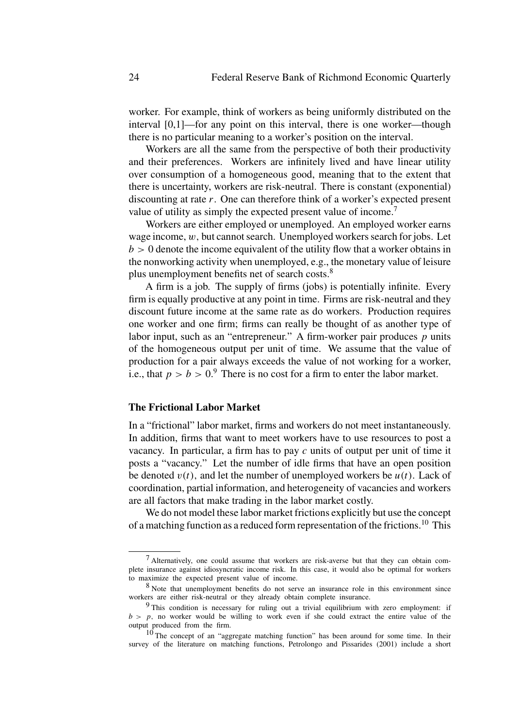worker. For example, think of workers as being uniformly distributed on the interval [0,1]—for any point on this interval, there is one worker—though there is no particular meaning to a worker's position on the interval.

Workers are all the same from the perspective of both their productivity and their preferences. Workers are infinitely lived and have linear utility over consumption of a homogeneous good, meaning that to the extent that there is uncertainty, workers are risk-neutral. There is constant (exponential) discounting at rate $r$. One can therefore think of a worker's expected present value of utility as simply the expected present value of income.[7]

Workers are either employed or unemployed. An employed worker earns wage income, $w$, but cannot search. Unemployed workers search for jobs. Let $b > 0$ denote the income equivalent of the utility flow that a worker obtains in the nonworking activity when unemployed, e.g., the monetary value of leisure plus unemployment benefits net of search costs.[8]

A firm is a job. The supply of firms (jobs) is potentially infinite. Every firm is equally productive at any point in time. Firms are risk-neutral and they discount future income at the same rate as do workers. Production requires one worker and one firm; firms can really be thought of as another type of labor input, such as an "entrepreneur." A firm-worker pair produces $p$ units of the homogeneous output per unit of time. We assume that the value of production for a pair always exceeds the value of not working for a worker, i.e., that $p > b > 0$.[9] There is no cost for a firm to enter the labor market.

### The Frictional Labor Market

In a "frictional" labor market, firms and workers do not meet instantaneously. In addition, firms that want to meet workers have to use resources to post a vacancy. In particular, a firm has to pay $c$ units of output per unit of time it posts a "vacancy." Let the number of idle firms that have an open position be denoted $v(t)$, and let the number of unemployed workers be $u(t)$. Lack of coordination, partial information, and heterogeneity of vacancies and workers are all factors that make trading in the labor market costly.

We do not model these labor market frictions explicitly but use the concept of a matching function as a reduced form representation of the frictions.[10] This

---

[7] Alternatively, one could assume that workers are risk-averse but that they can obtain complete insurance against idiosyncratic income risk. In this case, it would also be optimal for workers to maximize the expected present value of income.

[8] Note that unemployment benefits do not serve an insurance role in this environment since workers are either risk-neutral or they already obtain complete insurance.

[9] This condition is necessary for ruling out a trivial equilibrium with zero employment: if $b > p$, no worker would be willing to work even if she could extract the entire value of the output produced from the firm.

[10] The concept of an "aggregate matching function" has been around for some time. In their survey of the literature on matching functions, Petrolongo and Pissarides (2001) include a short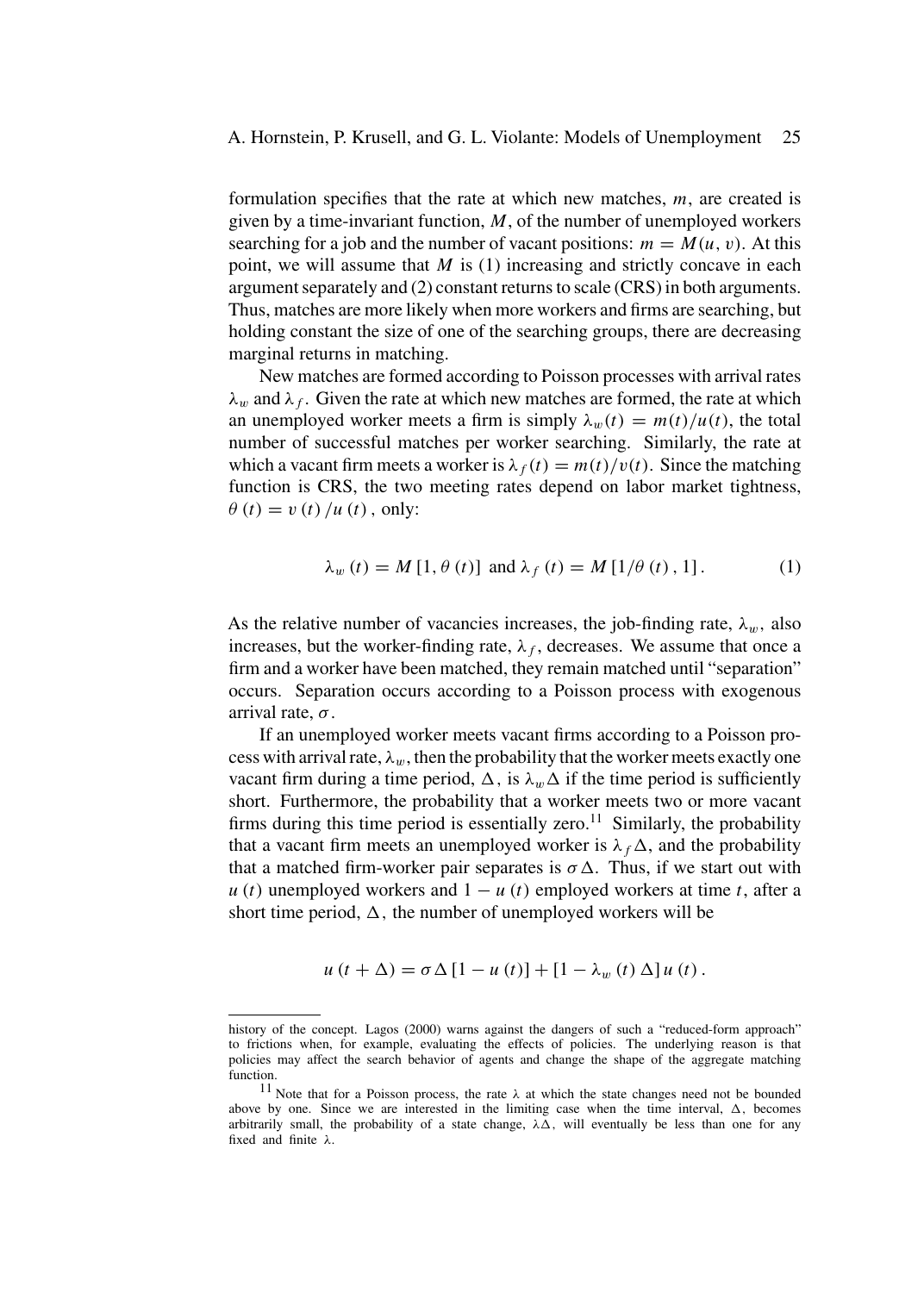formulation specifies that the rate at which new matches, $m$, are created is given by a time-invariant function, $M$, of the number of unemployed workers searching for a job and the number of vacant positions: $m = M(u, v)$. At this point, we will assume that $M$ is (1) increasing and strictly concave in each argument separately and (2) constant returns to scale (CRS) in both arguments. Thus, matches are more likely when more workers and firms are searching, but holding constant the size of one of the searching groups, there are decreasing marginal returns in matching.

New matches are formed according to Poisson processes with arrival rates $\lambda_w$ and $\lambda_f$. Given the rate at which new matches are formed, the rate at which an unemployed worker meets a firm is simply $\lambda_w(t) = m(t)/u(t)$, the total number of successful matches per worker searching. Similarly, the rate at which a vacant firm meets a worker is $\lambda_f(t) = m(t)/v(t)$. Since the matching function is CRS, the two meeting rates depend on labor market tightness, $\theta(t) = v(t)/u(t)$, only:

$$\lambda_w(t) = M[1, \theta(t)] \text{ and } \lambda_f(t) = M[1/\theta(t), 1]. \tag{1}$$

As the relative number of vacancies increases, the job-finding rate, $\lambda_w$, also increases, but the worker-finding rate, $\lambda_f$, decreases. We assume that once a firm and a worker have been matched, they remain matched until "separation" occurs. Separation occurs according to a Poisson process with exogenous arrival rate, $\sigma$.

If an unemployed worker meets vacant firms according to a Poisson process with arrival rate, $\lambda_w$, then the probability that the worker meets exactly one vacant firm during a time period, $\Delta$, is $\lambda_w \Delta$ if the time period is sufficiently short. Furthermore, the probability that a worker meets two or more vacant firms during this time period is essentially zero.[11] Similarly, the probability that a vacant firm meets an unemployed worker is $\lambda_f \Delta$, and the probability that a matched firm-worker pair separates is $\sigma \Delta$. Thus, if we start out with $u(t)$ unemployed workers and $1 - u(t)$ employed workers at time $t$, after a short time period, $\Delta$, the number of unemployed workers will be

$$u(t + \Delta) = \sigma \Delta [1 - u(t)] + [1 - \lambda_w(t) \Delta] u(t).$$

---

history of the concept. Lagos (2000) warns against the dangers of such a "reduced-form approach" to frictions when, for example, evaluating the effects of policies. The underlying reason is that policies may affect the search behavior of agents and change the shape of the aggregate matching function.

[11] Note that for a Poisson process, the rate $\lambda$ at which the state changes need not be bounded above by one. Since we are interested in the limiting case when the time interval, $\Delta$, becomes arbitrarily small, the probability of a state change, $\lambda\Delta$, will eventually be less than one for any fixed and finite $\lambda$.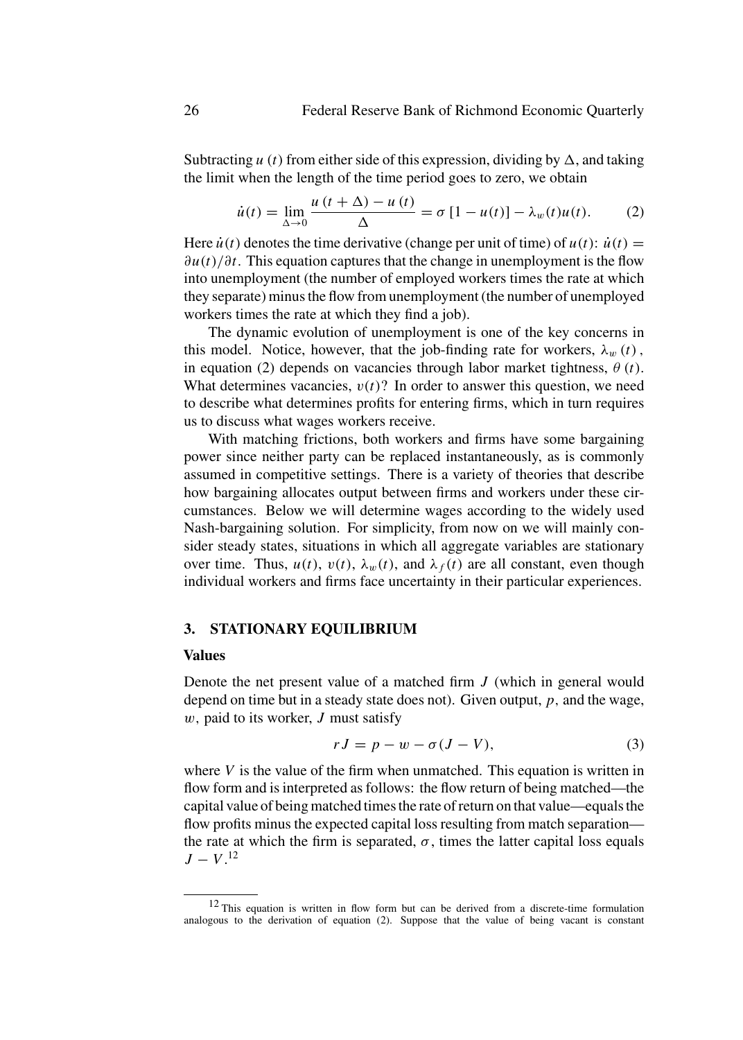Subtracting $u(t)$ from either side of this expression, dividing by $\Delta$, and taking the limit when the length of the time period goes to zero, we obtain

$$\dot{u}(t) = \lim_{\Delta \to 0} \frac{u(t+\Delta) - u(t)}{\Delta} = \sigma [1 - u(t)] - \lambda_w(t) u(t). \tag{2}$$

Here $\dot{u}(t)$ denotes the time derivative (change per unit of time) of $u(t)$: $\dot{u}(t) = \partial u(t)/\partial t$. This equation captures that the change in unemployment is the flow into unemployment (the number of employed workers times the rate at which they separate) minus the flow from unemployment (the number of unemployed workers times the rate at which they find a job).

The dynamic evolution of unemployment is one of the key concerns in this model. Notice, however, that the job-finding rate for workers, $\lambda_w(t)$, in equation (2) depends on vacancies through labor market tightness, $\theta(t)$. What determines vacancies, $v(t)$? In order to answer this question, we need to describe what determines profits for entering firms, which in turn requires us to discuss what wages workers receive.

With matching frictions, both workers and firms have some bargaining power since neither party can be replaced instantaneously, as is commonly assumed in competitive settings. There is a variety of theories that describe how bargaining allocates output between firms and workers under these circumstances. Below we will determine wages according to the widely used Nash-bargaining solution. For simplicity, from now on we will mainly consider steady states, situations in which all aggregate variables are stationary over time. Thus, $u(t)$, $v(t)$, $\lambda_w(t)$, and $\lambda_f(t)$ are all constant, even though individual workers and firms face uncertainty in their particular experiences.

## 3. STATIONARY EQUILIBRIUM

### Values

Denote the net present value of a matched firm $J$ (which in general would depend on time but in a steady state does not). Given output, $p$, and the wage, $w$, paid to its worker, $J$ must satisfy

$$rJ = p - w - \sigma(J - V), \tag{3}$$

where $V$ is the value of the firm when unmatched. This equation is written in flow form and is interpreted as follows: the flow return of being matched—the capital value of being matched times the rate of return on that value—equals the flow profits minus the expected capital loss resulting from match separation—the rate at which the firm is separated, $\sigma$, times the latter capital loss equals $J - V$.[12]

---

[12] This equation is written in flow form but can be derived from a discrete-time formulation analogous to the derivation of equation (2). Suppose that the value of being vacant is constant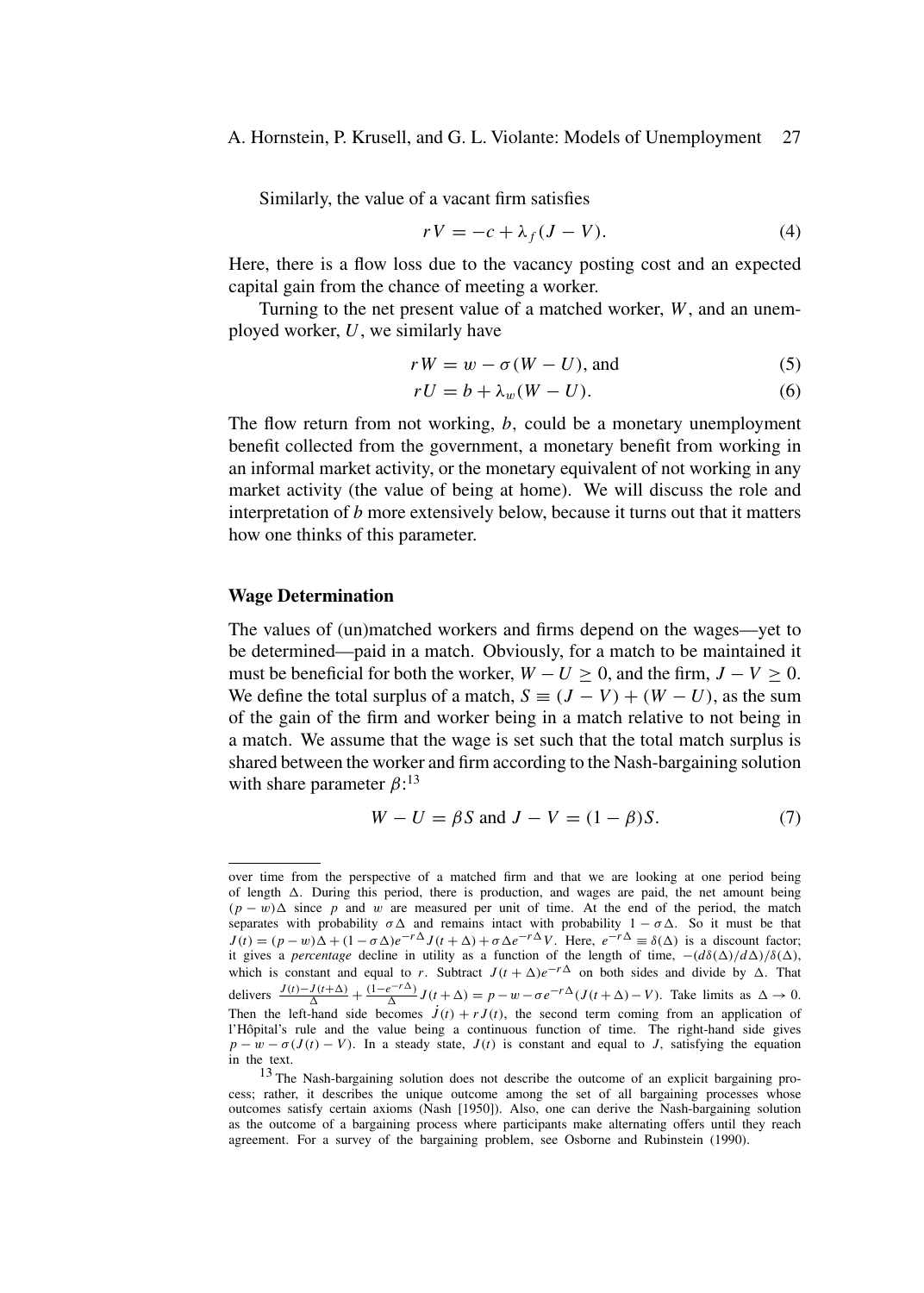Similarly, the value of a vacant firm satisfies

$$rV = -c + \lambda_f(J - V). \tag{4}$$

Here, there is a flow loss due to the vacancy posting cost and an expected capital gain from the chance of meeting a worker.

Turning to the net present value of a matched worker, $W$, and an unemployed worker, $U$, we similarly have

$$rW = w - \sigma(W - U), \text{ and} \tag{5}$$

$$rU = b + \lambda_w(W - U). \tag{6}$$

The flow return from not working, $b$, could be a monetary unemployment benefit collected from the government, a monetary benefit from working in an informal market activity, or the monetary equivalent of not working in any market activity (the value of being at home). We will discuss the role and interpretation of $b$ more extensively below, because it turns out that it matters how one thinks of this parameter.

## Wage Determination

The values of (un)matched workers and firms depend on the wages—yet to be determined—paid in a match. Obviously, for a match to be maintained it must be beneficial for both the worker, $W - U \geq 0$, and the firm, $J - V \geq 0$. We define the total surplus of a match, $S \equiv (J - V) + (W - U)$, as the sum of the gain of the firm and worker being in a match relative to not being in a match. We assume that the wage is set such that the total match surplus is shared between the worker and firm according to the Nash-bargaining solution with share parameter $\beta$:[13]

$$W - U = \beta S \text{ and } J - V = (1 - \beta)S. \tag{7}$$

---

over time from the perspective of a matched firm and that we are looking at one period being of length $\Delta$. During this period, there is production, and wages are paid, the net amount being $(p - w)\Delta$ since $p$ and $w$ are measured per unit of time. At the end of the period, the match separates with probability $\sigma\Delta$ and remains intact with probability $1 - \sigma\Delta$. So it must be that $J(t) = (p - w)\Delta + (1 - \sigma\Delta)e^{-r\Delta}J(t + \Delta) + \sigma\Delta e^{-r\Delta}V$. Here, $e^{-r\Delta} \equiv \delta(\Delta)$ is a discount factor; it gives a *percentage* decline in utility as a function of the length of time, $-(d\delta(\Delta)/d\Delta)/\delta(\Delta)$, which is constant and equal to $r$. Subtract $J(t + \Delta)e^{-r\Delta}$ on both sides and divide by $\Delta$. That delivers $\frac{J(t)-J(t+\Delta)}{\Delta} + \frac{(1-e^{-r\Delta})}{\Delta}J(t + \Delta) = p - w - \sigma e^{-r\Delta}(J(t + \Delta) - V)$. Take limits as $\Delta \to 0$. Then the left-hand side becomes $\dot{J}(t) + rJ(t)$, the second term coming from an application of l'Hôpital's rule and the value being a continuous function of time. The right-hand side gives $p - w - \sigma(J(t) - V)$. In a steady state, $J(t)$ is constant and equal to $J$, satisfying the equation in the text.

[13] The Nash-bargaining solution does not describe the outcome of an explicit bargaining process; rather, it describes the unique outcome among the set of all bargaining processes whose outcomes satisfy certain axioms (Nash [1950]). Also, one can derive the Nash-bargaining solution as the outcome of a bargaining process where participants make alternating offers until they reach agreement. For a survey of the bargaining problem, see Osborne and Rubinstein (1990).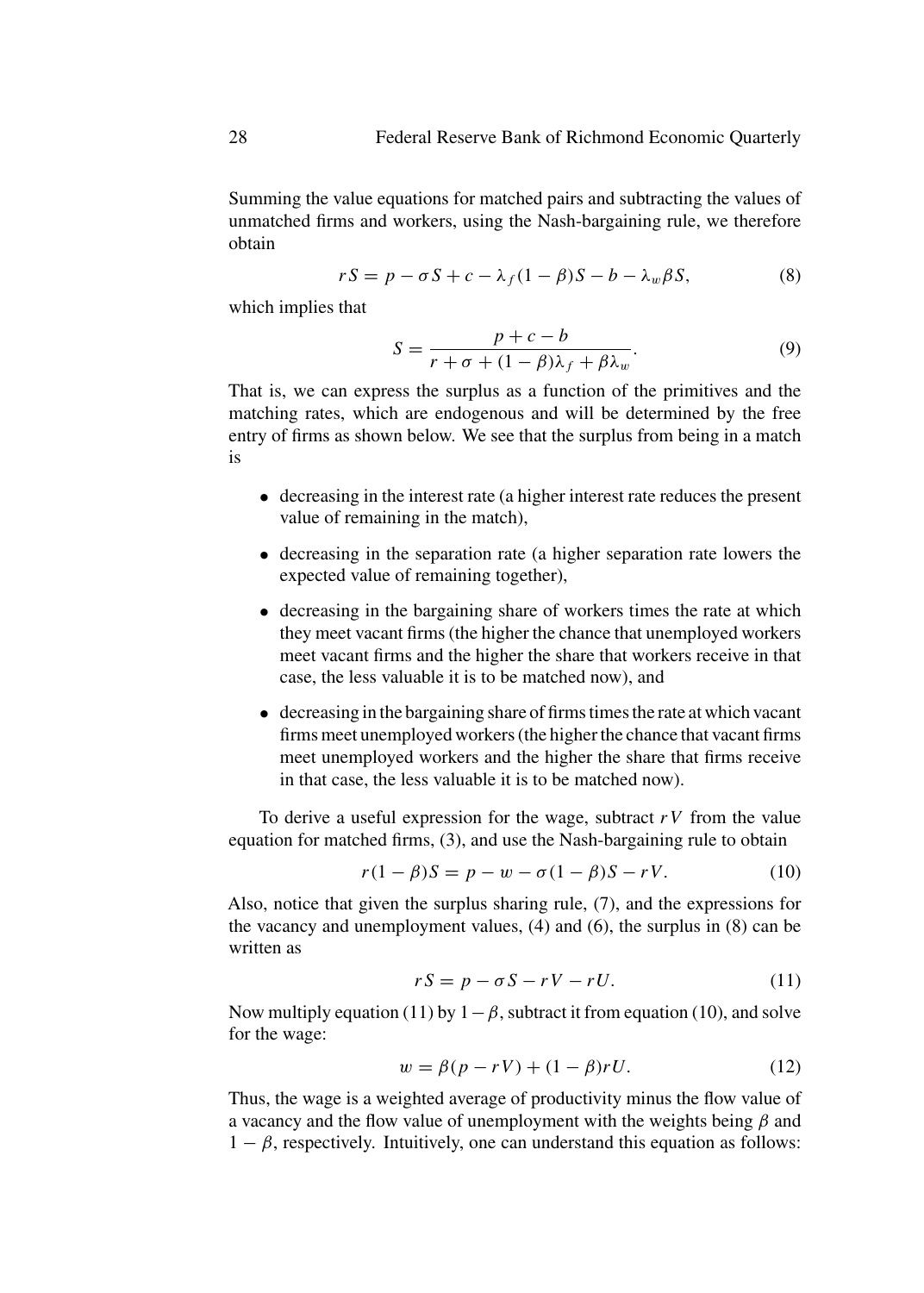Summing the value equations for matched pairs and subtracting the values of unmatched firms and workers, using the Nash-bargaining rule, we therefore obtain

$$rS = p - \sigma S + c - \lambda_f (1 - \beta) S - b - \lambda_w \beta S, \tag{8}$$

which implies that

$$S = \frac{p + c - b}{r + \sigma + (1 - \beta)\lambda_f + \beta \lambda_w}. \tag{9}$$

That is, we can express the surplus as a function of the primitives and the matching rates, which are endogenous and will be determined by the free entry of firms as shown below. We see that the surplus from being in a match is

- decreasing in the interest rate (a higher interest rate reduces the present value of remaining in the match),
- decreasing in the separation rate (a higher separation rate lowers the expected value of remaining together),
- decreasing in the bargaining share of workers times the rate at which they meet vacant firms (the higher the chance that unemployed workers meet vacant firms and the higher the share that workers receive in that case, the less valuable it is to be matched now), and
- decreasing in the bargaining share of firms times the rate at which vacant firms meet unemployed workers (the higher the chance that vacant firms meet unemployed workers and the higher the share that firms receive in that case, the less valuable it is to be matched now).

To derive a useful expression for the wage, subtract $rV$ from the value equation for matched firms, (3), and use the Nash-bargaining rule to obtain

$$r(1 - \beta)S = p - w - \sigma(1 - \beta)S - rV. \tag{10}$$

Also, notice that given the surplus sharing rule, (7), and the expressions for the vacancy and unemployment values, (4) and (6), the surplus in (8) can be written as

$$rS = p - \sigma S - rV - rU. \tag{11}$$

Now multiply equation (11) by $1 - \beta$, subtract it from equation (10), and solve for the wage:

$$w = \beta(p - rV) + (1 - \beta)rU. \tag{12}$$

Thus, the wage is a weighted average of productivity minus the flow value of a vacancy and the flow value of unemployment with the weights being $\beta$ and $1 - \beta$, respectively. Intuitively, one can understand this equation as follows: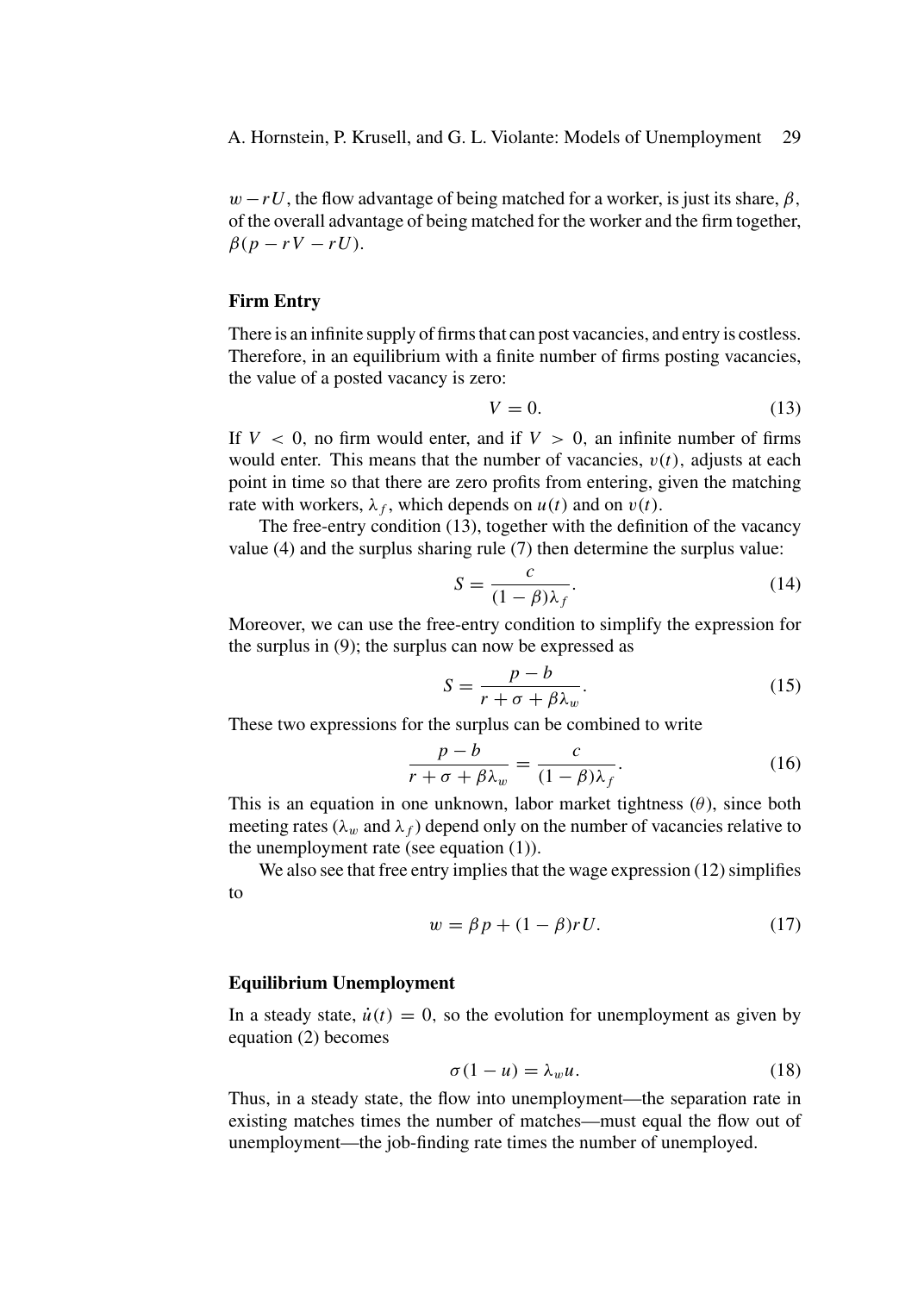$w - rU$, the flow advantage of being matched for a worker, is just its share, $\beta$, of the overall advantage of being matched for the worker and the firm together, $\beta(p - rV - rU)$.

### Firm Entry

There is an infinite supply of firms that can post vacancies, and entry is costless. Therefore, in an equilibrium with a finite number of firms posting vacancies, the value of a posted vacancy is zero:

$$V = 0. \tag{13}$$

If $V < 0$, no firm would enter, and if $V > 0$, an infinite number of firms would enter. This means that the number of vacancies, $v(t)$, adjusts at each point in time so that there are zero profits from entering, given the matching rate with workers, $\lambda_f$, which depends on $u(t)$ and on $v(t)$.

The free-entry condition (13), together with the definition of the vacancy value (4) and the surplus sharing rule (7) then determine the surplus value:

$$S = \frac{c}{(1-\beta)\lambda_f}. \tag{14}$$

Moreover, we can use the free-entry condition to simplify the expression for the surplus in (9); the surplus can now be expressed as

$$S = \frac{p - b}{r + \sigma + \beta\lambda_w}. \tag{15}$$

These two expressions for the surplus can be combined to write

$$\frac{p - b}{r + \sigma + \beta\lambda_w} = \frac{c}{(1-\beta)\lambda_f}. \tag{16}$$

This is an equation in one unknown, labor market tightness ($\theta$), since both meeting rates ($\lambda_w$ and $\lambda_f$) depend only on the number of vacancies relative to the unemployment rate (see equation (1)).

We also see that free entry implies that the wage expression (12) simplifies to

$$w = \beta p + (1-\beta) rU. \tag{17}$$

### Equilibrium Unemployment

In a steady state, $\dot{u}(t) = 0$, so the evolution for unemployment as given by equation (2) becomes

$$\sigma(1 - u) = \lambda_w u. \tag{18}$$

Thus, in a steady state, the flow into unemployment—the separation rate in existing matches times the number of matches—must equal the flow out of unemployment—the job-finding rate times the number of unemployed.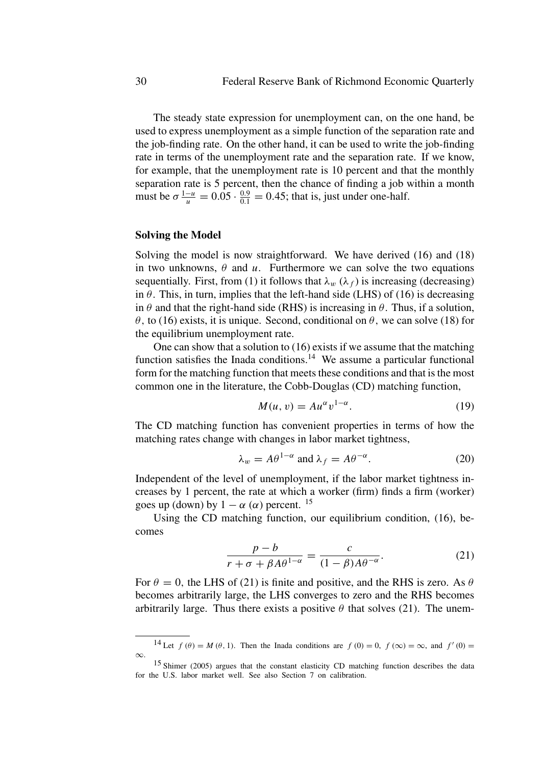The steady state expression for unemployment can, on the one hand, be used to express unemployment as a simple function of the separation rate and the job-finding rate. On the other hand, it can be used to write the job-finding rate in terms of the unemployment rate and the separation rate. If we know, for example, that the unemployment rate is 10 percent and that the monthly separation rate is 5 percent, then the chance of finding a job within a month must be $\sigma \frac{1-u}{u} = 0.05 \cdot \frac{0.9}{0.1} = 0.45$; that is, just under one-half.

### Solving the Model

Solving the model is now straightforward. We have derived (16) and (18) in two unknowns, $\theta$ and $u$. Furthermore we can solve the two equations sequentially. First, from (1) it follows that $\lambda_w$ ($\lambda_f$) is increasing (decreasing) in $\theta$. This, in turn, implies that the left-hand side (LHS) of (16) is decreasing in $\theta$ and that the right-hand side (RHS) is increasing in $\theta$. Thus, if a solution, $\theta$, to (16) exists, it is unique. Second, conditional on $\theta$, we can solve (18) for the equilibrium unemployment rate.

One can show that a solution to (16) exists if we assume that the matching function satisfies the Inada conditions.[14] We assume a particular functional form for the matching function that meets these conditions and that is the most common one in the literature, the Cobb-Douglas (CD) matching function,

$$M(u, v) = Au^{\alpha}v^{1-\alpha}. \tag{19}$$

The CD matching function has convenient properties in terms of how the matching rates change with changes in labor market tightness,

$$\lambda_w = A\theta^{1-\alpha} \text{ and } \lambda_f = A\theta^{-\alpha}. \tag{20}$$

Independent of the level of unemployment, if the labor market tightness increases by 1 percent, the rate at which a worker (firm) finds a firm (worker) goes up (down) by $1 - \alpha$ ($\alpha$) percent. [15]

Using the CD matching function, our equilibrium condition, (16), becomes

$$\frac{p - b}{r + \sigma + \beta A\theta^{1-\alpha}} = \frac{c}{(1 - \beta)A\theta^{-\alpha}}. \tag{21}$$

For $\theta = 0$, the LHS of (21) is finite and positive, and the RHS is zero. As $\theta$ becomes arbitrarily large, the LHS converges to zero and the RHS becomes arbitrarily large. Thus there exists a positive $\theta$ that solves (21). The unem-

---

[14] Let $f(\theta) = M(\theta, 1)$. Then the Inada conditions are $f(0) = 0$, $f(\infty) = \infty$, and $f'(0) = \infty$.

[15] Shimer (2005) argues that the constant elasticity CD matching function describes the data for the U.S. labor market well. See also Section 7 on calibration.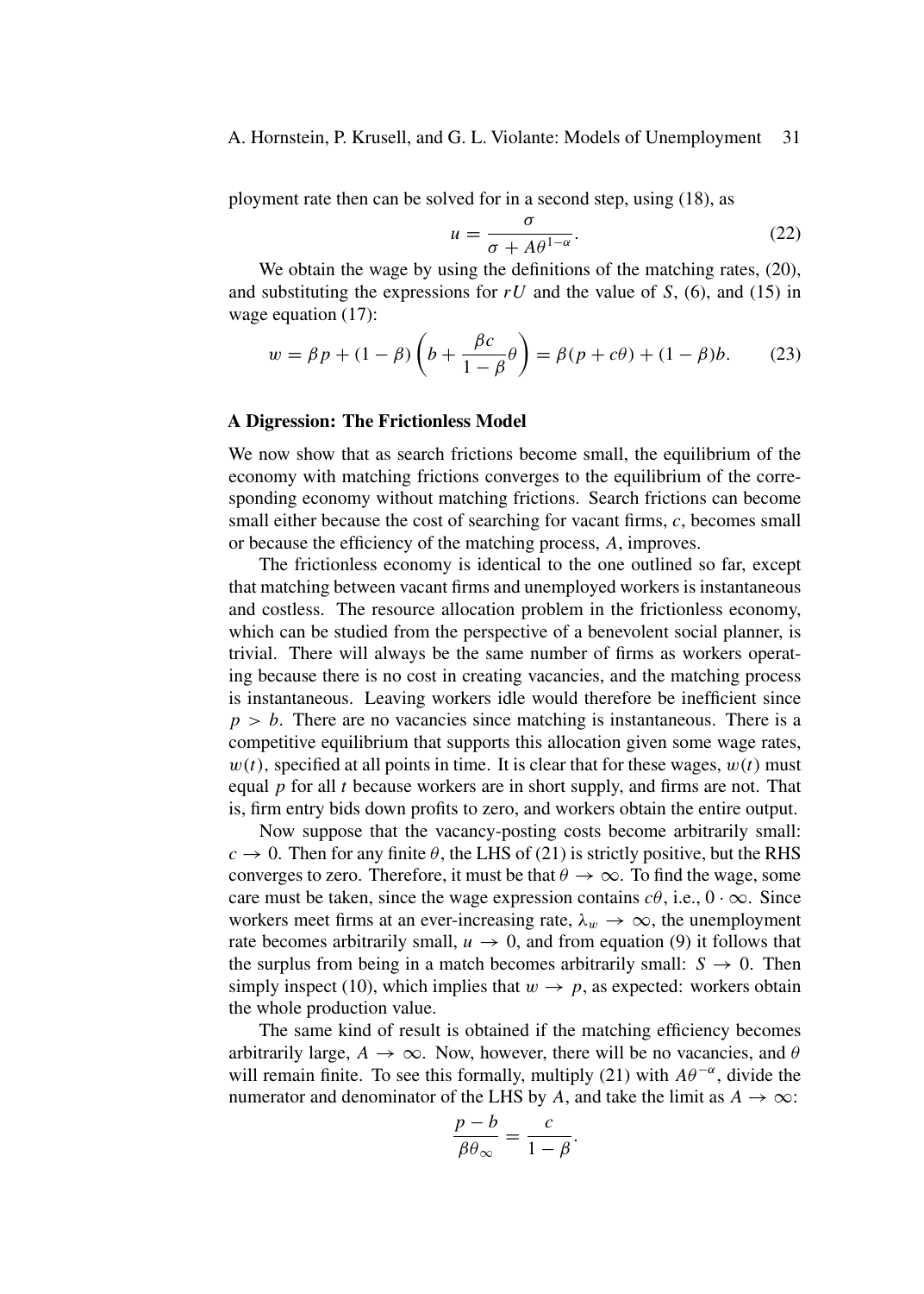ployment rate then can be solved for in a second step, using (18), as

$$u = \frac{\sigma}{\sigma + A\theta^{1-\alpha}}. \tag{22}$$

We obtain the wage by using the definitions of the matching rates, (20), and substituting the expressions for $rU$ and the value of $S$, (6), and (15) in wage equation (17):

$$w = \beta p + (1-\beta)\left(b + \frac{\beta c}{1-\beta}\theta\right) = \beta(p + c\theta) + (1-\beta)b. \tag{23}$$

### A Digression: The Frictionless Model

We now show that as search frictions become small, the equilibrium of the economy with matching frictions converges to the equilibrium of the corresponding economy without matching frictions. Search frictions can become small either because the cost of searching for vacant firms, $c$, becomes small or because the efficiency of the matching process, $A$, improves.

The frictionless economy is identical to the one outlined so far, except that matching between vacant firms and unemployed workers is instantaneous and costless. The resource allocation problem in the frictionless economy, which can be studied from the perspective of a benevolent social planner, is trivial. There will always be the same number of firms as workers operating because there is no cost in creating vacancies, and the matching process is instantaneous. Leaving workers idle would therefore be inefficient since $p > b$. There are no vacancies since matching is instantaneous. There is a competitive equilibrium that supports this allocation given some wage rates, $w(t)$, specified at all points in time. It is clear that for these wages, $w(t)$ must equal $p$ for all $t$ because workers are in short supply, and firms are not. That is, firm entry bids down profits to zero, and workers obtain the entire output.

Now suppose that the vacancy-posting costs become arbitrarily small: $c \to 0$. Then for any finite $\theta$, the LHS of (21) is strictly positive, but the RHS converges to zero. Therefore, it must be that $\theta \to \infty$. To find the wage, some care must be taken, since the wage expression contains $c\theta$, i.e., $0 \cdot \infty$. Since workers meet firms at an ever-increasing rate, $\lambda_w \to \infty$, the unemployment rate becomes arbitrarily small, $u \to 0$, and from equation (9) it follows that the surplus from being in a match becomes arbitrarily small: $S \to 0$. Then simply inspect (10), which implies that $w \to p$, as expected: workers obtain the whole production value.

The same kind of result is obtained if the matching efficiency becomes arbitrarily large, $A \to \infty$. Now, however, there will be no vacancies, and $\theta$ will remain finite. To see this formally, multiply (21) with $A\theta^{-\alpha}$, divide the numerator and denominator of the LHS by $A$, and take the limit as $A \to \infty$:

$$\frac{p-b}{\beta\theta_\infty} = \frac{c}{1-\beta}.$$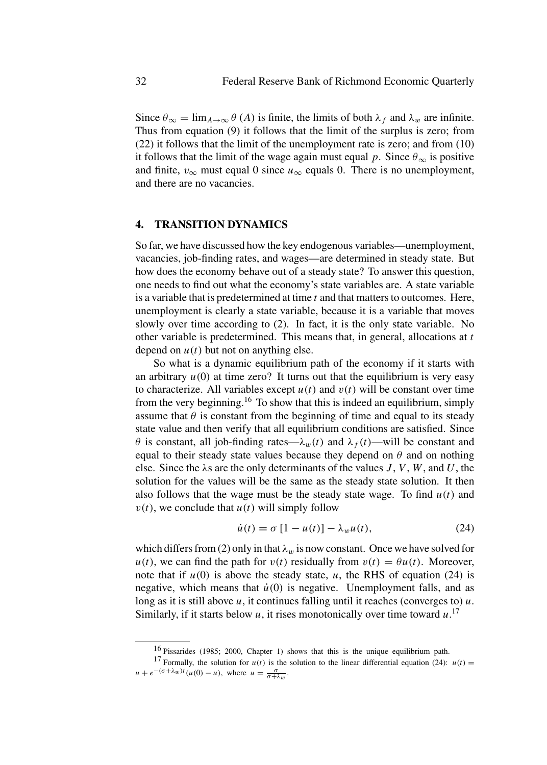Since $\theta_\infty = \lim_{A\to\infty} \theta(A)$ is finite, the limits of both $\lambda_f$ and $\lambda_w$ are infinite. Thus from equation (9) it follows that the limit of the surplus is zero; from (22) it follows that the limit of the unemployment rate is zero; and from (10) it follows that the limit of the wage again must equal $p$. Since $\theta_\infty$ is positive and finite, $v_\infty$ must equal 0 since $u_\infty$ equals 0. There is no unemployment, and there are no vacancies.

## 4. TRANSITION DYNAMICS

So far, we have discussed how the key endogenous variables—unemployment, vacancies, job-finding rates, and wages—are determined in steady state. But how does the economy behave out of a steady state? To answer this question, one needs to find out what the economy's state variables are. A state variable is a variable that is predetermined at time $t$ and that matters to outcomes. Here, unemployment is clearly a state variable, because it is a variable that moves slowly over time according to (2). In fact, it is the only state variable. No other variable is predetermined. This means that, in general, allocations at $t$ depend on $u(t)$ but not on anything else.

So what is a dynamic equilibrium path of the economy if it starts with an arbitrary $u(0)$ at time zero? It turns out that the equilibrium is very easy to characterize. All variables except $u(t)$ and $v(t)$ will be constant over time from the very beginning.[16] To show that this is indeed an equilibrium, simply assume that $\theta$ is constant from the beginning of time and equal to its steady state value and then verify that all equilibrium conditions are satisfied. Since $\theta$ is constant, all job-finding rates—$\lambda_w(t)$ and $\lambda_f(t)$—will be constant and equal to their steady state values because they depend on $\theta$ and on nothing else. Since the $\lambda$s are the only determinants of the values $J$, $V$, $W$, and $U$, the solution for the values will be the same as the steady state solution. It then also follows that the wage must be the steady state wage. To find $u(t)$ and $v(t)$, we conclude that $u(t)$ will simply follow

$$\dot{u}(t) = \sigma\,[1 - u(t)] - \lambda_w u(t), \tag{24}$$

which differs from (2) only in that $\lambda_w$ is now constant. Once we have solved for $u(t)$, we can find the path for $v(t)$ residually from $v(t) = \theta u(t)$. Moreover, note that if $u(0)$ is above the steady state, $u$, the RHS of equation (24) is negative, which means that $\dot{u}(0)$ is negative. Unemployment falls, and as long as it is still above $u$, it continues falling until it reaches (converges to) $u$. Similarly, if it starts below $u$, it rises monotonically over time toward $u$.[17]

---

[16] Pissarides (1985; 2000, Chapter 1) shows that this is the unique equilibrium path.

[17] Formally, the solution for $u(t)$ is the solution to the linear differential equation (24): $u(t) = u + e^{-(\sigma+\lambda_w)t}(u(0) - u)$, where $u = \frac{\sigma}{\sigma+\lambda_w}$.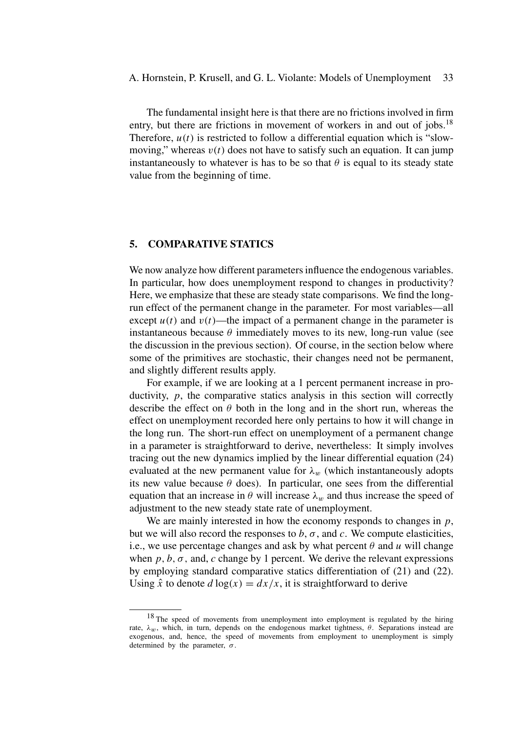The fundamental insight here is that there are no frictions involved in firm entry, but there are frictions in movement of workers in and out of jobs.[18] Therefore, $u(t)$ is restricted to follow a differential equation which is "slow-moving," whereas $v(t)$ does not have to satisfy such an equation. It can jump instantaneously to whatever is has to be so that $\theta$ is equal to its steady state value from the beginning of time.

## 5. COMPARATIVE STATICS

We now analyze how different parameters influence the endogenous variables. In particular, how does unemployment respond to changes in productivity? Here, we emphasize that these are steady state comparisons. We find the long-run effect of the permanent change in the parameter. For most variables—all except $u(t)$ and $v(t)$—the impact of a permanent change in the parameter is instantaneous because $\theta$ immediately moves to its new, long-run value (see the discussion in the previous section). Of course, in the section below where some of the primitives are stochastic, their changes need not be permanent, and slightly different results apply.

For example, if we are looking at a 1 percent permanent increase in productivity, $p$, the comparative statics analysis in this section will correctly describe the effect on $\theta$ both in the long and in the short run, whereas the effect on unemployment recorded here only pertains to how it will change in the long run. The short-run effect on unemployment of a permanent change in a parameter is straightforward to derive, nevertheless: It simply involves tracing out the new dynamics implied by the linear differential equation (24) evaluated at the new permanent value for $\lambda_w$ (which instantaneously adopts its new value because $\theta$ does). In particular, one sees from the differential equation that an increase in $\theta$ will increase $\lambda_w$ and thus increase the speed of adjustment to the new steady state rate of unemployment.

We are mainly interested in how the economy responds to changes in $p$, but we will also record the responses to $b$, $\sigma$, and $c$. We compute elasticities, i.e., we use percentage changes and ask by what percent $\theta$ and $u$ will change when $p$, $b$, $\sigma$, and, $c$ change by 1 percent. We derive the relevant expressions by employing standard comparative statics differentiation of (21) and (22). Using $\hat{x}$ to denote $d\log(x) = dx/x$, it is straightforward to derive

[18] The speed of movements from unemployment into employment is regulated by the hiring rate, $\lambda_w$, which, in turn, depends on the endogenous market tightness, $\theta$. Separations instead are exogenous, and, hence, the speed of movements from employment to unemployment is simply determined by the parameter, $\sigma$.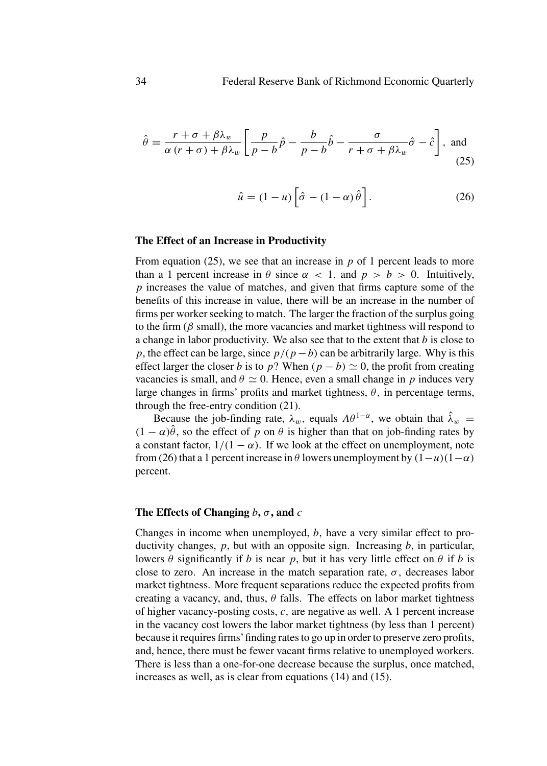$$\hat{\theta} = \frac{r + \sigma + \beta\lambda_w}{\alpha(r + \sigma) + \beta\lambda_w}\left[\frac{p}{p - b}\hat{p} - \frac{b}{p - b}\hat{b} - \frac{\sigma}{r + \sigma + \beta\lambda_w}\hat{\sigma} - \hat{c}\right], \text{ and} \tag{25}$$

$$\hat{u} = (1 - u)\left[\hat{\sigma} - (1 - \alpha)\hat{\theta}\right]. \tag{26}$$

### The Effect of an Increase in Productivity

From equation (25), we see that an increase in $p$ of 1 percent leads to more than a 1 percent increase in $\theta$ since $\alpha < 1$, and $p > b > 0$. Intuitively, $p$ increases the value of matches, and given that firms capture some of the benefits of this increase in value, there will be an increase in the number of firms per worker seeking to match. The larger the fraction of the surplus going to the firm ($\beta$ small), the more vacancies and market tightness will respond to a change in labor productivity. We also see that to the extent that $b$ is close to $p$, the effect can be large, since $p/(p-b)$ can be arbitrarily large. Why is this effect larger the closer $b$ is to $p$? When $(p - b) \simeq 0$, the profit from creating vacancies is small, and $\theta \simeq 0$. Hence, even a small change in $p$ induces very large changes in firms' profits and market tightness, $\theta$, in percentage terms, through the free-entry condition (21).

Because the job-finding rate, $\lambda_w$, equals $A\theta^{1-\alpha}$, we obtain that $\hat{\lambda}_w = (1 - \alpha)\hat{\theta}$, so the effect of $p$ on $\theta$ is higher than that on job-finding rates by a constant factor, $1/(1 - \alpha)$. If we look at the effect on unemployment, note from (26) that a 1 percent increase in $\theta$ lowers unemployment by $(1-u)(1-\alpha)$ percent.

### The Effects of Changing $b$, $\sigma$, and $c$

Changes in income when unemployed, $b$, have a very similar effect to productivity changes, $p$, but with an opposite sign. Increasing $b$, in particular, lowers $\theta$ significantly if $b$ is near $p$, but it has very little effect on $\theta$ if $b$ is close to zero. An increase in the match separation rate, $\sigma$, decreases labor market tightness. More frequent separations reduce the expected profits from creating a vacancy, and, thus, $\theta$ falls. The effects on labor market tightness of higher vacancy-posting costs, $c$, are negative as well. A 1 percent increase in the vacancy cost lowers the labor market tightness (by less than 1 percent) because it requires firms' finding rates to go up in order to preserve zero profits, and, hence, there must be fewer vacant firms relative to unemployed workers. There is less than a one-for-one decrease because the surplus, once matched, increases as well, as is clear from equations (14) and (15).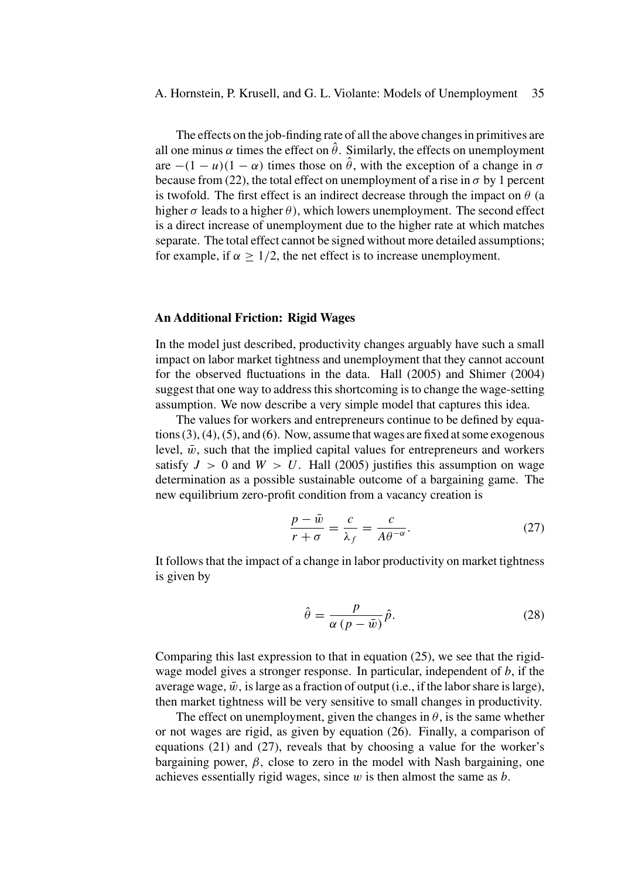The effects on the job-finding rate of all the above changes in primitives are all one minus $\alpha$ times the effect on $\hat{\theta}$. Similarly, the effects on unemployment are $-(1-u)(1-\alpha)$ times those on $\hat{\theta}$, with the exception of a change in $\sigma$ because from (22), the total effect on unemployment of a rise in $\sigma$ by 1 percent is twofold. The first effect is an indirect decrease through the impact on $\theta$ (a higher $\sigma$ leads to a higher $\theta$), which lowers unemployment. The second effect is a direct increase of unemployment due to the higher rate at which matches separate. The total effect cannot be signed without more detailed assumptions; for example, if $\alpha \geq 1/2$, the net effect is to increase unemployment.

### An Additional Friction: Rigid Wages

In the model just described, productivity changes arguably have such a small impact on labor market tightness and unemployment that they cannot account for the observed fluctuations in the data. Hall (2005) and Shimer (2004) suggest that one way to address this shortcoming is to change the wage-setting assumption. We now describe a very simple model that captures this idea.

The values for workers and entrepreneurs continue to be defined by equations (3), (4), (5), and (6). Now, assume that wages are fixed at some exogenous level, $\bar{w}$, such that the implied capital values for entrepreneurs and workers satisfy $J > 0$ and $W > U$. Hall (2005) justifies this assumption on wage determination as a possible sustainable outcome of a bargaining game. The new equilibrium zero-profit condition from a vacancy creation is

$$\frac{p-\bar{w}}{r+\sigma} = \frac{c}{\lambda_f} = \frac{c}{A\theta^{-\alpha}}. \tag{27}$$

It follows that the impact of a change in labor productivity on market tightness is given by

$$\hat{\theta} = \frac{p}{\alpha\,(p-\bar{w})}\hat{p}. \tag{28}$$

Comparing this last expression to that in equation (25), we see that the rigid-wage model gives a stronger response. In particular, independent of $b$, if the average wage, $\bar{w}$, is large as a fraction of output (i.e., if the labor share is large), then market tightness will be very sensitive to small changes in productivity.

The effect on unemployment, given the changes in $\theta$, is the same whether or not wages are rigid, as given by equation (26). Finally, a comparison of equations (21) and (27), reveals that by choosing a value for the worker's bargaining power, $\beta$, close to zero in the model with Nash bargaining, one achieves essentially rigid wages, since $w$ is then almost the same as $b$.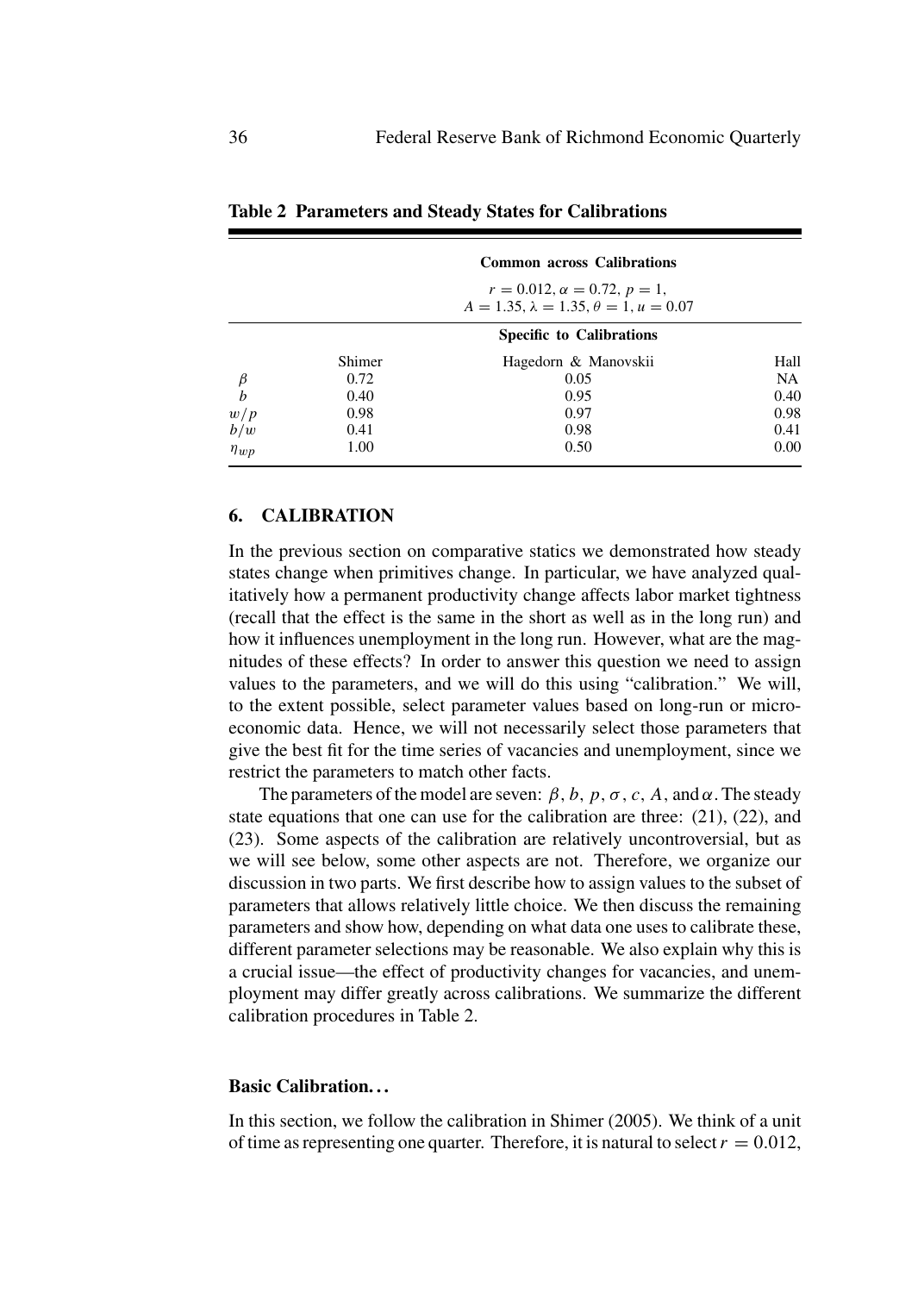**Table 2 Parameters and Steady States for Calibrations**

| | Common across Calibrations | | |
|---|---|---|---|
| | $r = 0.012$, $\alpha = 0.72$, $p = 1$, $A = 1.35$, $\lambda = 1.35$, $\theta = 1$, $u = 0.07$ | | |
| | Specific to Calibrations | | |
| | Shimer | Hagedorn & Manovskii | Hall |
| $\beta$ | 0.72 | 0.05 | NA |
| $b$ | 0.40 | 0.95 | 0.40 |
| $w/p$ | 0.98 | 0.97 | 0.98 |
| $b/w$ | 0.41 | 0.98 | 0.41 |
| $\eta_{wp}$ | 1.00 | 0.50 | 0.00 |

## 6. CALIBRATION

In the previous section on comparative statics we demonstrated how steady states change when primitives change. In particular, we have analyzed qualitatively how a permanent productivity change affects labor market tightness (recall that the effect is the same in the short as well as in the long run) and how it influences unemployment in the long run. However, what are the magnitudes of these effects? In order to answer this question we need to assign values to the parameters, and we will do this using "calibration." We will, to the extent possible, select parameter values based on long-run or microeconomic data. Hence, we will not necessarily select those parameters that give the best fit for the time series of vacancies and unemployment, since we restrict the parameters to match other facts.

The parameters of the model are seven: $\beta$, $b$, $p$, $\sigma$, $c$, $A$, and $\alpha$. The steady state equations that one can use for the calibration are three: (21), (22), and (23). Some aspects of the calibration are relatively uncontroversial, but as we will see below, some other aspects are not. Therefore, we organize our discussion in two parts. We first describe how to assign values to the subset of parameters that allows relatively little choice. We then discuss the remaining parameters and show how, depending on what data one uses to calibrate these, different parameter selections may be reasonable. We also explain why this is a crucial issue—the effect of productivity changes for vacancies, and unemployment may differ greatly across calibrations. We summarize the different calibration procedures in Table 2.

### Basic Calibration...

In this section, we follow the calibration in Shimer (2005). We think of a unit of time as representing one quarter. Therefore, it is natural to select $r = 0.012$,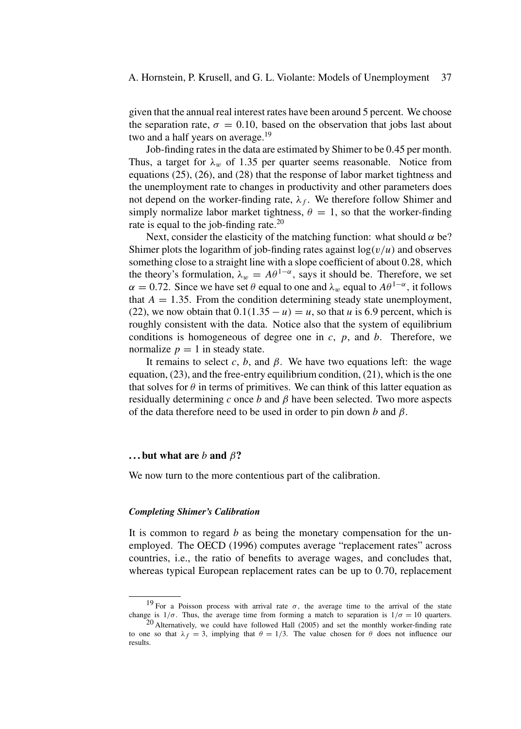given that the annual real interest rates have been around 5 percent. We choose the separation rate, $\sigma = 0.10$, based on the observation that jobs last about two and a half years on average.[19]

Job-finding rates in the data are estimated by Shimer to be 0.45 per month. Thus, a target for $\lambda_w$ of 1.35 per quarter seems reasonable. Notice from equations (25), (26), and (28) that the response of labor market tightness and the unemployment rate to changes in productivity and other parameters does not depend on the worker-finding rate, $\lambda_f$. We therefore follow Shimer and simply normalize labor market tightness, $\theta = 1$, so that the worker-finding rate is equal to the job-finding rate.[20]

Next, consider the elasticity of the matching function: what should $\alpha$ be? Shimer plots the logarithm of job-finding rates against $\log(v/u)$ and observes something close to a straight line with a slope coefficient of about 0.28, which the theory's formulation, $\lambda_w = A\theta^{1-\alpha}$, says it should be. Therefore, we set $\alpha = 0.72$. Since we have set $\theta$ equal to one and $\lambda_w$ equal to $A\theta^{1-\alpha}$, it follows that $A = 1.35$. From the condition determining steady state unemployment, (22), we now obtain that $0.1(1.35 - u) = u$, so that $u$ is 6.9 percent, which is roughly consistent with the data. Notice also that the system of equilibrium conditions is homogeneous of degree one in $c$, $p$, and $b$. Therefore, we normalize $p = 1$ in steady state.

It remains to select $c$, $b$, and $\beta$. We have two equations left: the wage equation, (23), and the free-entry equilibrium condition, (21), which is the one that solves for $\theta$ in terms of primitives. We can think of this latter equation as residually determining $c$ once $b$ and $\beta$ have been selected. Two more aspects of the data therefore need to be used in order to pin down $b$ and $\beta$.

### ... but what are $b$ and $\beta$?

We now turn to the more contentious part of the calibration.

#### *Completing Shimer's Calibration*

It is common to regard $b$ as being the monetary compensation for the unemployed. The OECD (1996) computes average "replacement rates" across countries, i.e., the ratio of benefits to average wages, and concludes that, whereas typical European replacement rates can be up to 0.70, replacement

[19] For a Poisson process with arrival rate $\sigma$, the average time to the arrival of the state change is $1/\sigma$. Thus, the average time from forming a match to separation is $1/\sigma = 10$ quarters.

[20] Alternatively, we could have followed Hall (2005) and set the monthly worker-finding rate to one so that $\lambda_f = 3$, implying that $\theta = 1/3$. The value chosen for $\theta$ does not influence our results.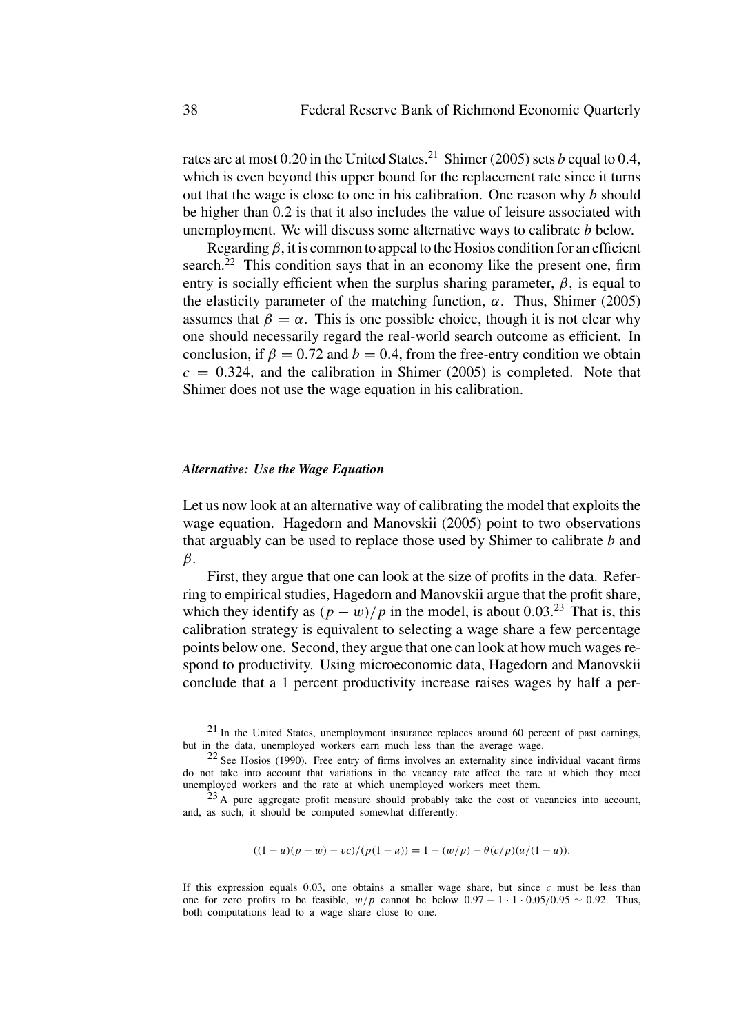rates are at most 0.20 in the United States.[21] Shimer (2005) sets $b$ equal to 0.4, which is even beyond this upper bound for the replacement rate since it turns out that the wage is close to one in his calibration. One reason why $b$ should be higher than 0.2 is that it also includes the value of leisure associated with unemployment. We will discuss some alternative ways to calibrate $b$ below.

Regarding $\beta$, it is common to appeal to the Hosios condition for an efficient search.[22] This condition says that in an economy like the present one, firm entry is socially efficient when the surplus sharing parameter, $\beta$, is equal to the elasticity parameter of the matching function, $\alpha$. Thus, Shimer (2005) assumes that $\beta = \alpha$. This is one possible choice, though it is not clear why one should necessarily regard the real-world search outcome as efficient. In conclusion, if $\beta = 0.72$ and $b = 0.4$, from the free-entry condition we obtain $c = 0.324$, and the calibration in Shimer (2005) is completed. Note that Shimer does not use the wage equation in his calibration.

### *Alternative: Use the Wage Equation*

Let us now look at an alternative way of calibrating the model that exploits the wage equation. Hagedorn and Manovskii (2005) point to two observations that arguably can be used to replace those used by Shimer to calibrate $b$ and $\beta$.

First, they argue that one can look at the size of profits in the data. Referring to empirical studies, Hagedorn and Manovskii argue that the profit share, which they identify as $(p - w)/p$ in the model, is about 0.03.[23] That is, this calibration strategy is equivalent to selecting a wage share a few percentage points below one. Second, they argue that one can look at how much wages respond to productivity. Using microeconomic data, Hagedorn and Manovskii conclude that a 1 percent productivity increase raises wages by half a per-

---

[21] In the United States, unemployment insurance replaces around 60 percent of past earnings, but in the data, unemployed workers earn much less than the average wage.

[22] See Hosios (1990). Free entry of firms involves an externality since individual vacant firms do not take into account that variations in the vacancy rate affect the rate at which they meet unemployed workers and the rate at which unemployed workers meet them.

[23] A pure aggregate profit measure should probably take the cost of vacancies into account, and, as such, it should be computed somewhat differently:

$$((1 - u)(p - w) - vc)/(p(1 - u)) = 1 - (w/p) - \theta(c/p)(u/(1 - u)).$$

If this expression equals 0.03, one obtains a smaller wage share, but since $c$ must be less than one for zero profits to be feasible, $w/p$ cannot be below $0.97 - 1 \cdot 1 \cdot 0.05/0.95 \sim 0.92$. Thus, both computations lead to a wage share close to one.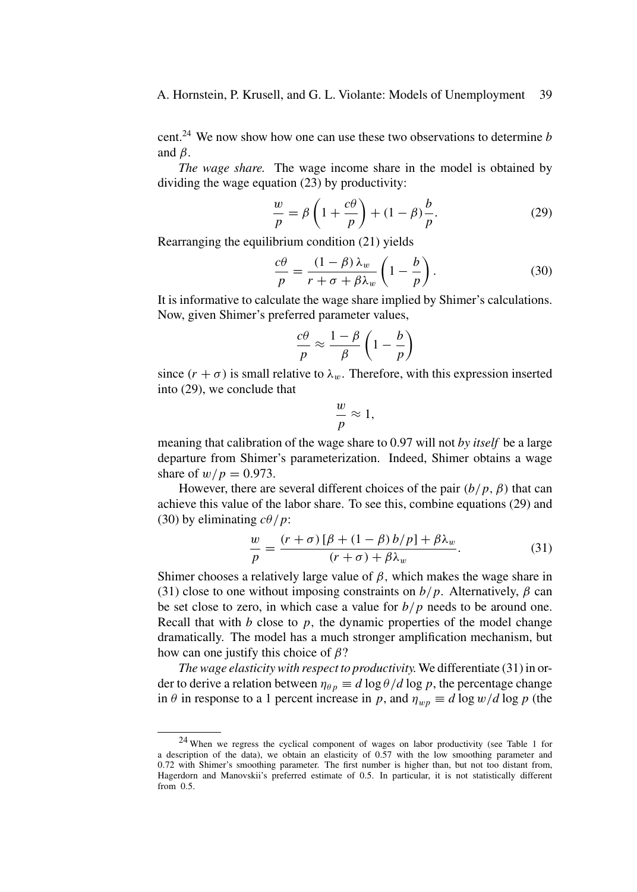cent.[24] We now show how one can use these two observations to determine $b$ and $\beta$.

*The wage share.* The wage income share in the model is obtained by dividing the wage equation (23) by productivity:

$$\frac{w}{p} = \beta\left(1 + \frac{c\theta}{p}\right) + (1-\beta)\frac{b}{p}. \tag{29}$$

Rearranging the equilibrium condition (21) yields

$$\frac{c\theta}{p} = \frac{(1-\beta)\,\lambda_w}{r + \sigma + \beta\lambda_w}\left(1 - \frac{b}{p}\right). \tag{30}$$

It is informative to calculate the wage share implied by Shimer's calculations. Now, given Shimer's preferred parameter values,

$$\frac{c\theta}{p} \approx \frac{1-\beta}{\beta}\left(1 - \frac{b}{p}\right)$$

since $(r + \sigma)$ is small relative to $\lambda_w$. Therefore, with this expression inserted into (29), we conclude that

$$\frac{w}{p} \approx 1,$$

meaning that calibration of the wage share to 0.97 will not *by itself* be a large departure from Shimer's parameterization. Indeed, Shimer obtains a wage share of $w/p = 0.973$.

However, there are several different choices of the pair $(b/p, \beta)$ that can achieve this value of the labor share. To see this, combine equations (29) and (30) by eliminating $c\theta/p$:

$$\frac{w}{p} = \frac{(r+\sigma)\left[\beta + (1-\beta)\,b/p\right] + \beta\lambda_w}{(r+\sigma) + \beta\lambda_w}. \tag{31}$$

Shimer chooses a relatively large value of $\beta$, which makes the wage share in (31) close to one without imposing constraints on $b/p$. Alternatively, $\beta$ can be set close to zero, in which case a value for $b/p$ needs to be around one. Recall that with $b$ close to $p$, the dynamic properties of the model change dramatically. The model has a much stronger amplification mechanism, but how can one justify this choice of $\beta$?

*The wage elasticity with respect to productivity.* We differentiate (31) in order to derive a relation between $\eta_{\theta p} \equiv d\log\theta/d\log p$, the percentage change in $\theta$ in response to a 1 percent increase in $p$, and $\eta_{wp} \equiv d\log w/d\log p$ (the

---

[24] When we regress the cyclical component of wages on labor productivity (see Table 1 for a description of the data), we obtain an elasticity of 0.57 with the low smoothing parameter and 0.72 with Shimer's smoothing parameter. The first number is higher than, but not too distant from, Hagerdorn and Manovskii's preferred estimate of 0.5. In particular, it is not statistically different from 0.5.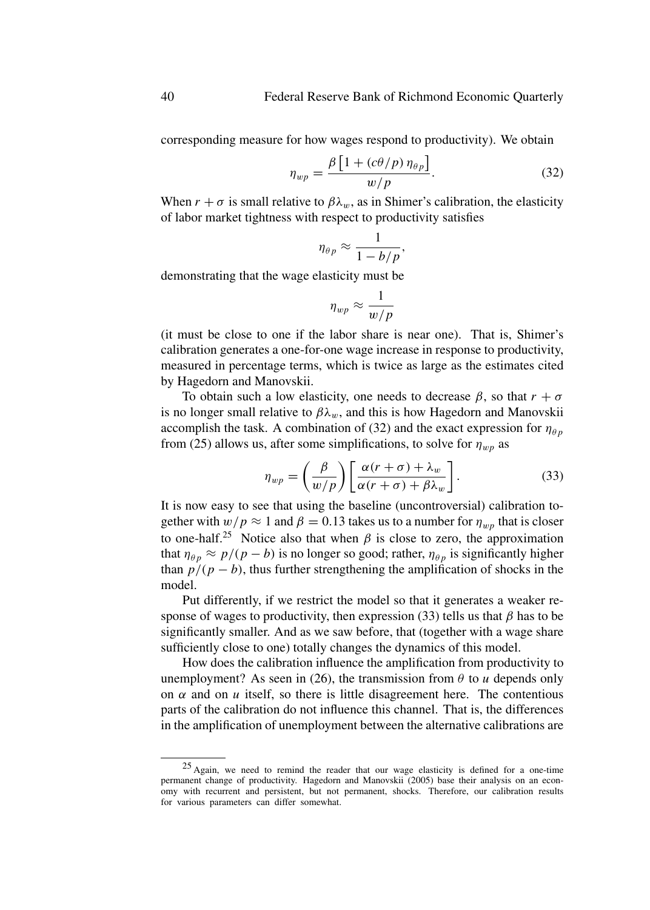corresponding measure for how wages respond to productivity). We obtain

$$\eta_{wp} = \frac{\beta \left[1 + (c\theta/p)\,\eta_{\theta p}\right]}{w/p}. \tag{32}$$

When $r + \sigma$ is small relative to $\beta\lambda_w$, as in Shimer's calibration, the elasticity of labor market tightness with respect to productivity satisfies

$$\eta_{\theta p} \approx \frac{1}{1 - b/p},$$

demonstrating that the wage elasticity must be

$$\eta_{wp} \approx \frac{1}{w/p}$$

(it must be close to one if the labor share is near one). That is, Shimer's calibration generates a one-for-one wage increase in response to productivity, measured in percentage terms, which is twice as large as the estimates cited by Hagedorn and Manovskii.

To obtain such a low elasticity, one needs to decrease $\beta$, so that $r + \sigma$ is no longer small relative to $\beta\lambda_w$, and this is how Hagedorn and Manovskii accomplish the task. A combination of (32) and the exact expression for $\eta_{\theta p}$ from (25) allows us, after some simplifications, to solve for $\eta_{wp}$ as

$$\eta_{wp} = \left(\frac{\beta}{w/p}\right)\left[\frac{\alpha(r+\sigma) + \lambda_w}{\alpha(r+\sigma) + \beta\lambda_w}\right]. \tag{33}$$

It is now easy to see that using the baseline (uncontroversial) calibration together with $w/p \approx 1$ and $\beta = 0.13$ takes us to a number for $\eta_{wp}$ that is closer to one-half.[25] Notice also that when $\beta$ is close to zero, the approximation that $\eta_{\theta p} \approx p/(p - b)$ is no longer so good; rather, $\eta_{\theta p}$ is significantly higher than $p/(p - b)$, thus further strengthening the amplification of shocks in the model.

Put differently, if we restrict the model so that it generates a weaker response of wages to productivity, then expression (33) tells us that $\beta$ has to be significantly smaller. And as we saw before, that (together with a wage share sufficiently close to one) totally changes the dynamics of this model.

How does the calibration influence the amplification from productivity to unemployment? As seen in (26), the transmission from $\theta$ to $u$ depends only on $\alpha$ and on $u$ itself, so there is little disagreement here. The contentious parts of the calibration do not influence this channel. That is, the differences in the amplification of unemployment between the alternative calibrations are

[25] Again, we need to remind the reader that our wage elasticity is defined for a one-time permanent change of productivity. Hagedorn and Manovskii (2005) base their analysis on an economy with recurrent and persistent, but not permanent, shocks. Therefore, our calibration results for various parameters can differ somewhat.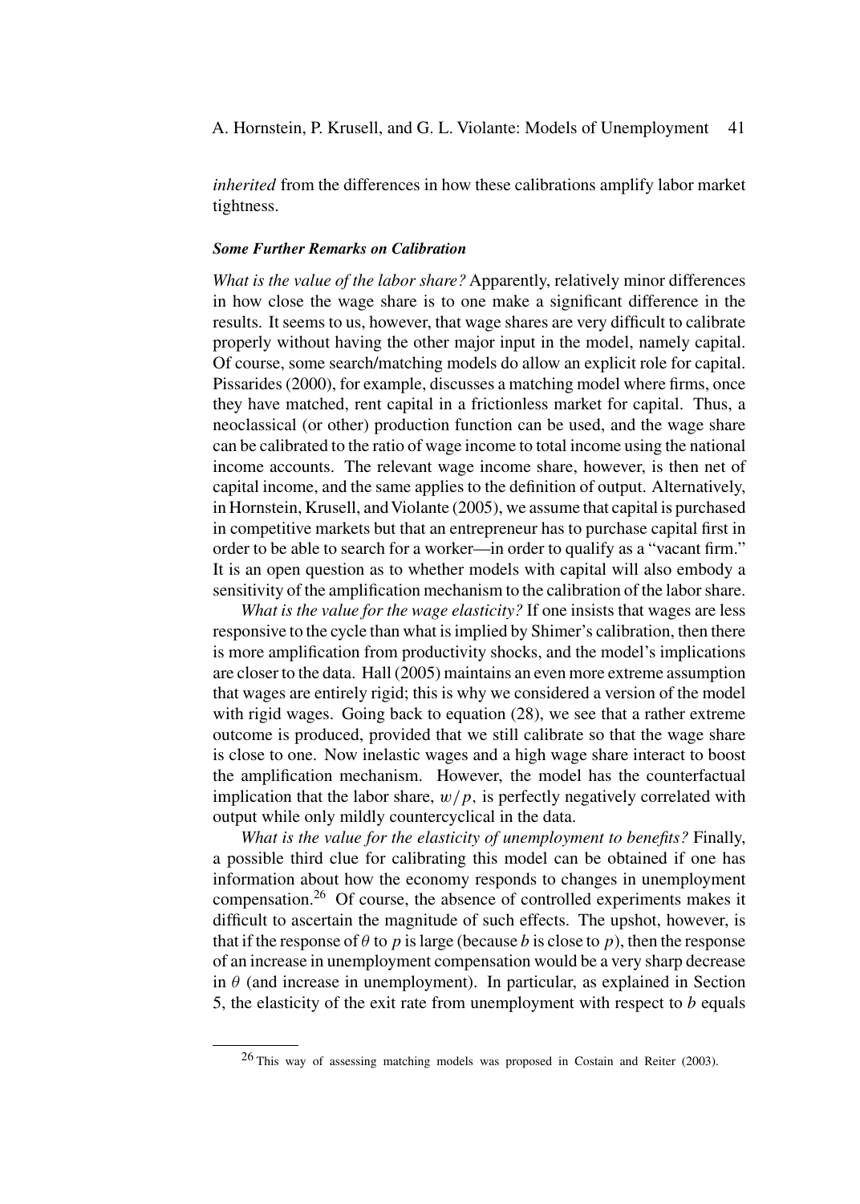*inherited* from the differences in how these calibrations amplify labor market tightness.

### *Some Further Remarks on Calibration*

*What is the value of the labor share?* Apparently, relatively minor differences in how close the wage share is to one make a significant difference in the results. It seems to us, however, that wage shares are very difficult to calibrate properly without having the other major input in the model, namely capital. Of course, some search/matching models do allow an explicit role for capital. Pissarides (2000), for example, discusses a matching model where firms, once they have matched, rent capital in a frictionless market for capital. Thus, a neoclassical (or other) production function can be used, and the wage share can be calibrated to the ratio of wage income to total income using the national income accounts. The relevant wage income share, however, is then net of capital income, and the same applies to the definition of output. Alternatively, in Hornstein, Krusell, and Violante (2005), we assume that capital is purchased in competitive markets but that an entrepreneur has to purchase capital first in order to be able to search for a worker—in order to qualify as a "vacant firm." It is an open question as to whether models with capital will also embody a sensitivity of the amplification mechanism to the calibration of the labor share.

*What is the value for the wage elasticity?* If one insists that wages are less responsive to the cycle than what is implied by Shimer's calibration, then there is more amplification from productivity shocks, and the model's implications are closer to the data. Hall (2005) maintains an even more extreme assumption that wages are entirely rigid; this is why we considered a version of the model with rigid wages. Going back to equation (28), we see that a rather extreme outcome is produced, provided that we still calibrate so that the wage share is close to one. Now inelastic wages and a high wage share interact to boost the amplification mechanism. However, the model has the counterfactual implication that the labor share, $w/p$, is perfectly negatively correlated with output while only mildly countercyclical in the data.

*What is the value for the elasticity of unemployment to benefits?* Finally, a possible third clue for calibrating this model can be obtained if one has information about how the economy responds to changes in unemployment compensation.[26] Of course, the absence of controlled experiments makes it difficult to ascertain the magnitude of such effects. The upshot, however, is that if the response of $\theta$ to $p$ is large (because $b$ is close to $p$), then the response of an increase in unemployment compensation would be a very sharp decrease in $\theta$ (and increase in unemployment). In particular, as explained in Section 5, the elasticity of the exit rate from unemployment with respect to $b$ equals

[26] This way of assessing matching models was proposed in Costain and Reiter (2003).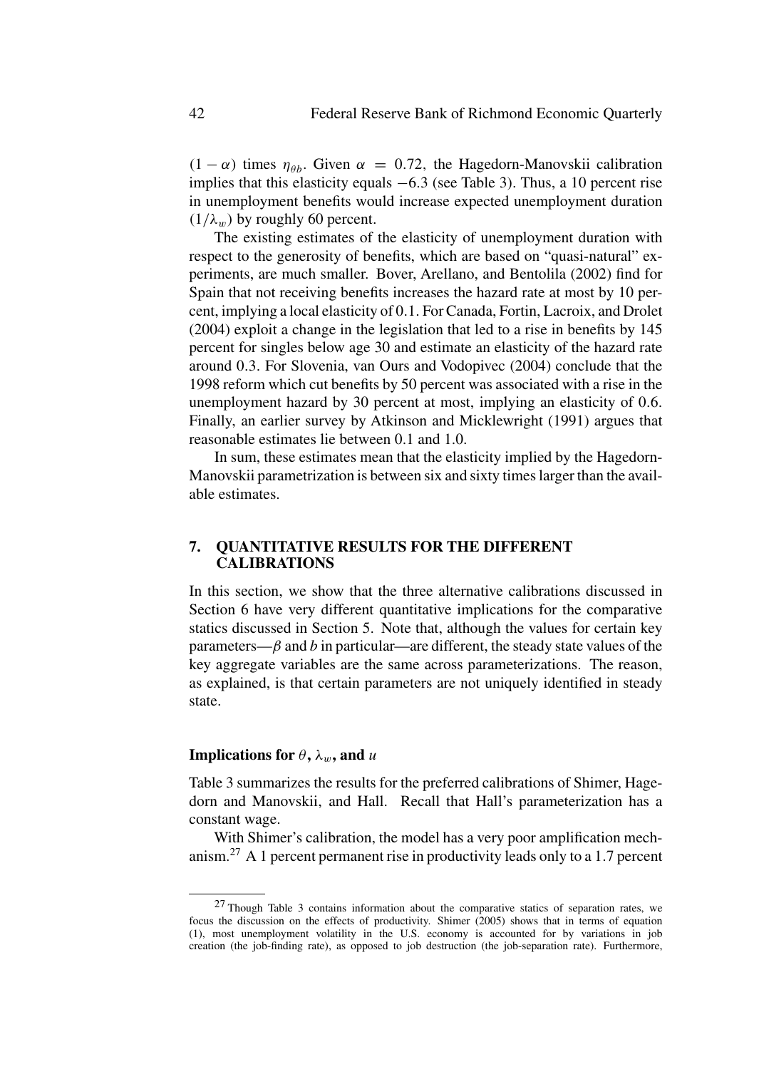$(1 - \alpha)$ times $\eta_{\theta b}$. Given $\alpha = 0.72$, the Hagedorn-Manovskii calibration implies that this elasticity equals $-6.3$ (see Table 3). Thus, a 10 percent rise in unemployment benefits would increase expected unemployment duration $(1/\lambda_w)$ by roughly 60 percent.

The existing estimates of the elasticity of unemployment duration with respect to the generosity of benefits, which are based on "quasi-natural" experiments, are much smaller. Bover, Arellano, and Bentolila (2002) find for Spain that not receiving benefits increases the hazard rate at most by 10 percent, implying a local elasticity of 0.1. For Canada, Fortin, Lacroix, and Drolet (2004) exploit a change in the legislation that led to a rise in benefits by 145 percent for singles below age 30 and estimate an elasticity of the hazard rate around 0.3. For Slovenia, van Ours and Vodopivec (2004) conclude that the 1998 reform which cut benefits by 50 percent was associated with a rise in the unemployment hazard by 30 percent at most, implying an elasticity of 0.6. Finally, an earlier survey by Atkinson and Micklewright (1991) argues that reasonable estimates lie between 0.1 and 1.0.

In sum, these estimates mean that the elasticity implied by the Hagedorn-Manovskii parametrization is between six and sixty times larger than the available estimates.

## 7. QUANTITATIVE RESULTS FOR THE DIFFERENT CALIBRATIONS

In this section, we show that the three alternative calibrations discussed in Section 6 have very different quantitative implications for the comparative statics discussed in Section 5. Note that, although the values for certain key parameters—$\beta$ and $b$ in particular—are different, the steady state values of the key aggregate variables are the same across parameterizations. The reason, as explained, is that certain parameters are not uniquely identified in steady state.

### Implications for $\theta$, $\lambda_w$, and $u$

Table 3 summarizes the results for the preferred calibrations of Shimer, Hagedorn and Manovskii, and Hall. Recall that Hall's parameterization has a constant wage.

With Shimer's calibration, the model has a very poor amplification mechanism.[27] A 1 percent permanent rise in productivity leads only to a 1.7 percent

[27] Though Table 3 contains information about the comparative statics of separation rates, we focus the discussion on the effects of productivity. Shimer (2005) shows that in terms of equation (1), most unemployment volatility in the U.S. economy is accounted for by variations in job creation (the job-finding rate), as opposed to job destruction (the job-separation rate). Furthermore,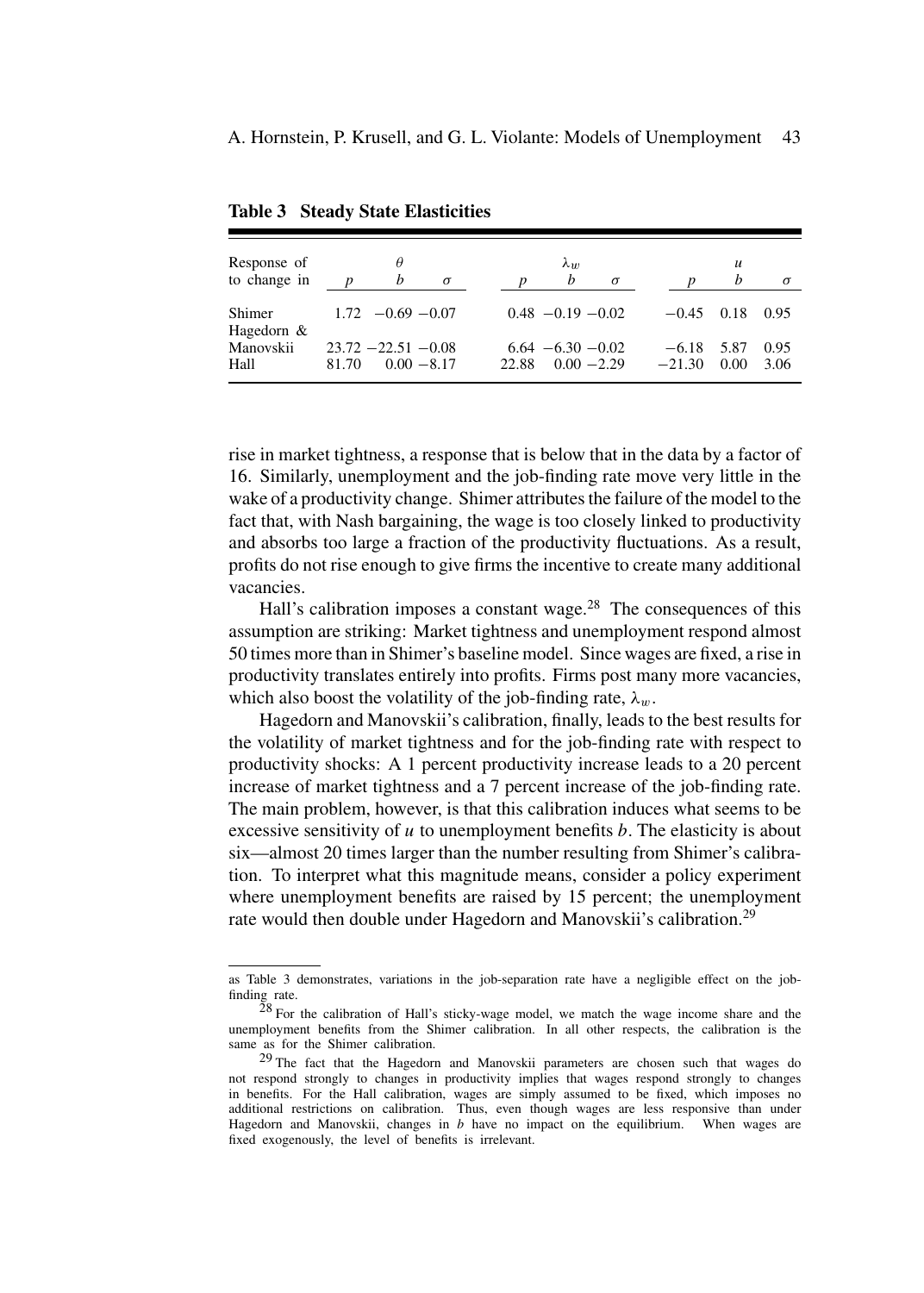**Table 3 Steady State Elasticities**

| Response of to change in | $\theta$ | | | $\lambda_w$ | | | $u$ | | |
|---|---|---|---|---|---|---|---|---|---|
| | $p$ | $b$ | $\sigma$ | $p$ | $b$ | $\sigma$ | $p$ | $b$ | $\sigma$ |
| Shimer | 1.72 | −0.69 | −0.07 | 0.48 | −0.19 | −0.02 | −0.45 | 0.18 | 0.95 |
| Hagedorn & Manovskii | 23.72 | −22.51 | −0.08 | 6.64 | −6.30 | −0.02 | −6.18 | 5.87 | 0.95 |
| Hall | 81.70 | 0.00 | −8.17 | 22.88 | 0.00 | −2.29 | −21.30 | 0.00 | 3.06 |

rise in market tightness, a response that is below that in the data by a factor of 16. Similarly, unemployment and the job-finding rate move very little in the wake of a productivity change. Shimer attributes the failure of the model to the fact that, with Nash bargaining, the wage is too closely linked to productivity and absorbs too large a fraction of the productivity fluctuations. As a result, profits do not rise enough to give firms the incentive to create many additional vacancies.

Hall's calibration imposes a constant wage.[28] The consequences of this assumption are striking: Market tightness and unemployment respond almost 50 times more than in Shimer's baseline model. Since wages are fixed, a rise in productivity translates entirely into profits. Firms post many more vacancies, which also boost the volatility of the job-finding rate, $\lambda_w$.

Hagedorn and Manovskii's calibration, finally, leads to the best results for the volatility of market tightness and for the job-finding rate with respect to productivity shocks: A 1 percent productivity increase leads to a 20 percent increase of market tightness and a 7 percent increase of the job-finding rate. The main problem, however, is that this calibration induces what seems to be excessive sensitivity of $u$ to unemployment benefits $b$. The elasticity is about six—almost 20 times larger than the number resulting from Shimer's calibration. To interpret what this magnitude means, consider a policy experiment where unemployment benefits are raised by 15 percent; the unemployment rate would then double under Hagedorn and Manovskii's calibration.[29]

---

as Table 3 demonstrates, variations in the job-separation rate have a negligible effect on the job-finding rate.

[28] For the calibration of Hall's sticky-wage model, we match the wage income share and the unemployment benefits from the Shimer calibration. In all other respects, the calibration is the same as for the Shimer calibration.

[29] The fact that the Hagedorn and Manovskii parameters are chosen such that wages do not respond strongly to changes in productivity implies that wages respond strongly to changes in benefits. For the Hall calibration, wages are simply assumed to be fixed, which imposes no additional restrictions on calibration. Thus, even though wages are less responsive than under Hagedorn and Manovskii, changes in $b$ have no impact on the equilibrium. When wages are fixed exogenously, the level of benefits is irrelevant.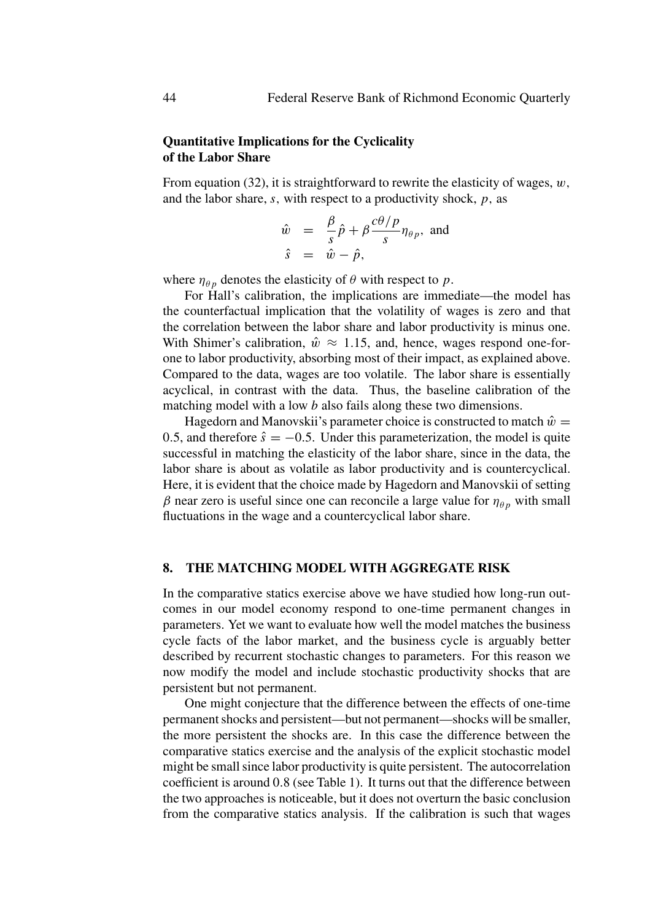### Quantitative Implications for the Cyclicality of the Labor Share

From equation (32), it is straightforward to rewrite the elasticity of wages, $w$, and the labor share, $s$, with respect to a productivity shock, $p$, as

$$\begin{aligned}\hat{w} &= \frac{\beta}{s}\hat{p} + \beta\frac{c\theta/p}{s}\eta_{\theta p}, \text{ and} \\ \hat{s} &= \hat{w} - \hat{p},\end{aligned}$$

where $\eta_{\theta p}$ denotes the elasticity of $\theta$ with respect to $p$.

For Hall's calibration, the implications are immediate—the model has the counterfactual implication that the volatility of wages is zero and that the correlation between the labor share and labor productivity is minus one. With Shimer's calibration, $\hat{w} \approx 1.15$, and, hence, wages respond one-for-one to labor productivity, absorbing most of their impact, as explained above. Compared to the data, wages are too volatile. The labor share is essentially acyclical, in contrast with the data. Thus, the baseline calibration of the matching model with a low $b$ also fails along these two dimensions.

Hagedorn and Manovskii's parameter choice is constructed to match $\hat{w} = 0.5$, and therefore $\hat{s} = -0.5$. Under this parameterization, the model is quite successful in matching the elasticity of the labor share, since in the data, the labor share is about as volatile as labor productivity and is countercyclical. Here, it is evident that the choice made by Hagedorn and Manovskii of setting $\beta$ near zero is useful since one can reconcile a large value for $\eta_{\theta p}$ with small fluctuations in the wage and a countercyclical labor share.

## 8. THE MATCHING MODEL WITH AGGREGATE RISK

In the comparative statics exercise above we have studied how long-run outcomes in our model economy respond to one-time permanent changes in parameters. Yet we want to evaluate how well the model matches the business cycle facts of the labor market, and the business cycle is arguably better described by recurrent stochastic changes to parameters. For this reason we now modify the model and include stochastic productivity shocks that are persistent but not permanent.

One might conjecture that the difference between the effects of one-time permanent shocks and persistent—but not permanent—shocks will be smaller, the more persistent the shocks are. In this case the difference between the comparative statics exercise and the analysis of the explicit stochastic model might be small since labor productivity is quite persistent. The autocorrelation coefficient is around 0.8 (see Table 1). It turns out that the difference between the two approaches is noticeable, but it does not overturn the basic conclusion from the comparative statics analysis. If the calibration is such that wages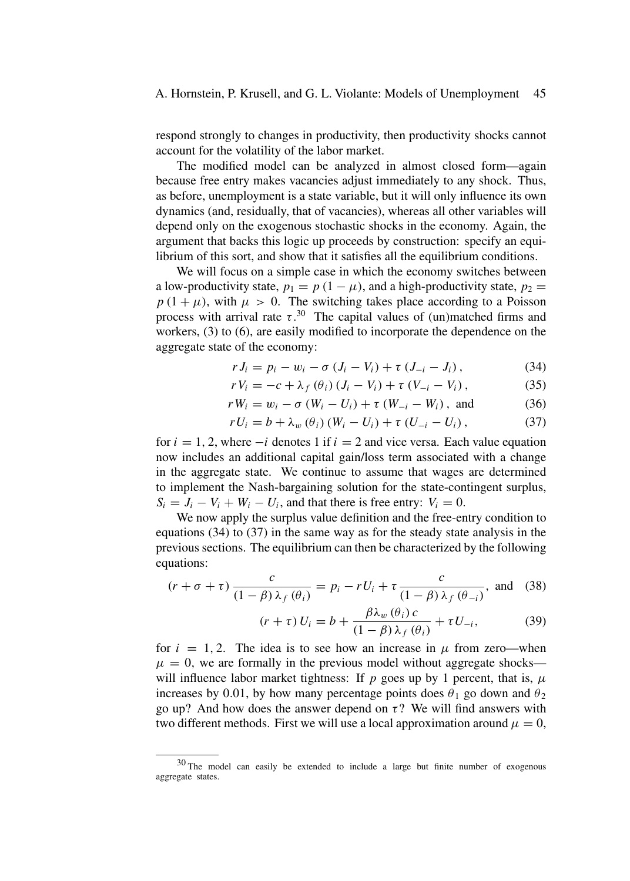respond strongly to changes in productivity, then productivity shocks cannot account for the volatility of the labor market.

The modified model can be analyzed in almost closed form—again because free entry makes vacancies adjust immediately to any shock. Thus, as before, unemployment is a state variable, but it will only influence its own dynamics (and, residually, that of vacancies), whereas all other variables will depend only on the exogenous stochastic shocks in the economy. Again, the argument that backs this logic up proceeds by construction: specify an equilibrium of this sort, and show that it satisfies all the equilibrium conditions.

We will focus on a simple case in which the economy switches between a low-productivity state, $p_1 = p(1-\mu)$, and a high-productivity state, $p_2 = p(1+\mu)$, with $\mu > 0$. The switching takes place according to a Poisson process with arrival rate $\tau$.[30] The capital values of (un)matched firms and workers, (3) to (6), are easily modified to incorporate the dependence on the aggregate state of the economy:

$$rJ_i = p_i - w_i - \sigma(J_i - V_i) + \tau(J_{-i} - J_i), \tag{34}$$

$$rV_i = -c + \lambda_f(\theta_i)(J_i - V_i) + \tau(V_{-i} - V_i), \tag{35}$$

$$rW_i = w_i - \sigma(W_i - U_i) + \tau(W_{-i} - W_i), \text{ and} \tag{36}$$

$$rU_i = b + \lambda_w(\theta_i)(W_i - U_i) + \tau(U_{-i} - U_i), \tag{37}$$

for $i = 1, 2$, where $-i$ denotes 1 if $i = 2$ and vice versa. Each value equation now includes an additional capital gain/loss term associated with a change in the aggregate state. We continue to assume that wages are determined to implement the Nash-bargaining solution for the state-contingent surplus, $S_i = J_i - V_i + W_i - U_i$, and that there is free entry: $V_i = 0$.

We now apply the surplus value definition and the free-entry condition to equations (34) to (37) in the same way as for the steady state analysis in the previous sections. The equilibrium can then be characterized by the following equations:

$$(r + \sigma + \tau)\frac{c}{(1-\beta)\lambda_f(\theta_i)} = p_i - rU_i + \tau\frac{c}{(1-\beta)\lambda_f(\theta_{-i})}, \text{ and} \tag{38}$$

$$(r + \tau)U_i = b + \frac{\beta\lambda_w(\theta_i)c}{(1-\beta)\lambda_f(\theta_i)} + \tau U_{-i}, \tag{39}$$

for $i = 1, 2$. The idea is to see how an increase in $\mu$ from zero—when $\mu = 0$, we are formally in the previous model without aggregate shocks—will influence labor market tightness: If $p$ goes up by 1 percent, that is, $\mu$ increases by 0.01, by how many percentage points does $\theta_1$ go down and $\theta_2$ go up? And how does the answer depend on $\tau$? We will find answers with two different methods. First we will use a local approximation around $\mu = 0$,

---

[30] The model can easily be extended to include a large but finite number of exogenous aggregate states.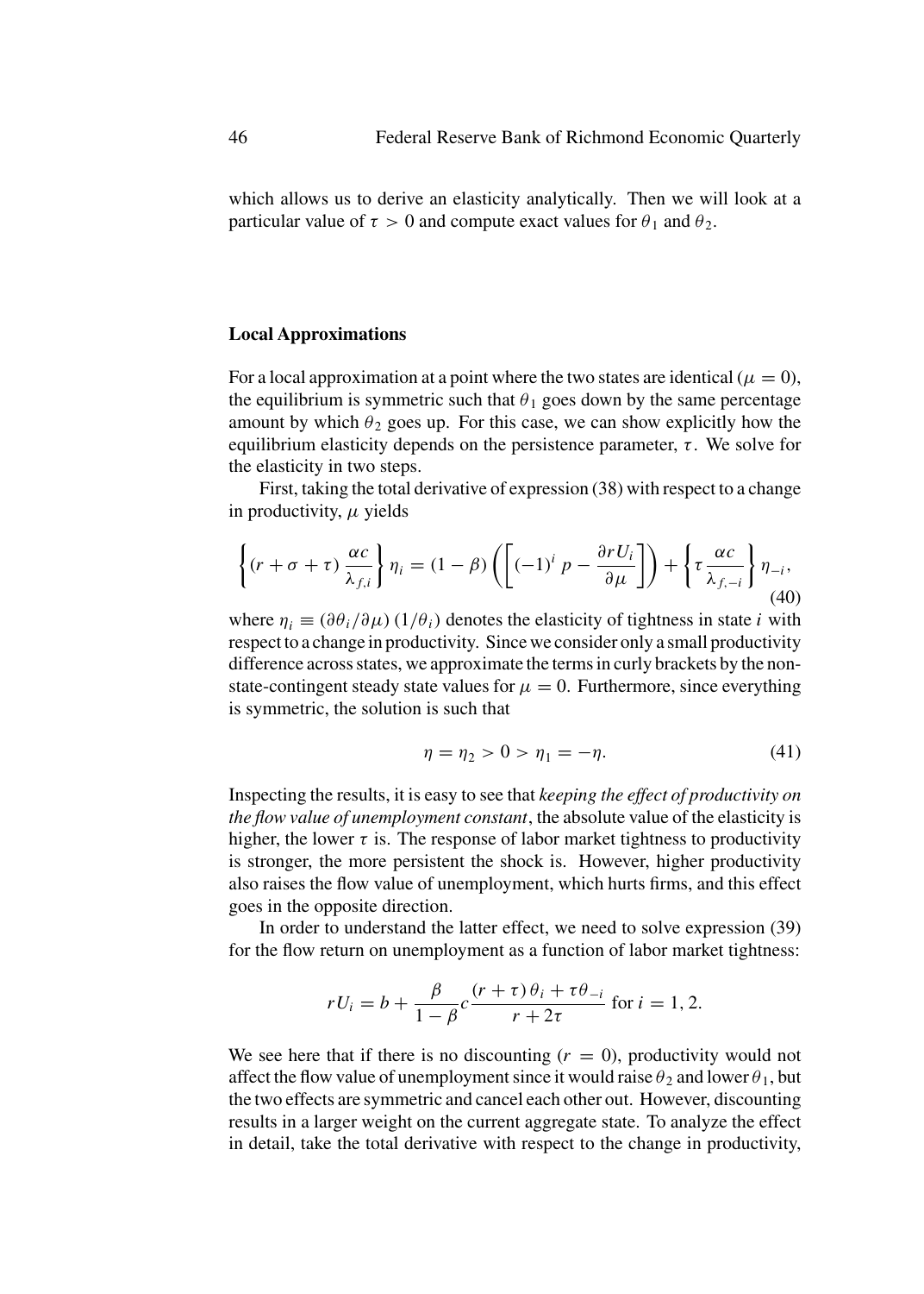which allows us to derive an elasticity analytically. Then we will look at a particular value of $\tau > 0$ and compute exact values for $\theta_1$ and $\theta_2$.

### Local Approximations

For a local approximation at a point where the two states are identical ($\mu = 0$), the equilibrium is symmetric such that $\theta_1$ goes down by the same percentage amount by which $\theta_2$ goes up. For this case, we can show explicitly how the equilibrium elasticity depends on the persistence parameter, $\tau$. We solve for the elasticity in two steps.

First, taking the total derivative of expression (38) with respect to a change in productivity, $\mu$ yields

$$\left\{(r + \sigma + \tau)\,\frac{\alpha c}{\lambda_{f,i}}\right\}\eta_i = (1-\beta)\left(\left[(-1)^i\, p - \frac{\partial r U_i}{\partial \mu}\right]\right) + \left\{\tau\,\frac{\alpha c}{\lambda_{f,-i}}\right\}\eta_{-i}, \tag{40}$$

where $\eta_i \equiv (\partial\theta_i/\partial\mu)\,(1/\theta_i)$ denotes the elasticity of tightness in state $i$ with respect to a change in productivity. Since we consider only a small productivity difference across states, we approximate the terms in curly brackets by the non-state-contingent steady state values for $\mu = 0$. Furthermore, since everything is symmetric, the solution is such that

$$\eta = \eta_2 > 0 > \eta_1 = -\eta. \tag{41}$$

Inspecting the results, it is easy to see that *keeping the effect of productivity on the flow value of unemployment constant*, the absolute value of the elasticity is higher, the lower $\tau$ is. The response of labor market tightness to productivity is stronger, the more persistent the shock is. However, higher productivity also raises the flow value of unemployment, which hurts firms, and this effect goes in the opposite direction.

In order to understand the latter effect, we need to solve expression (39) for the flow return on unemployment as a function of labor market tightness:

$$rU_i = b + \frac{\beta}{1-\beta}c\,\frac{(r+\tau)\,\theta_i + \tau\theta_{-i}}{r + 2\tau} \text{ for } i = 1, 2.$$

We see here that if there is no discounting ($r = 0$), productivity would not affect the flow value of unemployment since it would raise $\theta_2$ and lower $\theta_1$, but the two effects are symmetric and cancel each other out. However, discounting results in a larger weight on the current aggregate state. To analyze the effect in detail, take the total derivative with respect to the change in productivity,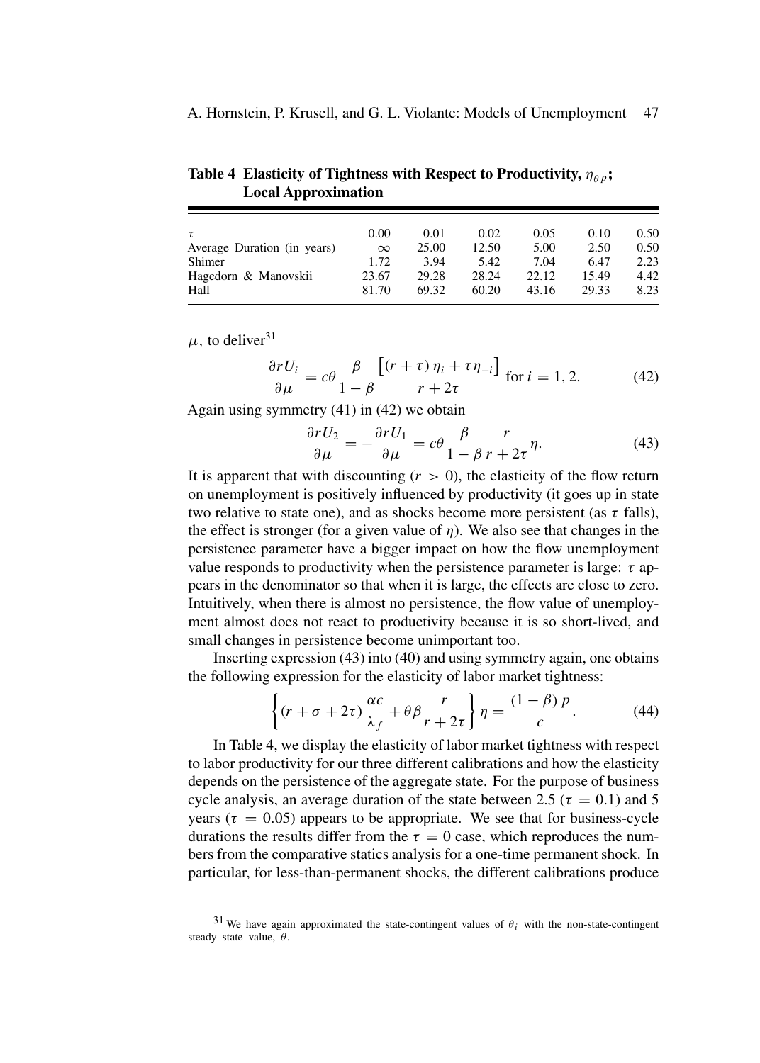**Table 4 Elasticity of Tightness with Respect to Productivity, $\eta_{\theta p}$; Local Approximation**

| $\tau$ | 0.00 | 0.01 | 0.02 | 0.05 | 0.10 | 0.50 |
|---|---|---|---|---|---|---|
| Average Duration (in years) | $\infty$ | 25.00 | 12.50 | 5.00 | 2.50 | 0.50 |
| Shimer | 1.72 | 3.94 | 5.42 | 7.04 | 6.47 | 2.23 |
| Hagedorn & Manovskii | 23.67 | 29.28 | 28.24 | 22.12 | 15.49 | 4.42 |
| Hall | 81.70 | 69.32 | 60.20 | 43.16 | 29.33 | 8.23 |

$\mu$, to deliver[31]

$$\frac{\partial rU_i}{\partial \mu} = c\theta \frac{\beta}{1-\beta} \frac{\left[(r+\tau)\,\eta_i + \tau \eta_{-i}\right]}{r+2\tau} \text{ for } i = 1, 2. \tag{42}$$

Again using symmetry (41) in (42) we obtain

$$\frac{\partial rU_2}{\partial \mu} = -\frac{\partial rU_1}{\partial \mu} = c\theta \frac{\beta}{1-\beta} \frac{r}{r+2\tau} \eta. \tag{43}$$

It is apparent that with discounting ($r > 0$), the elasticity of the flow return on unemployment is positively influenced by productivity (it goes up in state two relative to state one), and as shocks become more persistent (as $\tau$ falls), the effect is stronger (for a given value of $\eta$). We also see that changes in the persistence parameter have a bigger impact on how the flow unemployment value responds to productivity when the persistence parameter is large: $\tau$ appears in the denominator so that when it is large, the effects are close to zero. Intuitively, when there is almost no persistence, the flow value of unemployment almost does not react to productivity because it is so short-lived, and small changes in persistence become unimportant too.

Inserting expression (43) into (40) and using symmetry again, one obtains the following expression for the elasticity of labor market tightness:

$$\left\{ (r + \sigma + 2\tau) \frac{\alpha c}{\lambda_f} + \theta \beta \frac{r}{r+2\tau} \right\} \eta = \frac{(1-\beta)\, p}{c}. \tag{44}$$

In Table 4, we display the elasticity of labor market tightness with respect to labor productivity for our three different calibrations and how the elasticity depends on the persistence of the aggregate state. For the purpose of business cycle analysis, an average duration of the state between 2.5 ($\tau = 0.1$) and 5 years ($\tau = 0.05$) appears to be appropriate. We see that for business-cycle durations the results differ from the $\tau = 0$ case, which reproduces the numbers from the comparative statics analysis for a one-time permanent shock. In particular, for less-than-permanent shocks, the different calibrations produce

[31] We have again approximated the state-contingent values of $\theta_i$ with the non-state-contingent steady state value, $\theta$.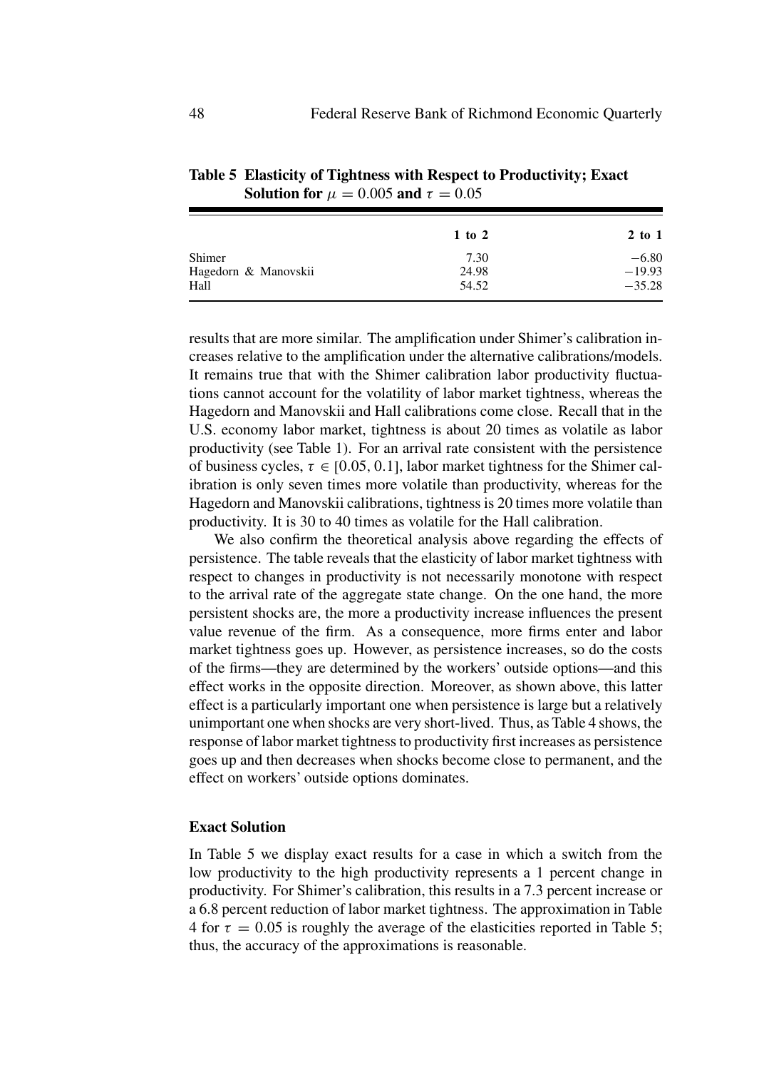**Table 5 Elasticity of Tightness with Respect to Productivity; Exact Solution for $\mu = 0.005$ and $\tau = 0.05$**

| | 1 to 2 | 2 to 1 |
|---|---|---|
| Shimer | 7.30 | −6.80 |
| Hagedorn & Manovskii | 24.98 | −19.93 |
| Hall | 54.52 | −35.28 |

results that are more similar. The amplification under Shimer's calibration increases relative to the amplification under the alternative calibrations/models. It remains true that with the Shimer calibration labor productivity fluctuations cannot account for the volatility of labor market tightness, whereas the Hagedorn and Manovskii and Hall calibrations come close. Recall that in the U.S. economy labor market, tightness is about 20 times as volatile as labor productivity (see Table 1). For an arrival rate consistent with the persistence of business cycles, $\tau \in [0.05, 0.1]$, labor market tightness for the Shimer calibration is only seven times more volatile than productivity, whereas for the Hagedorn and Manovskii calibrations, tightness is 20 times more volatile than productivity. It is 30 to 40 times as volatile for the Hall calibration.

We also confirm the theoretical analysis above regarding the effects of persistence. The table reveals that the elasticity of labor market tightness with respect to changes in productivity is not necessarily monotone with respect to the arrival rate of the aggregate state change. On the one hand, the more persistent shocks are, the more a productivity increase influences the present value revenue of the firm. As a consequence, more firms enter and labor market tightness goes up. However, as persistence increases, so do the costs of the firms—they are determined by the workers' outside options—and this effect works in the opposite direction. Moreover, as shown above, this latter effect is a particularly important one when persistence is large but a relatively unimportant one when shocks are very short-lived. Thus, as Table 4 shows, the response of labor market tightness to productivity first increases as persistence goes up and then decreases when shocks become close to permanent, and the effect on workers' outside options dominates.

### Exact Solution

In Table 5 we display exact results for a case in which a switch from the low productivity to the high productivity represents a 1 percent change in productivity. For Shimer's calibration, this results in a 7.3 percent increase or a 6.8 percent reduction of labor market tightness. The approximation in Table 4 for $\tau = 0.05$ is roughly the average of the elasticities reported in Table 5; thus, the accuracy of the approximations is reasonable.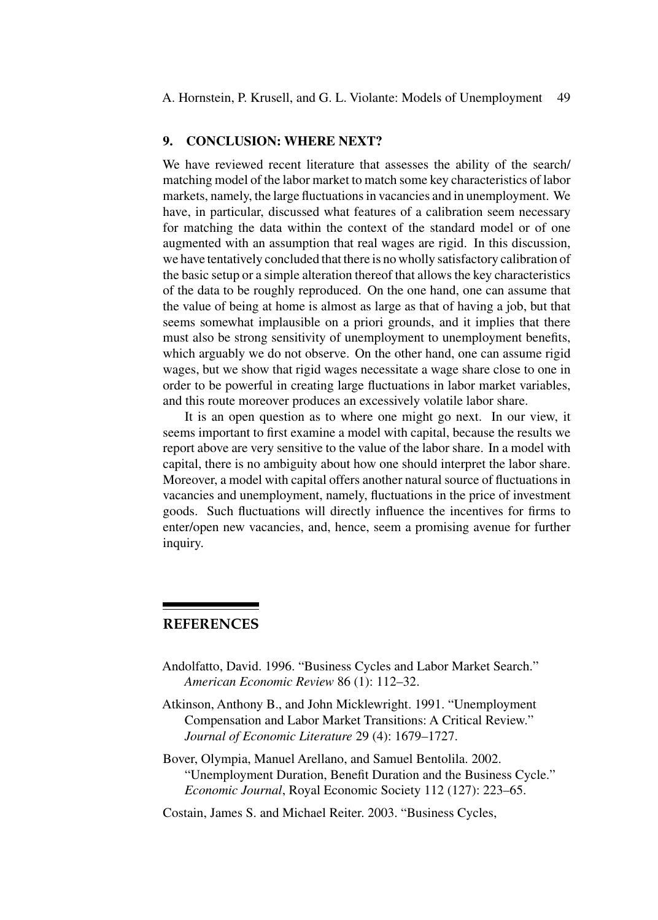## 9. CONCLUSION: WHERE NEXT?

We have reviewed recent literature that assesses the ability of the search/matching model of the labor market to match some key characteristics of labor markets, namely, the large fluctuations in vacancies and in unemployment. We have, in particular, discussed what features of a calibration seem necessary for matching the data within the context of the standard model or of one augmented with an assumption that real wages are rigid. In this discussion, we have tentatively concluded that there is no wholly satisfactory calibration of the basic setup or a simple alteration thereof that allows the key characteristics of the data to be roughly reproduced. On the one hand, one can assume that the value of being at home is almost as large as that of having a job, but that seems somewhat implausible on a priori grounds, and it implies that there must also be strong sensitivity of unemployment to unemployment benefits, which arguably we do not observe. On the other hand, one can assume rigid wages, but we show that rigid wages necessitate a wage share close to one in order to be powerful in creating large fluctuations in labor market variables, and this route moreover produces an excessively volatile labor share.

It is an open question as to where one might go next. In our view, it seems important to first examine a model with capital, because the results we report above are very sensitive to the value of the labor share. In a model with capital, there is no ambiguity about how one should interpret the labor share. Moreover, a model with capital offers another natural source of fluctuations in vacancies and unemployment, namely, fluctuations in the price of investment goods. Such fluctuations will directly influence the incentives for firms to enter/open new vacancies, and, hence, seem a promising avenue for further inquiry.

## REFERENCES

Andolfatto, David. 1996. "Business Cycles and Labor Market Search." *American Economic Review* 86 (1): 112–32.

Atkinson, Anthony B., and John Micklewright. 1991. "Unemployment Compensation and Labor Market Transitions: A Critical Review." *Journal of Economic Literature* 29 (4): 1679–1727.

Bover, Olympia, Manuel Arellano, and Samuel Bentolila. 2002. "Unemployment Duration, Benefit Duration and the Business Cycle." *Economic Journal*, Royal Economic Society 112 (127): 223–65.

Costain, James S. and Michael Reiter. 2003. "Business Cycles,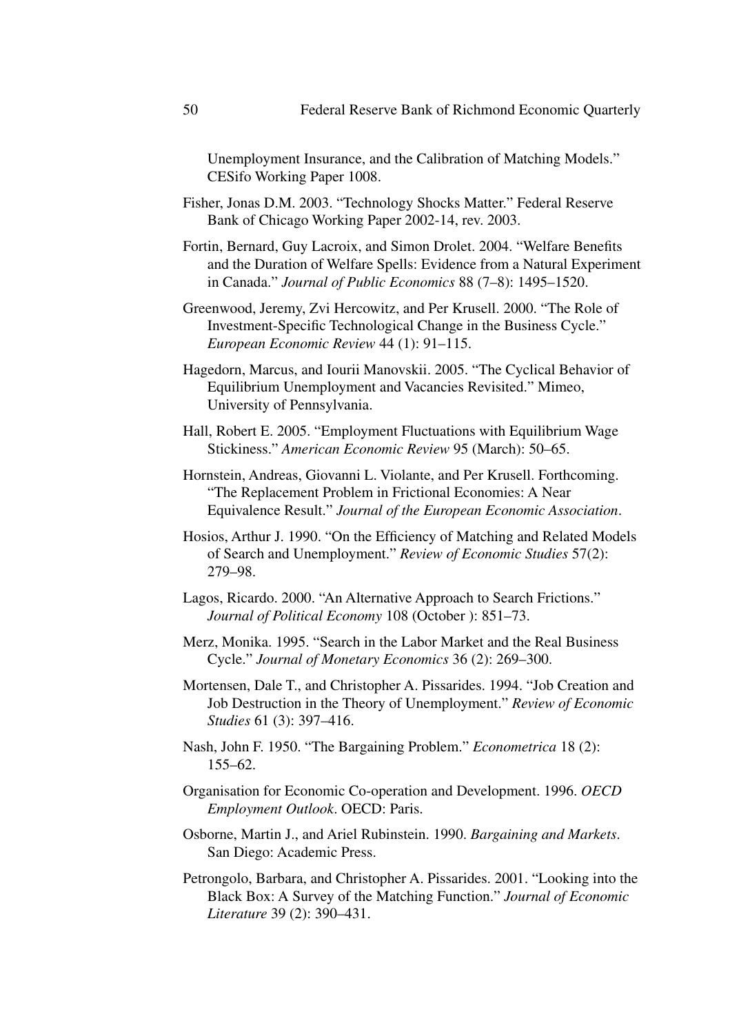Unemployment Insurance, and the Calibration of Matching Models." CESifo Working Paper 1008.

Fisher, Jonas D.M. 2003. "Technology Shocks Matter." Federal Reserve Bank of Chicago Working Paper 2002-14, rev. 2003.

Fortin, Bernard, Guy Lacroix, and Simon Drolet. 2004. "Welfare Benefits and the Duration of Welfare Spells: Evidence from a Natural Experiment in Canada." *Journal of Public Economics* 88 (7–8): 1495–1520.

Greenwood, Jeremy, Zvi Hercowitz, and Per Krusell. 2000. "The Role of Investment-Specific Technological Change in the Business Cycle." *European Economic Review* 44 (1): 91–115.

Hagedorn, Marcus, and Iourii Manovskii. 2005. "The Cyclical Behavior of Equilibrium Unemployment and Vacancies Revisited." Mimeo, University of Pennsylvania.

Hall, Robert E. 2005. "Employment Fluctuations with Equilibrium Wage Stickiness." *American Economic Review* 95 (March): 50–65.

Hornstein, Andreas, Giovanni L. Violante, and Per Krusell. Forthcoming. "The Replacement Problem in Frictional Economies: A Near Equivalence Result." *Journal of the European Economic Association*.

Hosios, Arthur J. 1990. "On the Efficiency of Matching and Related Models of Search and Unemployment." *Review of Economic Studies* 57(2): 279–98.

Lagos, Ricardo. 2000. "An Alternative Approach to Search Frictions." *Journal of Political Economy* 108 (October ): 851–73.

Merz, Monika. 1995. "Search in the Labor Market and the Real Business Cycle." *Journal of Monetary Economics* 36 (2): 269–300.

Mortensen, Dale T., and Christopher A. Pissarides. 1994. "Job Creation and Job Destruction in the Theory of Unemployment." *Review of Economic Studies* 61 (3): 397–416.

Nash, John F. 1950. "The Bargaining Problem." *Econometrica* 18 (2): 155–62.

Organisation for Economic Co-operation and Development. 1996. *OECD Employment Outlook*. OECD: Paris.

Osborne, Martin J., and Ariel Rubinstein. 1990. *Bargaining and Markets*. San Diego: Academic Press.

Petrongolo, Barbara, and Christopher A. Pissarides. 2001. "Looking into the Black Box: A Survey of the Matching Function." *Journal of Economic Literature* 39 (2): 390–431.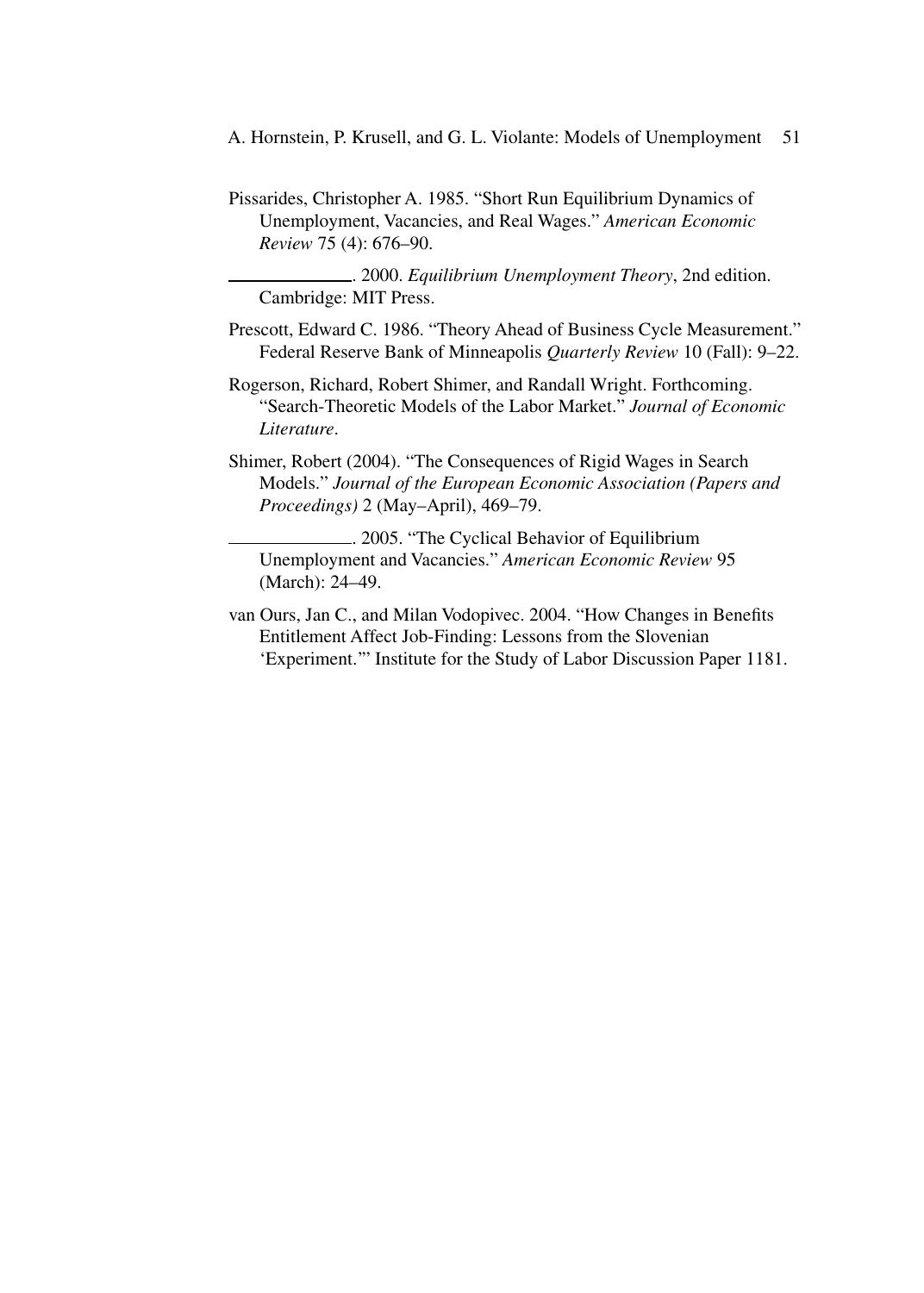Pissarides, Christopher A. 1985. "Short Run Equilibrium Dynamics of Unemployment, Vacancies, and Real Wages." *American Economic Review* 75 (4): 676–90.

————. 2000. *Equilibrium Unemployment Theory*, 2nd edition. Cambridge: MIT Press.

Prescott, Edward C. 1986. "Theory Ahead of Business Cycle Measurement." Federal Reserve Bank of Minneapolis *Quarterly Review* 10 (Fall): 9–22.

Rogerson, Richard, Robert Shimer, and Randall Wright. Forthcoming. "Search-Theoretic Models of the Labor Market." *Journal of Economic Literature*.

Shimer, Robert (2004). "The Consequences of Rigid Wages in Search Models." *Journal of the European Economic Association (Papers and Proceedings)* 2 (May–April), 469–79.

————. 2005. "The Cyclical Behavior of Equilibrium Unemployment and Vacancies." *American Economic Review* 95 (March): 24–49.

van Ours, Jan C., and Milan Vodopivec. 2004. "How Changes in Benefits Entitlement Affect Job-Finding: Lessons from the Slovenian 'Experiment.'" Institute for the Study of Labor Discussion Paper 1181.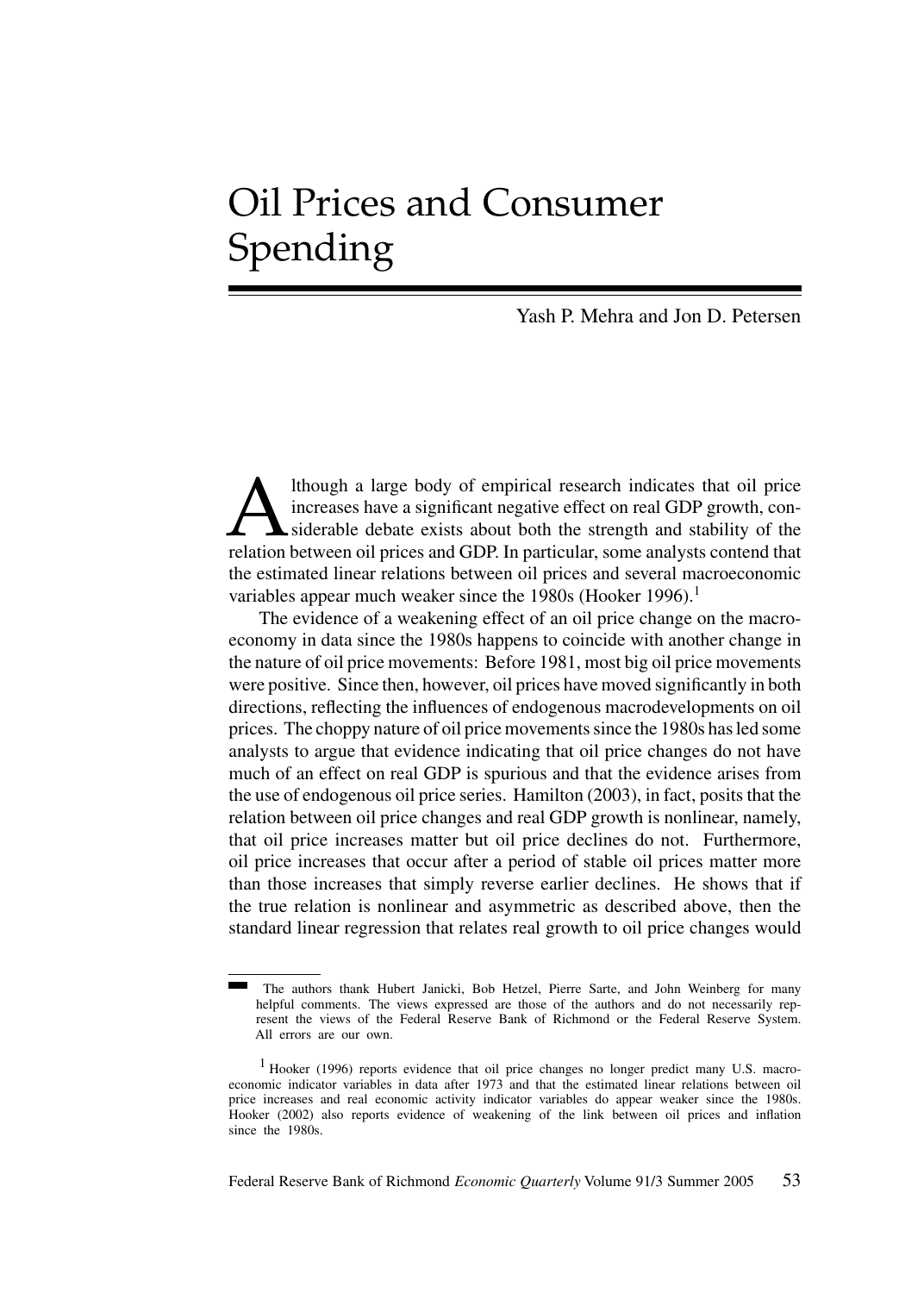# Oil Prices and Consumer Spending

Yash P. Mehra and Jon D. Petersen

Although a large body of empirical research indicates that oil price increases have a significant negative effect on real GDP growth, considerable debate exists about both the strength and stability of the relation between oil prices and GDP. In particular, some analysts contend that the estimated linear relations between oil prices and several macroeconomic variables appear much weaker since the 1980s (Hooker 1996).[1]

The evidence of a weakening effect of an oil price change on the macroeconomy in data since the 1980s happens to coincide with another change in the nature of oil price movements: Before 1981, most big oil price movements were positive. Since then, however, oil prices have moved significantly in both directions, reflecting the influences of endogenous macrodevelopments on oil prices. The choppy nature of oil price movements since the 1980s has led some analysts to argue that evidence indicating that oil price changes do not have much of an effect on real GDP is spurious and that the evidence arises from the use of endogenous oil price series. Hamilton (2003), in fact, posits that the relation between oil price changes and real GDP growth is nonlinear, namely, that oil price increases matter but oil price declines do not. Furthermore, oil price increases that occur after a period of stable oil prices matter more than those increases that simply reverse earlier declines. He shows that if the true relation is nonlinear and asymmetric as described above, then the standard linear regression that relates real growth to oil price changes would

---

The authors thank Hubert Janicki, Bob Hetzel, Pierre Sarte, and John Weinberg for many helpful comments. The views expressed are those of the authors and do not necessarily represent the views of the Federal Reserve Bank of Richmond or the Federal Reserve System. All errors are our own.

[1] Hooker (1996) reports evidence that oil price changes no longer predict many U.S. macroeconomic indicator variables in data after 1973 and that the estimated linear relations between oil price increases and real economic activity indicator variables do appear weaker since the 1980s. Hooker (2002) also reports evidence of weakening of the link between oil prices and inflation since the 1980s.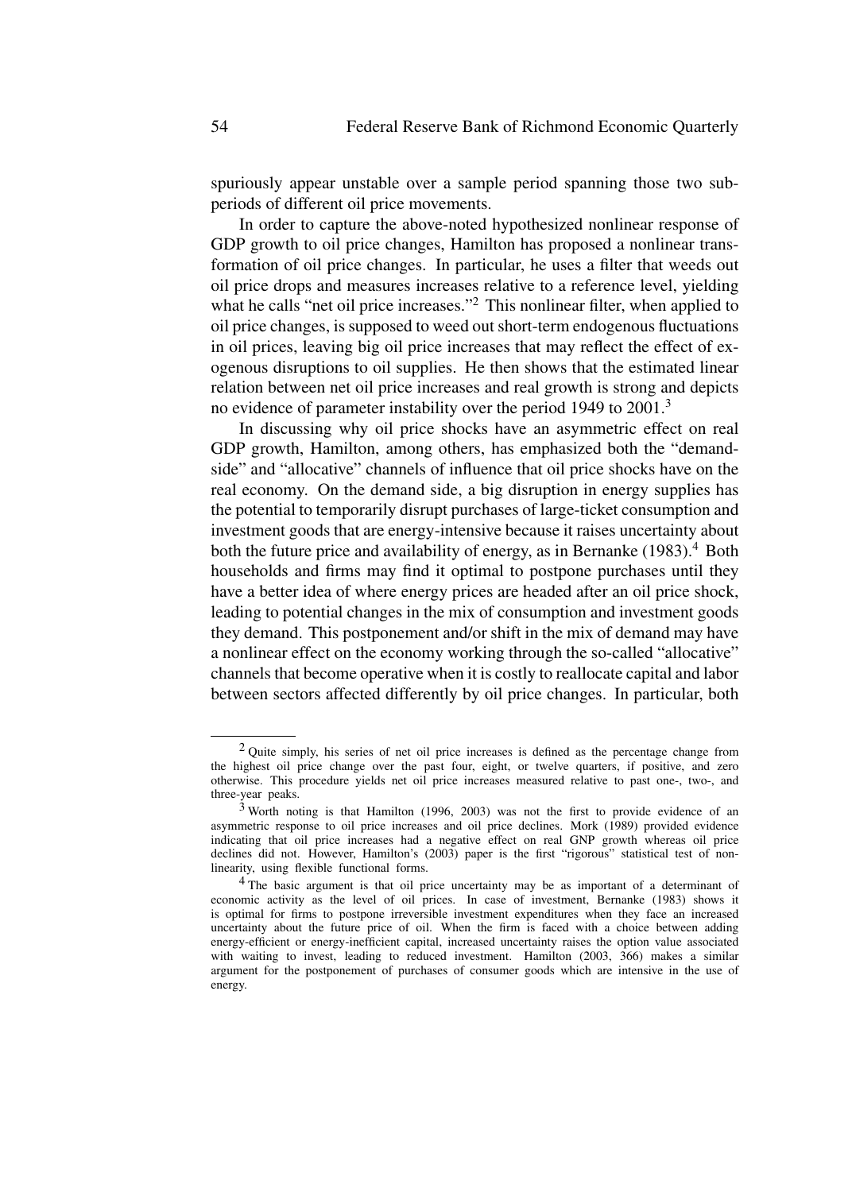spuriously appear unstable over a sample period spanning those two subperiods of different oil price movements.

In order to capture the above-noted hypothesized nonlinear response of GDP growth to oil price changes, Hamilton has proposed a nonlinear transformation of oil price changes. In particular, he uses a filter that weeds out oil price drops and measures increases relative to a reference level, yielding what he calls "net oil price increases."[2] This nonlinear filter, when applied to oil price changes, is supposed to weed out short-term endogenous fluctuations in oil prices, leaving big oil price increases that may reflect the effect of exogenous disruptions to oil supplies. He then shows that the estimated linear relation between net oil price increases and real growth is strong and depicts no evidence of parameter instability over the period 1949 to 2001.[3]

In discussing why oil price shocks have an asymmetric effect on real GDP growth, Hamilton, among others, has emphasized both the "demand-side" and "allocative" channels of influence that oil price shocks have on the real economy. On the demand side, a big disruption in energy supplies has the potential to temporarily disrupt purchases of large-ticket consumption and investment goods that are energy-intensive because it raises uncertainty about both the future price and availability of energy, as in Bernanke (1983).[4] Both households and firms may find it optimal to postpone purchases until they have a better idea of where energy prices are headed after an oil price shock, leading to potential changes in the mix of consumption and investment goods they demand. This postponement and/or shift in the mix of demand may have a nonlinear effect on the economy working through the so-called "allocative" channels that become operative when it is costly to reallocate capital and labor between sectors affected differently by oil price changes. In particular, both

---

[2] Quite simply, his series of net oil price increases is defined as the percentage change from the highest oil price change over the past four, eight, or twelve quarters, if positive, and zero otherwise. This procedure yields net oil price increases measured relative to past one-, two-, and three-year peaks.

[3] Worth noting is that Hamilton (1996, 2003) was not the first to provide evidence of an asymmetric response to oil price increases and oil price declines. Mork (1989) provided evidence indicating that oil price increases had a negative effect on real GNP growth whereas oil price declines did not. However, Hamilton's (2003) paper is the first "rigorous" statistical test of nonlinearity, using flexible functional forms.

[4] The basic argument is that oil price uncertainty may be as important of a determinant of economic activity as the level of oil prices. In case of investment, Bernanke (1983) shows it is optimal for firms to postpone irreversible investment expenditures when they face an increased uncertainty about the future price of oil. When the firm is faced with a choice between adding energy-efficient or energy-inefficient capital, increased uncertainty raises the option value associated with waiting to invest, leading to reduced investment. Hamilton (2003, 366) makes a similar argument for the postponement of purchases of consumer goods which are intensive in the use of energy.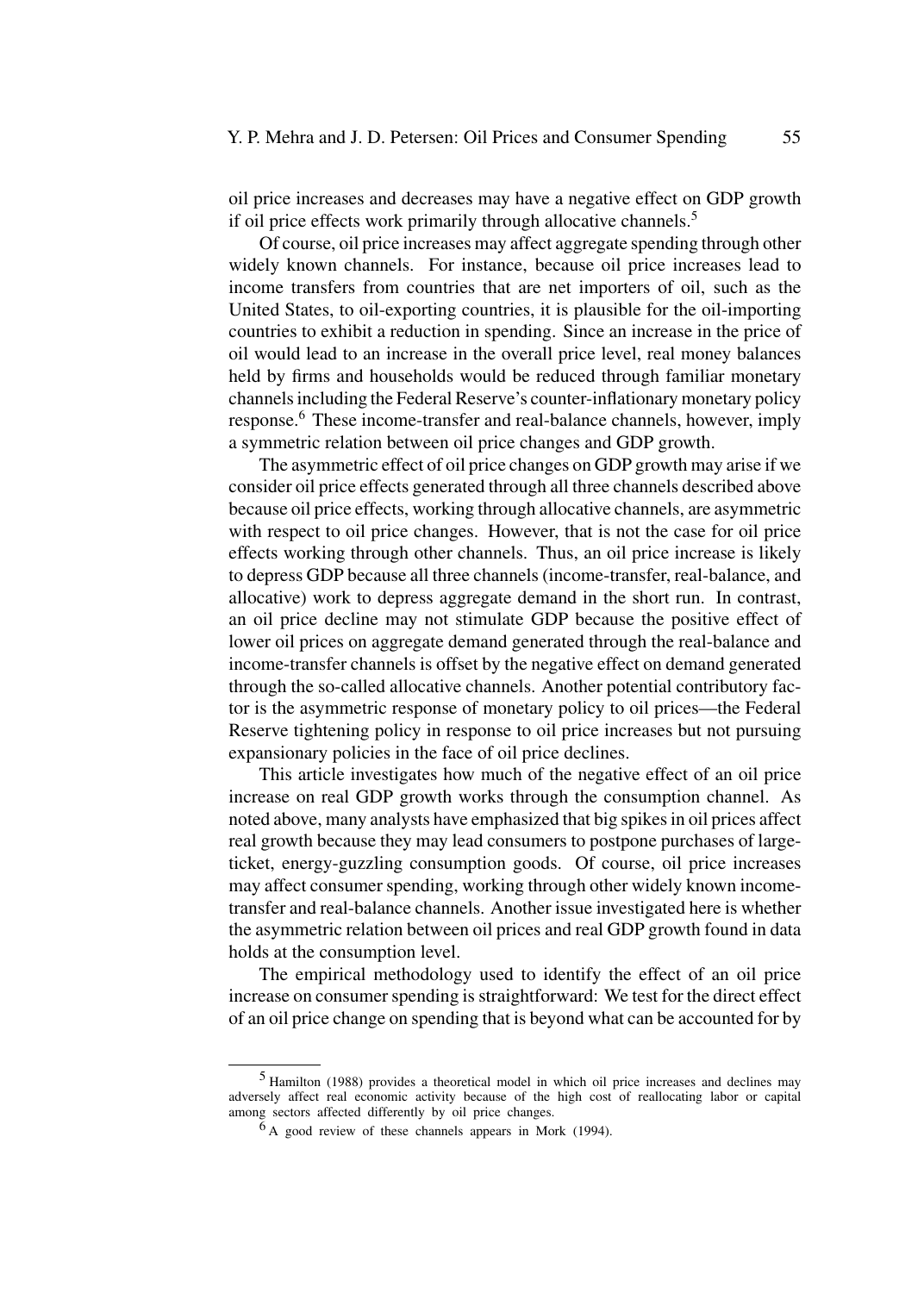oil price increases and decreases may have a negative effect on GDP growth if oil price effects work primarily through allocative channels.[5]

Of course, oil price increases may affect aggregate spending through other widely known channels. For instance, because oil price increases lead to income transfers from countries that are net importers of oil, such as the United States, to oil-exporting countries, it is plausible for the oil-importing countries to exhibit a reduction in spending. Since an increase in the price of oil would lead to an increase in the overall price level, real money balances held by firms and households would be reduced through familiar monetary channels including the Federal Reserve's counter-inflationary monetary policy response.[6] These income-transfer and real-balance channels, however, imply a symmetric relation between oil price changes and GDP growth.

The asymmetric effect of oil price changes on GDP growth may arise if we consider oil price effects generated through all three channels described above because oil price effects, working through allocative channels, are asymmetric with respect to oil price changes. However, that is not the case for oil price effects working through other channels. Thus, an oil price increase is likely to depress GDP because all three channels (income-transfer, real-balance, and allocative) work to depress aggregate demand in the short run. In contrast, an oil price decline may not stimulate GDP because the positive effect of lower oil prices on aggregate demand generated through the real-balance and income-transfer channels is offset by the negative effect on demand generated through the so-called allocative channels. Another potential contributory factor is the asymmetric response of monetary policy to oil prices—the Federal Reserve tightening policy in response to oil price increases but not pursuing expansionary policies in the face of oil price declines.

This article investigates how much of the negative effect of an oil price increase on real GDP growth works through the consumption channel. As noted above, many analysts have emphasized that big spikes in oil prices affect real growth because they may lead consumers to postpone purchases of large-ticket, energy-guzzling consumption goods. Of course, oil price increases may affect consumer spending, working through other widely known income-transfer and real-balance channels. Another issue investigated here is whether the asymmetric relation between oil prices and real GDP growth found in data holds at the consumption level.

The empirical methodology used to identify the effect of an oil price increase on consumer spending is straightforward: We test for the direct effect of an oil price change on spending that is beyond what can be accounted for by

---

[5] Hamilton (1988) provides a theoretical model in which oil price increases and declines may adversely affect real economic activity because of the high cost of reallocating labor or capital among sectors affected differently by oil price changes.

[6] A good review of these channels appears in Mork (1994).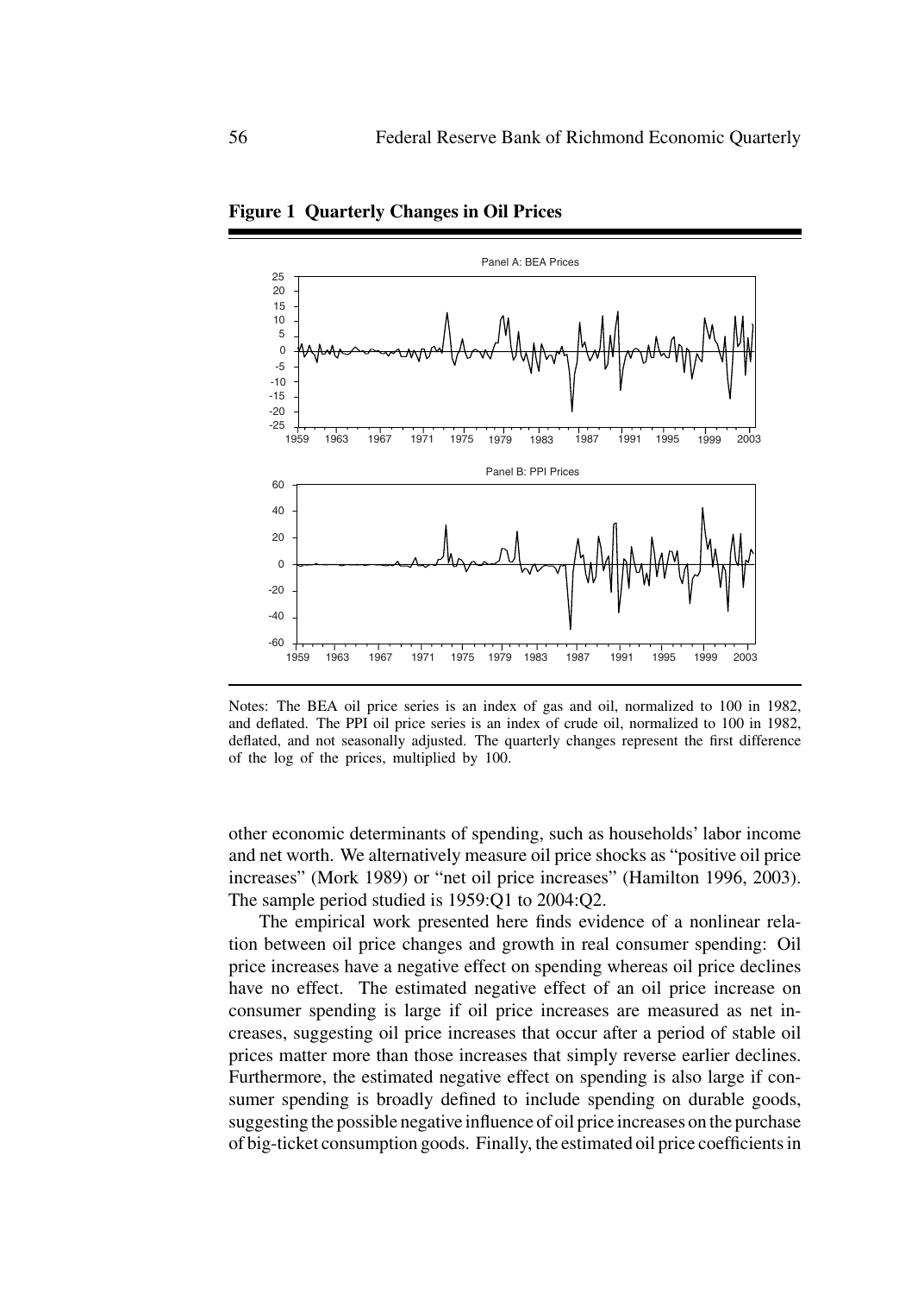**Figure 1 Quarterly Changes in Oil Prices**

Notes: The BEA oil price series is an index of gas and oil, normalized to 100 in 1982, and deflated. The PPI oil price series is an index of crude oil, normalized to 100 in 1982, deflated, and not seasonally adjusted. The quarterly changes represent the first difference of the log of the prices, multiplied by 100.

other economic determinants of spending, such as households' labor income and net worth. We alternatively measure oil price shocks as "positive oil price increases" (Mork 1989) or "net oil price increases" (Hamilton 1996, 2003). The sample period studied is 1959:Q1 to 2004:Q2.

The empirical work presented here finds evidence of a nonlinear relation between oil price changes and growth in real consumer spending: Oil price increases have a negative effect on spending whereas oil price declines have no effect. The estimated negative effect of an oil price increase on consumer spending is large if oil price increases are measured as net increases, suggesting oil price increases that occur after a period of stable oil prices matter more than those increases that simply reverse earlier declines. Furthermore, the estimated negative effect on spending is also large if consumer spending is broadly defined to include spending on durable goods, suggesting the possible negative influence of oil price increases on the purchase of big-ticket consumption goods. Finally, the estimated oil price coefficients in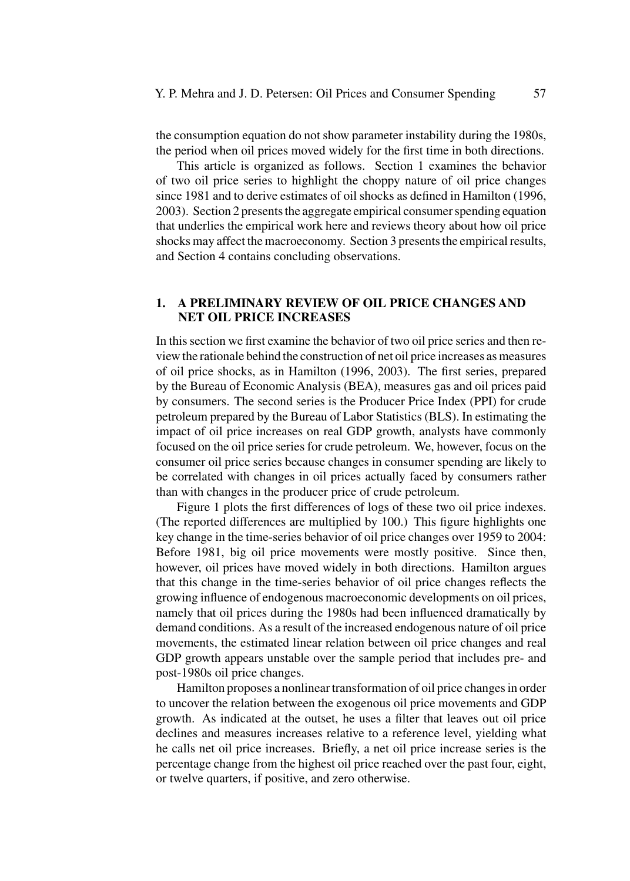the consumption equation do not show parameter instability during the 1980s, the period when oil prices moved widely for the first time in both directions.

This article is organized as follows. Section 1 examines the behavior of two oil price series to highlight the choppy nature of oil price changes since 1981 and to derive estimates of oil shocks as defined in Hamilton (1996, 2003). Section 2 presents the aggregate empirical consumer spending equation that underlies the empirical work here and reviews theory about how oil price shocks may affect the macroeconomy. Section 3 presents the empirical results, and Section 4 contains concluding observations.

## 1. A PRELIMINARY REVIEW OF OIL PRICE CHANGES AND NET OIL PRICE INCREASES

In this section we first examine the behavior of two oil price series and then review the rationale behind the construction of net oil price increases as measures of oil price shocks, as in Hamilton (1996, 2003). The first series, prepared by the Bureau of Economic Analysis (BEA), measures gas and oil prices paid by consumers. The second series is the Producer Price Index (PPI) for crude petroleum prepared by the Bureau of Labor Statistics (BLS). In estimating the impact of oil price increases on real GDP growth, analysts have commonly focused on the oil price series for crude petroleum. We, however, focus on the consumer oil price series because changes in consumer spending are likely to be correlated with changes in oil prices actually faced by consumers rather than with changes in the producer price of crude petroleum.

Figure 1 plots the first differences of logs of these two oil price indexes. (The reported differences are multiplied by 100.) This figure highlights one key change in the time-series behavior of oil price changes over 1959 to 2004: Before 1981, big oil price movements were mostly positive. Since then, however, oil prices have moved widely in both directions. Hamilton argues that this change in the time-series behavior of oil price changes reflects the growing influence of endogenous macroeconomic developments on oil prices, namely that oil prices during the 1980s had been influenced dramatically by demand conditions. As a result of the increased endogenous nature of oil price movements, the estimated linear relation between oil price changes and real GDP growth appears unstable over the sample period that includes pre- and post-1980s oil price changes.

Hamilton proposes a nonlinear transformation of oil price changes in order to uncover the relation between the exogenous oil price movements and GDP growth. As indicated at the outset, he uses a filter that leaves out oil price declines and measures increases relative to a reference level, yielding what he calls net oil price increases. Briefly, a net oil price increase series is the percentage change from the highest oil price reached over the past four, eight, or twelve quarters, if positive, and zero otherwise.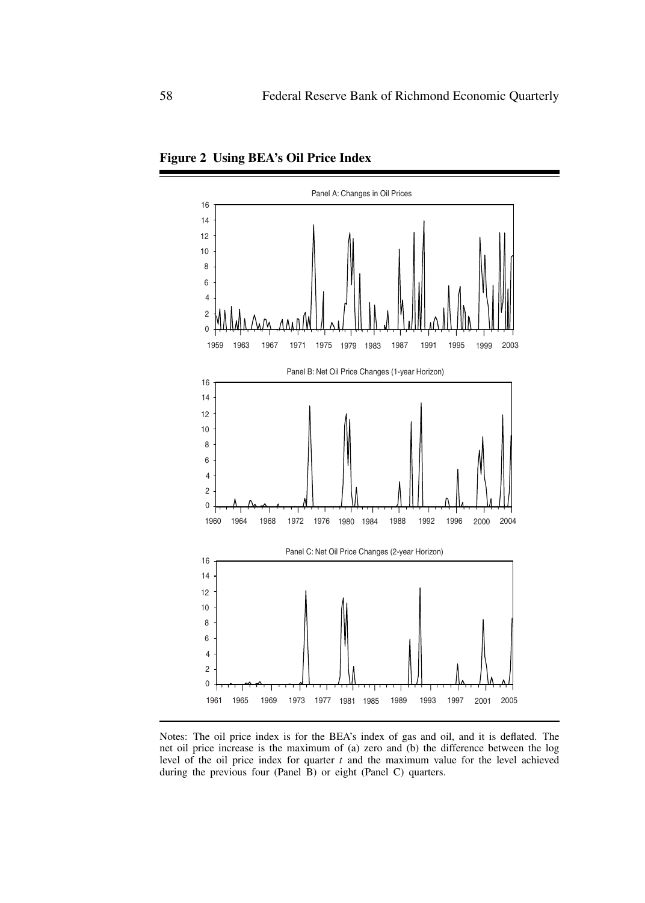**Figure 2 Using BEA's Oil Price Index**

Notes: The oil price index is for the BEA's index of gas and oil, and it is deflated. The net oil price increase is the maximum of (a) zero and (b) the difference between the log level of the oil price index for quarter $t$ and the maximum value for the level achieved during the previous four (Panel B) or eight (Panel C) quarters.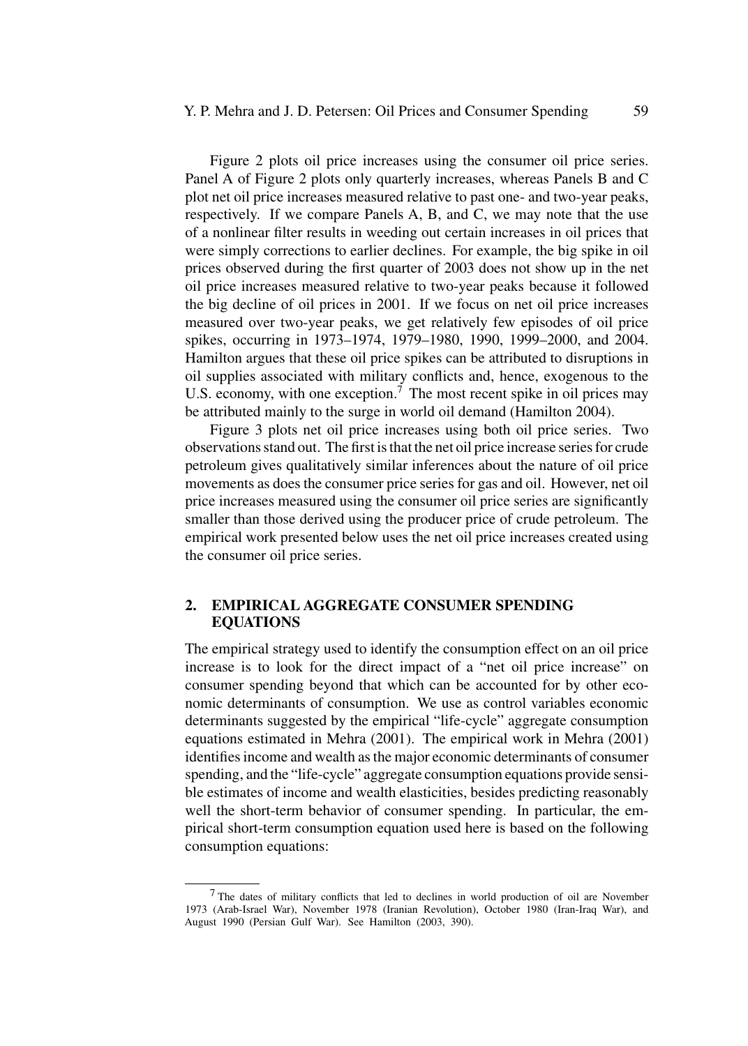Figure 2 plots oil price increases using the consumer oil price series. Panel A of Figure 2 plots only quarterly increases, whereas Panels B and C plot net oil price increases measured relative to past one- and two-year peaks, respectively. If we compare Panels A, B, and C, we may note that the use of a nonlinear filter results in weeding out certain increases in oil prices that were simply corrections to earlier declines. For example, the big spike in oil prices observed during the first quarter of 2003 does not show up in the net oil price increases measured relative to two-year peaks because it followed the big decline of oil prices in 2001. If we focus on net oil price increases measured over two-year peaks, we get relatively few episodes of oil price spikes, occurring in 1973–1974, 1979–1980, 1990, 1999–2000, and 2004. Hamilton argues that these oil price spikes can be attributed to disruptions in oil supplies associated with military conflicts and, hence, exogenous to the U.S. economy, with one exception.[7] The most recent spike in oil prices may be attributed mainly to the surge in world oil demand (Hamilton 2004).

Figure 3 plots net oil price increases using both oil price series. Two observations stand out. The first is that the net oil price increase series for crude petroleum gives qualitatively similar inferences about the nature of oil price movements as does the consumer price series for gas and oil. However, net oil price increases measured using the consumer oil price series are significantly smaller than those derived using the producer price of crude petroleum. The empirical work presented below uses the net oil price increases created using the consumer oil price series.

## 2. EMPIRICAL AGGREGATE CONSUMER SPENDING EQUATIONS

The empirical strategy used to identify the consumption effect on an oil price increase is to look for the direct impact of a "net oil price increase" on consumer spending beyond that which can be accounted for by other economic determinants of consumption. We use as control variables economic determinants suggested by the empirical "life-cycle" aggregate consumption equations estimated in Mehra (2001). The empirical work in Mehra (2001) identifies income and wealth as the major economic determinants of consumer spending, and the "life-cycle" aggregate consumption equations provide sensible estimates of income and wealth elasticities, besides predicting reasonably well the short-term behavior of consumer spending. In particular, the empirical short-term consumption equation used here is based on the following consumption equations:

---

[7] The dates of military conflicts that led to declines in world production of oil are November 1973 (Arab-Israel War), November 1978 (Iranian Revolution), October 1980 (Iran-Iraq War), and August 1990 (Persian Gulf War). See Hamilton (2003, 390).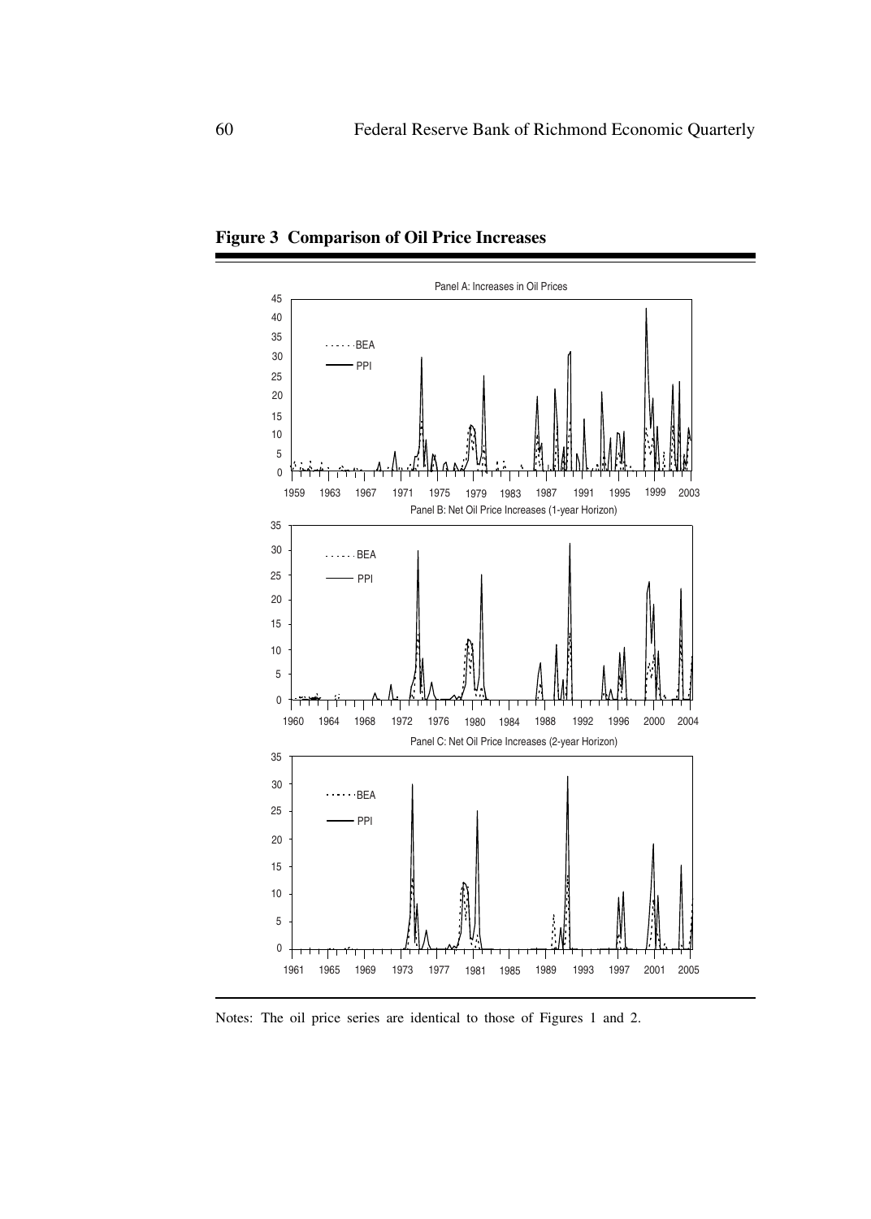**Figure 3 Comparison of Oil Price Increases**

Notes: The oil price series are identical to those of Figures 1 and 2.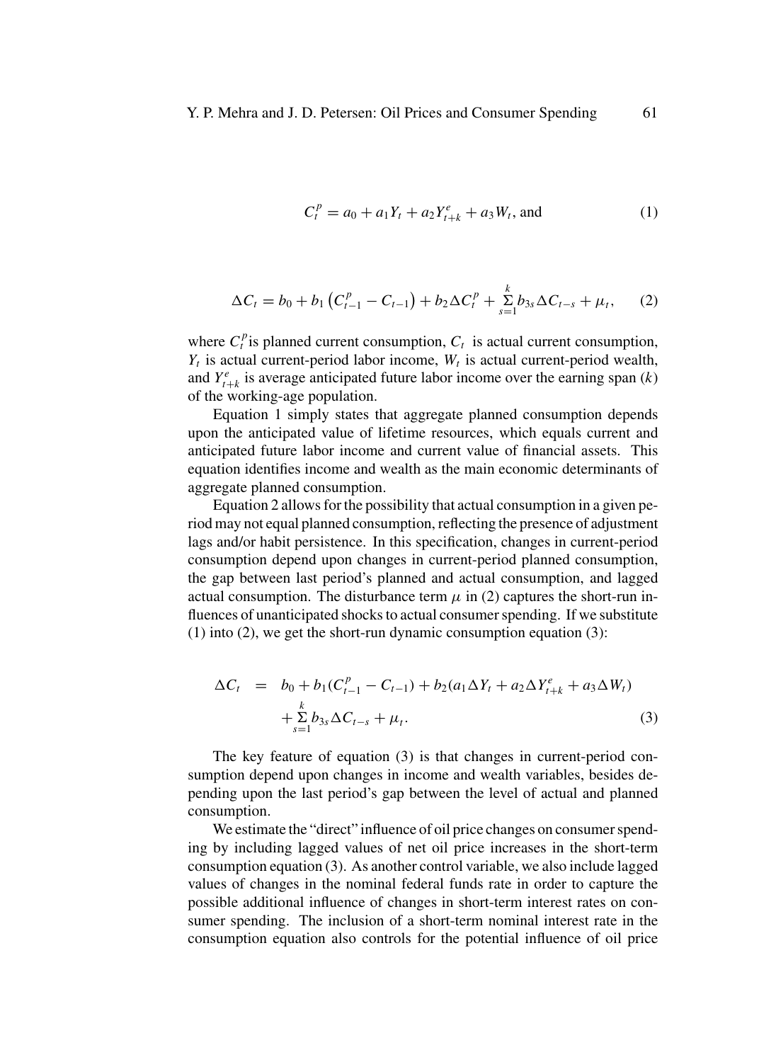$$C_t^p = a_0 + a_1 Y_t + a_2 Y_{t+k}^e + a_3 W_t, \text{ and} \tag{1}$$

$$\Delta C_t = b_0 + b_1 \left( C_{t-1}^p - C_{t-1} \right) + b_2 \Delta C_t^p + \sum_{s=1}^{k} b_{3s} \Delta C_{t-s} + \mu_t, \tag{2}$$

where $C_t^p$ is planned current consumption, $C_t$ is actual current consumption, $Y_t$ is actual current-period labor income, $W_t$ is actual current-period wealth, and $Y_{t+k}^e$ is average anticipated future labor income over the earning span ($k$) of the working-age population.

Equation 1 simply states that aggregate planned consumption depends upon the anticipated value of lifetime resources, which equals current and anticipated future labor income and current value of financial assets. This equation identifies income and wealth as the main economic determinants of aggregate planned consumption.

Equation 2 allows for the possibility that actual consumption in a given period may not equal planned consumption, reflecting the presence of adjustment lags and/or habit persistence. In this specification, changes in current-period consumption depend upon changes in current-period planned consumption, the gap between last period's planned and actual consumption, and lagged actual consumption. The disturbance term $\mu$ in (2) captures the short-run influences of unanticipated shocks to actual consumer spending. If we substitute (1) into (2), we get the short-run dynamic consumption equation (3):

$$\begin{aligned} \Delta C_t \;=\; & b_0 + b_1 (C_{t-1}^p - C_{t-1}) + b_2 (a_1 \Delta Y_t + a_2 \Delta Y_{t+k}^e + a_3 \Delta W_t) \\ & + \sum_{s=1}^{k} b_{3s} \Delta C_{t-s} + \mu_t. \end{aligned} \tag{3}$$

The key feature of equation (3) is that changes in current-period consumption depend upon changes in income and wealth variables, besides depending upon the last period's gap between the level of actual and planned consumption.

We estimate the "direct" influence of oil price changes on consumer spending by including lagged values of net oil price increases in the short-term consumption equation (3). As another control variable, we also include lagged values of changes in the nominal federal funds rate in order to capture the possible additional influence of changes in short-term interest rates on consumer spending. The inclusion of a short-term nominal interest rate in the consumption equation also controls for the potential influence of oil price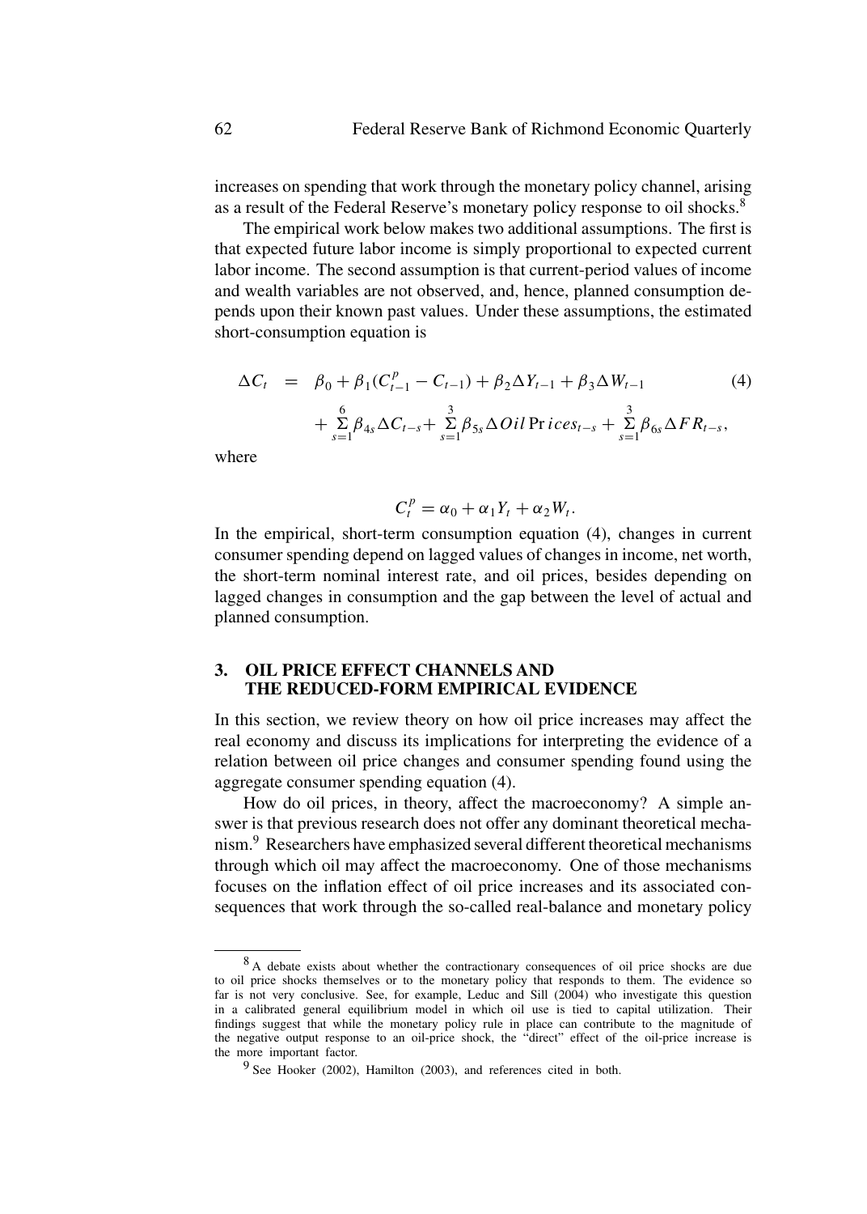increases on spending that work through the monetary policy channel, arising as a result of the Federal Reserve's monetary policy response to oil shocks.[8]

The empirical work below makes two additional assumptions. The first is that expected future labor income is simply proportional to expected current labor income. The second assumption is that current-period values of income and wealth variables are not observed, and, hence, planned consumption depends upon their known past values. Under these assumptions, the estimated short-consumption equation is

$$\begin{aligned}\Delta C_t \quad &= \quad \beta_0 + \beta_1 (C^p_{t-1} - C_{t-1}) + \beta_2 \Delta Y_{t-1} + \beta_3 \Delta W_{t-1} \qquad (4) \\ &+ \sum_{s=1}^{6} \beta_{4s} \Delta C_{t-s} + \sum_{s=1}^{3} \beta_{5s} \Delta Oil\,Prices_{t-s} + \sum_{s=1}^{3} \beta_{6s} \Delta FR_{t-s},\end{aligned}$$

where

$$C^p_t = \alpha_0 + \alpha_1 Y_t + \alpha_2 W_t.$$

In the empirical, short-term consumption equation (4), changes in current consumer spending depend on lagged values of changes in income, net worth, the short-term nominal interest rate, and oil prices, besides depending on lagged changes in consumption and the gap between the level of actual and planned consumption.

## 3. OIL PRICE EFFECT CHANNELS AND THE REDUCED-FORM EMPIRICAL EVIDENCE

In this section, we review theory on how oil price increases may affect the real economy and discuss its implications for interpreting the evidence of a relation between oil price changes and consumer spending found using the aggregate consumer spending equation (4).

How do oil prices, in theory, affect the macroeconomy? A simple answer is that previous research does not offer any dominant theoretical mechanism.[9] Researchers have emphasized several different theoretical mechanisms through which oil may affect the macroeconomy. One of those mechanisms focuses on the inflation effect of oil price increases and its associated consequences that work through the so-called real-balance and monetary policy

---

[8] A debate exists about whether the contractionary consequences of oil price shocks are due to oil price shocks themselves or to the monetary policy that responds to them. The evidence so far is not very conclusive. See, for example, Leduc and Sill (2004) who investigate this question in a calibrated general equilibrium model in which oil use is tied to capital utilization. Their findings suggest that while the monetary policy rule in place can contribute to the magnitude of the negative output response to an oil-price shock, the "direct" effect of the oil-price increase is the more important factor.

[9] See Hooker (2002), Hamilton (2003), and references cited in both.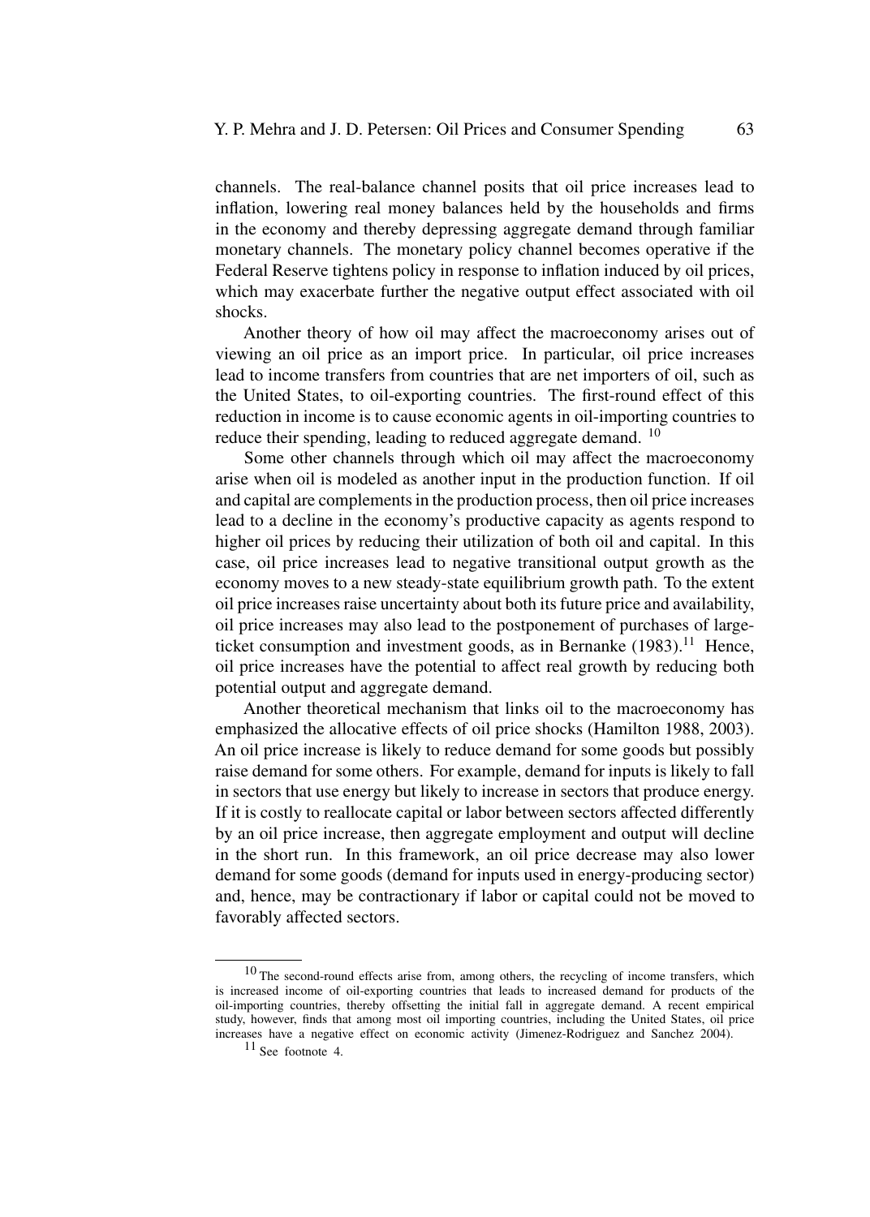channels. The real-balance channel posits that oil price increases lead to inflation, lowering real money balances held by the households and firms in the economy and thereby depressing aggregate demand through familiar monetary channels. The monetary policy channel becomes operative if the Federal Reserve tightens policy in response to inflation induced by oil prices, which may exacerbate further the negative output effect associated with oil shocks.

Another theory of how oil may affect the macroeconomy arises out of viewing an oil price as an import price. In particular, oil price increases lead to income transfers from countries that are net importers of oil, such as the United States, to oil-exporting countries. The first-round effect of this reduction in income is to cause economic agents in oil-importing countries to reduce their spending, leading to reduced aggregate demand. [10]

Some other channels through which oil may affect the macroeconomy arise when oil is modeled as another input in the production function. If oil and capital are complements in the production process, then oil price increases lead to a decline in the economy's productive capacity as agents respond to higher oil prices by reducing their utilization of both oil and capital. In this case, oil price increases lead to negative transitional output growth as the economy moves to a new steady-state equilibrium growth path. To the extent oil price increases raise uncertainty about both its future price and availability, oil price increases may also lead to the postponement of purchases of large-ticket consumption and investment goods, as in Bernanke (1983).[11] Hence, oil price increases have the potential to affect real growth by reducing both potential output and aggregate demand.

Another theoretical mechanism that links oil to the macroeconomy has emphasized the allocative effects of oil price shocks (Hamilton 1988, 2003). An oil price increase is likely to reduce demand for some goods but possibly raise demand for some others. For example, demand for inputs is likely to fall in sectors that use energy but likely to increase in sectors that produce energy. If it is costly to reallocate capital or labor between sectors affected differently by an oil price increase, then aggregate employment and output will decline in the short run. In this framework, an oil price decrease may also lower demand for some goods (demand for inputs used in energy-producing sector) and, hence, may be contractionary if labor or capital could not be moved to favorably affected sectors.

---

[10] The second-round effects arise from, among others, the recycling of income transfers, which is increased income of oil-exporting countries that leads to increased demand for products of the oil-importing countries, thereby offsetting the initial fall in aggregate demand. A recent empirical study, however, finds that among most oil importing countries, including the United States, oil price increases have a negative effect on economic activity (Jimenez-Rodriguez and Sanchez 2004).

[11] See footnote 4.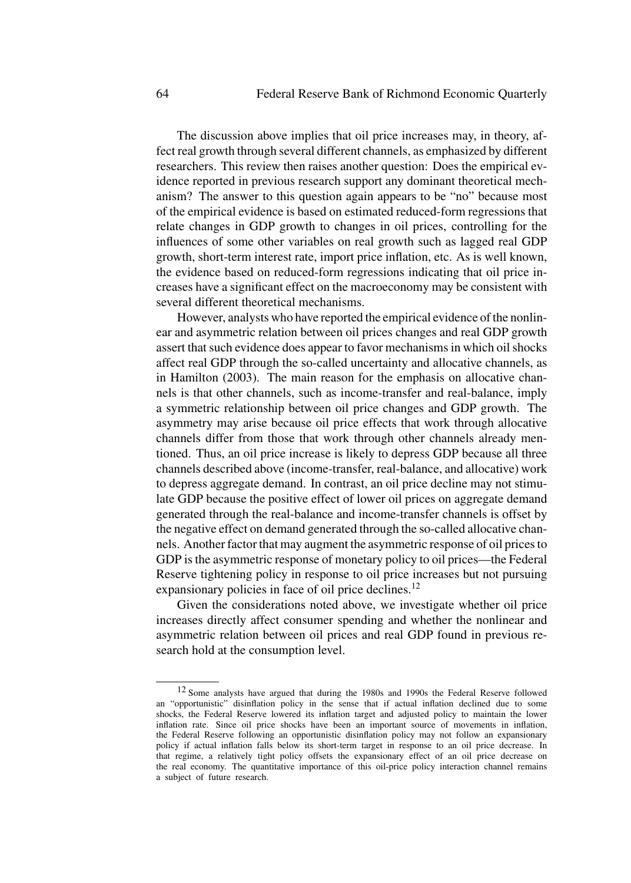The discussion above implies that oil price increases may, in theory, affect real growth through several different channels, as emphasized by different researchers. This review then raises another question: Does the empirical evidence reported in previous research support any dominant theoretical mechanism? The answer to this question again appears to be "no" because most of the empirical evidence is based on estimated reduced-form regressions that relate changes in GDP growth to changes in oil prices, controlling for the influences of some other variables on real growth such as lagged real GDP growth, short-term interest rate, import price inflation, etc. As is well known, the evidence based on reduced-form regressions indicating that oil price increases have a significant effect on the macroeconomy may be consistent with several different theoretical mechanisms.

However, analysts who have reported the empirical evidence of the nonlinear and asymmetric relation between oil prices changes and real GDP growth assert that such evidence does appear to favor mechanisms in which oil shocks affect real GDP through the so-called uncertainty and allocative channels, as in Hamilton (2003). The main reason for the emphasis on allocative channels is that other channels, such as income-transfer and real-balance, imply a symmetric relationship between oil price changes and GDP growth. The asymmetry may arise because oil price effects that work through allocative channels differ from those that work through other channels already mentioned. Thus, an oil price increase is likely to depress GDP because all three channels described above (income-transfer, real-balance, and allocative) work to depress aggregate demand. In contrast, an oil price decline may not stimulate GDP because the positive effect of lower oil prices on aggregate demand generated through the real-balance and income-transfer channels is offset by the negative effect on demand generated through the so-called allocative channels. Another factor that may augment the asymmetric response of oil prices to GDP is the asymmetric response of monetary policy to oil prices—the Federal Reserve tightening policy in response to oil price increases but not pursuing expansionary policies in face of oil price declines.[12]

Given the considerations noted above, we investigate whether oil price increases directly affect consumer spending and whether the nonlinear and asymmetric relation between oil prices and real GDP found in previous research hold at the consumption level.

[12] Some analysts have argued that during the 1980s and 1990s the Federal Reserve followed an "opportunistic" disinflation policy in the sense that if actual inflation declined due to some shocks, the Federal Reserve lowered its inflation target and adjusted policy to maintain the lower inflation rate. Since oil price shocks have been an important source of movements in inflation, the Federal Reserve following an opportunistic disinflation policy may not follow an expansionary policy if actual inflation falls below its short-term target in response to an oil price decrease. In that regime, a relatively tight policy offsets the expansionary effect of an oil price decrease on the real economy. The quantitative importance of this oil-price policy interaction channel remains a subject of future research.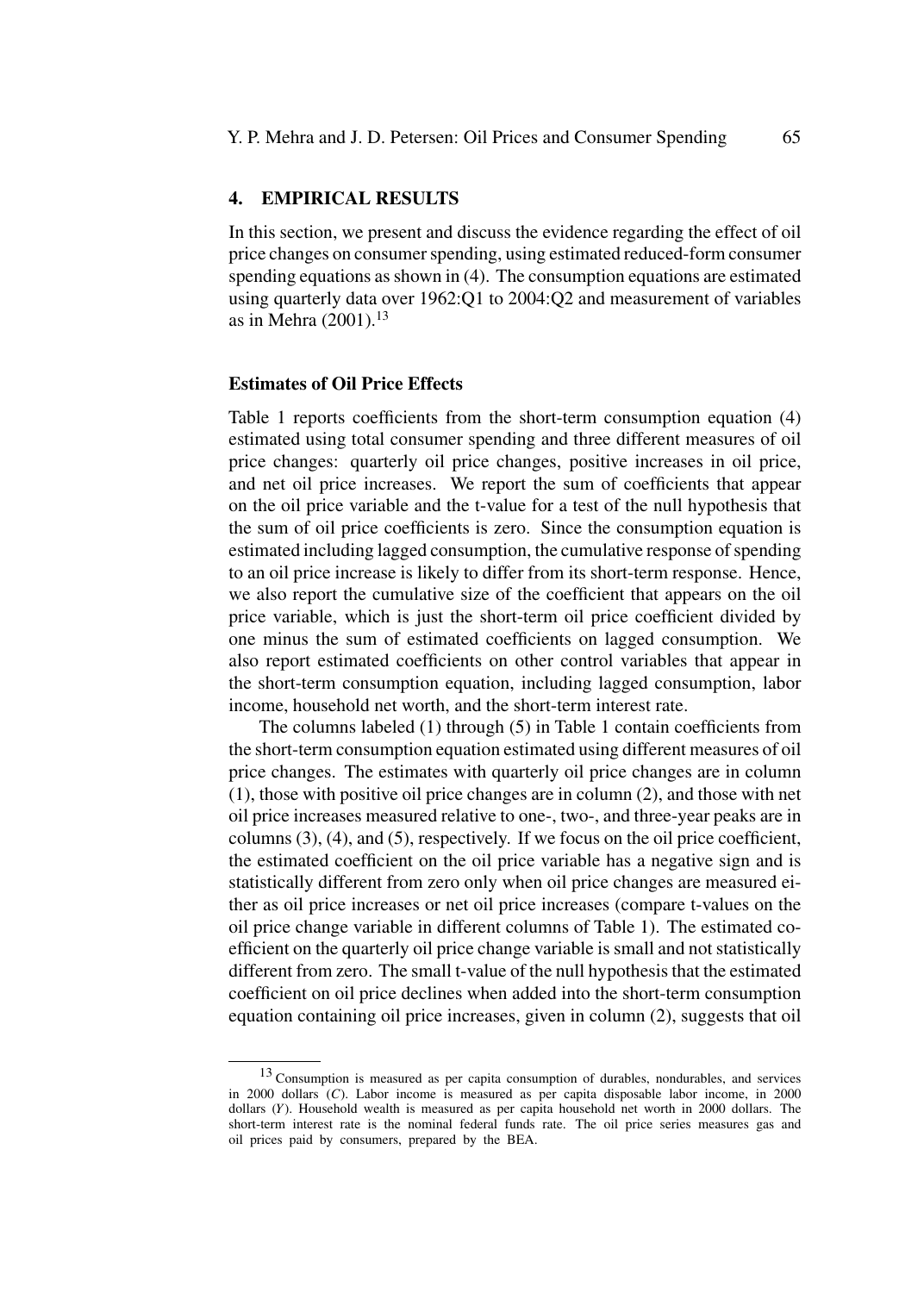## 4. EMPIRICAL RESULTS

In this section, we present and discuss the evidence regarding the effect of oil price changes on consumer spending, using estimated reduced-form consumer spending equations as shown in (4). The consumption equations are estimated using quarterly data over 1962:Q1 to 2004:Q2 and measurement of variables as in Mehra (2001).[13]

### Estimates of Oil Price Effects

Table 1 reports coefficients from the short-term consumption equation (4) estimated using total consumer spending and three different measures of oil price changes: quarterly oil price changes, positive increases in oil price, and net oil price increases. We report the sum of coefficients that appear on the oil price variable and the t-value for a test of the null hypothesis that the sum of oil price coefficients is zero. Since the consumption equation is estimated including lagged consumption, the cumulative response of spending to an oil price increase is likely to differ from its short-term response. Hence, we also report the cumulative size of the coefficient that appears on the oil price variable, which is just the short-term oil price coefficient divided by one minus the sum of estimated coefficients on lagged consumption. We also report estimated coefficients on other control variables that appear in the short-term consumption equation, including lagged consumption, labor income, household net worth, and the short-term interest rate.

The columns labeled (1) through (5) in Table 1 contain coefficients from the short-term consumption equation estimated using different measures of oil price changes. The estimates with quarterly oil price changes are in column (1), those with positive oil price changes are in column (2), and those with net oil price increases measured relative to one-, two-, and three-year peaks are in columns (3), (4), and (5), respectively. If we focus on the oil price coefficient, the estimated coefficient on the oil price variable has a negative sign and is statistically different from zero only when oil price changes are measured either as oil price increases or net oil price increases (compare t-values on the oil price change variable in different columns of Table 1). The estimated coefficient on the quarterly oil price change variable is small and not statistically different from zero. The small t-value of the null hypothesis that the estimated coefficient on oil price declines when added into the short-term consumption equation containing oil price increases, given in column (2), suggests that oil

[13] Consumption is measured as per capita consumption of durables, nondurables, and services in 2000 dollars ($C$). Labor income is measured as per capita disposable labor income, in 2000 dollars ($Y$). Household wealth is measured as per capita household net worth in 2000 dollars. The short-term interest rate is the nominal federal funds rate. The oil price series measures gas and oil prices paid by consumers, prepared by the BEA.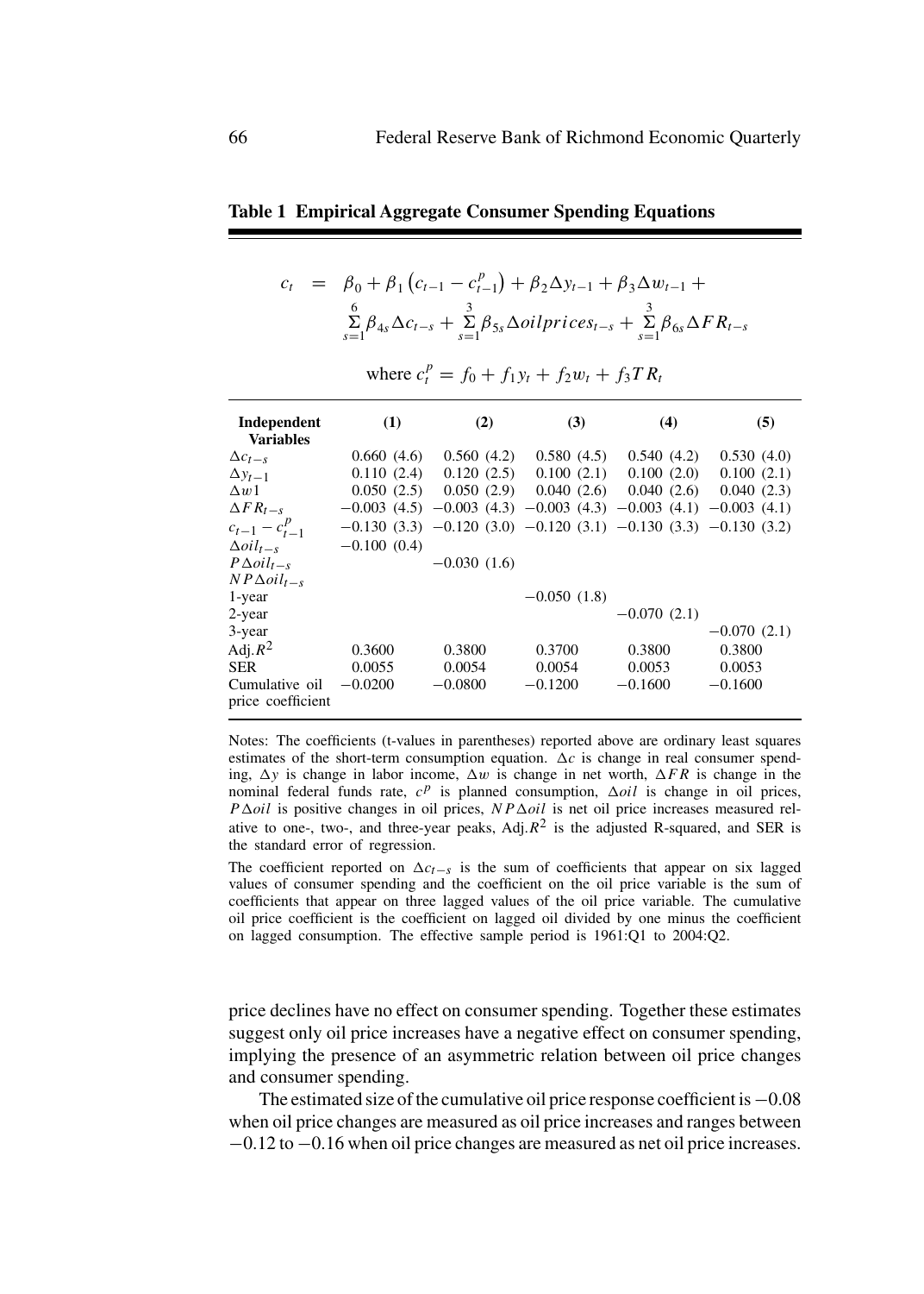**Table 1 Empirical Aggregate Consumer Spending Equations**

$$c_t = \beta_0 + \beta_1 (c_{t-1} - c^p_{t-1}) + \beta_2 \Delta y_{t-1} + \beta_3 \Delta w_{t-1} + \sum_{s=1}^{6} \beta_{4s} \Delta c_{t-s} + \sum_{s=1}^{3} \beta_{5s} \Delta oilprices_{t-s} + \sum_{s=1}^{3} \beta_{6s} \Delta FR_{t-s}$$

$$\text{where } c^p_t = f_0 + f_1 y_t + f_2 w_t + f_3 TR_t$$

| Independent Variables | (1) | (2) | (3) | (4) | (5) |
|---|---|---|---|---|---|
| $\Delta c_{t-s}$ | 0.660 (4.6) | 0.560 (4.2) | 0.580 (4.5) | 0.540 (4.2) | 0.530 (4.0) |
| $\Delta y_{t-1}$ | 0.110 (2.4) | 0.120 (2.5) | 0.100 (2.1) | 0.100 (2.0) | 0.100 (2.1) |
| $\Delta w1$ | 0.050 (2.5) | 0.050 (2.9) | 0.040 (2.6) | 0.040 (2.6) | 0.040 (2.3) |
| $\Delta FR_{t-s}$ | −0.003 (4.5) | −0.003 (4.3) | −0.003 (4.3) | −0.003 (4.1) | −0.003 (4.1) |
| $c_{t-1} - c^p_{t-1}$ | −0.130 (3.3) | −0.120 (3.0) | −0.120 (3.1) | −0.130 (3.3) | −0.130 (3.2) |
| $\Delta oil_{t-s}$ | −0.100 (0.4) | | | | |
| $P\Delta oil_{t-s}$ | | −0.030 (1.6) | | | |
| $NP\Delta oil_{t-s}$ | | | | | |
| 1-year | | | −0.050 (1.8) | | |
| 2-year | | | | −0.070 (2.1) | |
| 3-year | | | | | −0.070 (2.1) |
| Adj.$R^2$ | 0.3600 | 0.3800 | 0.3700 | 0.3800 | 0.3800 |
| SER | 0.0055 | 0.0054 | 0.0054 | 0.0053 | 0.0053 |
| Cumulative oil price coefficient | −0.0200 | −0.0800 | −0.1200 | −0.1600 | −0.1600 |

Notes: The coefficients (t-values in parentheses) reported above are ordinary least squares estimates of the short-term consumption equation. $\Delta c$ is change in real consumer spending, $\Delta y$ is change in labor income, $\Delta w$ is change in net worth, $\Delta FR$ is change in the nominal federal funds rate, $c^p$ is planned consumption, $\Delta oil$ is change in oil prices, $P\Delta oil$ is positive changes in oil prices, $NP\Delta oil$ is net oil price increases measured relative to one-, two-, and three-year peaks, Adj.$R^2$ is the adjusted R-squared, and SER is the standard error of regression.

The coefficient reported on $\Delta c_{t-s}$ is the sum of coefficients that appear on six lagged values of consumer spending and the coefficient on the oil price variable is the sum of coefficients that appear on three lagged values of the oil price variable. The cumulative oil price coefficient is the coefficient on lagged oil divided by one minus the coefficient on lagged consumption. The effective sample period is 1961:Q1 to 2004:Q2.

price declines have no effect on consumer spending. Together these estimates suggest only oil price increases have a negative effect on consumer spending, implying the presence of an asymmetric relation between oil price changes and consumer spending.

The estimated size of the cumulative oil price response coefficient is −0.08 when oil price changes are measured as oil price increases and ranges between −0.12 to −0.16 when oil price changes are measured as net oil price increases.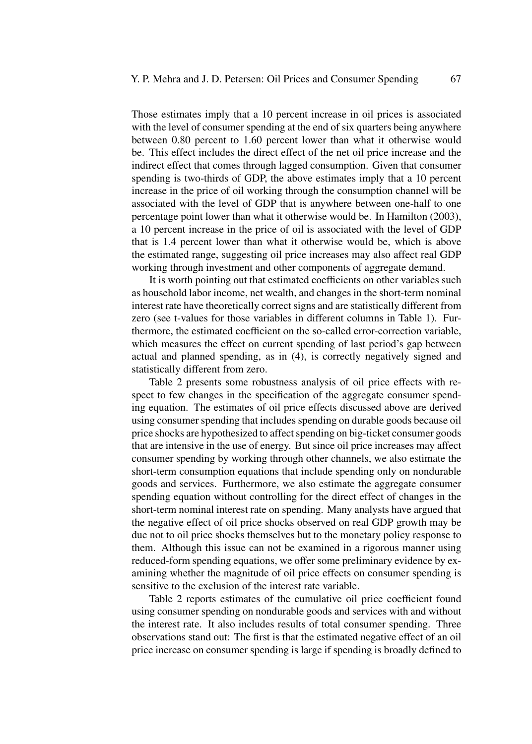Those estimates imply that a 10 percent increase in oil prices is associated with the level of consumer spending at the end of six quarters being anywhere between 0.80 percent to 1.60 percent lower than what it otherwise would be. This effect includes the direct effect of the net oil price increase and the indirect effect that comes through lagged consumption. Given that consumer spending is two-thirds of GDP, the above estimates imply that a 10 percent increase in the price of oil working through the consumption channel will be associated with the level of GDP that is anywhere between one-half to one percentage point lower than what it otherwise would be. In Hamilton (2003), a 10 percent increase in the price of oil is associated with the level of GDP that is 1.4 percent lower than what it otherwise would be, which is above the estimated range, suggesting oil price increases may also affect real GDP working through investment and other components of aggregate demand.

It is worth pointing out that estimated coefficients on other variables such as household labor income, net wealth, and changes in the short-term nominal interest rate have theoretically correct signs and are statistically different from zero (see t-values for those variables in different columns in Table 1). Furthermore, the estimated coefficient on the so-called error-correction variable, which measures the effect on current spending of last period's gap between actual and planned spending, as in (4), is correctly negatively signed and statistically different from zero.

Table 2 presents some robustness analysis of oil price effects with respect to few changes in the specification of the aggregate consumer spending equation. The estimates of oil price effects discussed above are derived using consumer spending that includes spending on durable goods because oil price shocks are hypothesized to affect spending on big-ticket consumer goods that are intensive in the use of energy. But since oil price increases may affect consumer spending by working through other channels, we also estimate the short-term consumption equations that include spending only on nondurable goods and services. Furthermore, we also estimate the aggregate consumer spending equation without controlling for the direct effect of changes in the short-term nominal interest rate on spending. Many analysts have argued that the negative effect of oil price shocks observed on real GDP growth may be due not to oil price shocks themselves but to the monetary policy response to them. Although this issue can not be examined in a rigorous manner using reduced-form spending equations, we offer some preliminary evidence by examining whether the magnitude of oil price effects on consumer spending is sensitive to the exclusion of the interest rate variable.

Table 2 reports estimates of the cumulative oil price coefficient found using consumer spending on nondurable goods and services with and without the interest rate. It also includes results of total consumer spending. Three observations stand out: The first is that the estimated negative effect of an oil price increase on consumer spending is large if spending is broadly defined to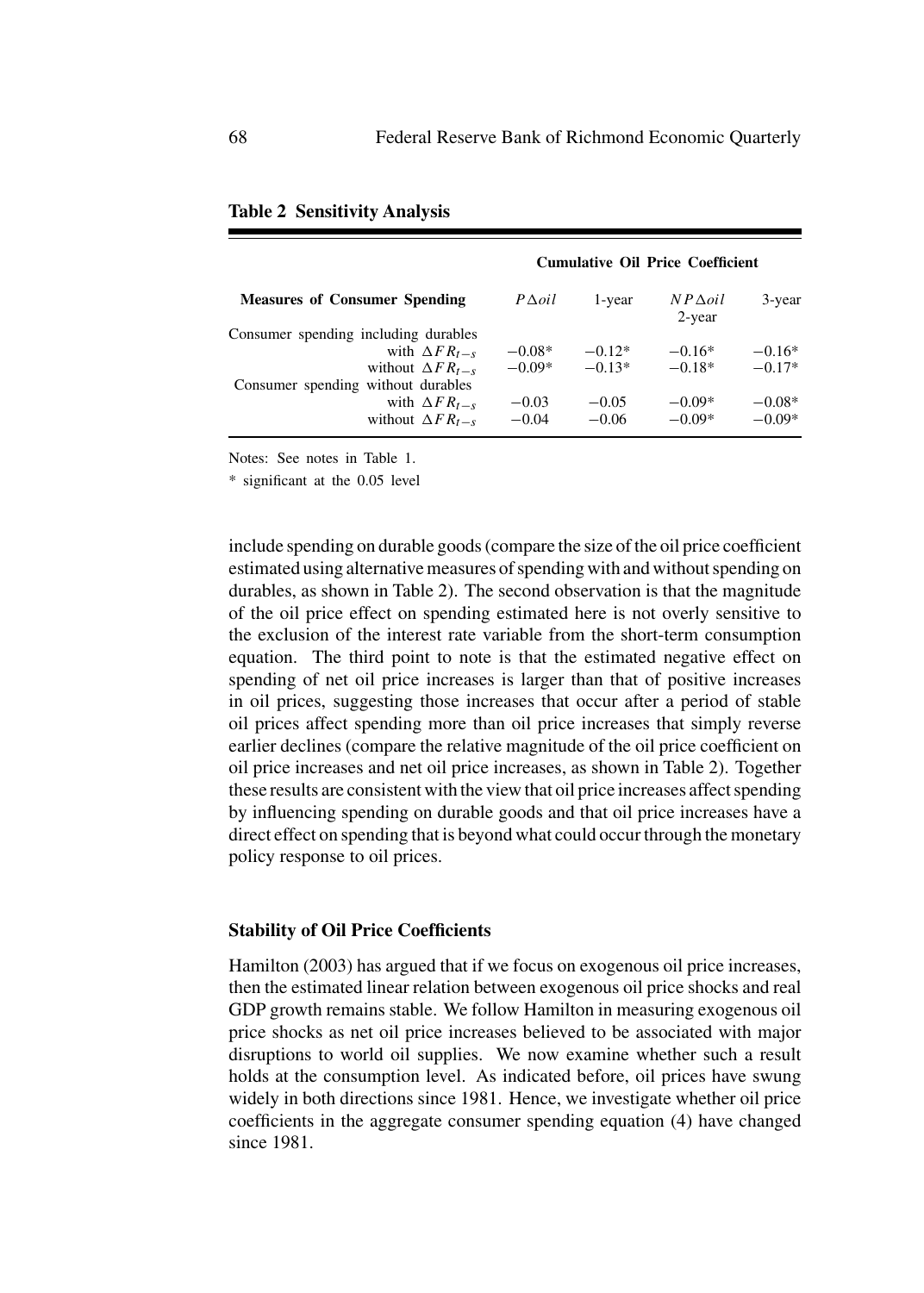**Table 2 Sensitivity Analysis**

| Measures of Consumer Spending | Cumulative Oil Price Coefficient | | | |
|---|---|---|---|---|
| | $P\Delta oil$ | 1-year | $NP\Delta oil$ 2-year | 3-year |
| Consumer spending including durables | | | | |
| with $\Delta FR_{t-s}$ | −0.08* | −0.12* | −0.16* | −0.16* |
| without $\Delta FR_{t-s}$ | −0.09* | −0.13* | −0.18* | −0.17* |
| Consumer spending without durables | | | | |
| with $\Delta FR_{t-s}$ | −0.03 | −0.05 | −0.09* | −0.08* |
| without $\Delta FR_{t-s}$ | −0.04 | −0.06 | −0.09* | −0.09* |

Notes: See notes in Table 1.

\* significant at the 0.05 level

include spending on durable goods (compare the size of the oil price coefficient estimated using alternative measures of spending with and without spending on durables, as shown in Table 2). The second observation is that the magnitude of the oil price effect on spending estimated here is not overly sensitive to the exclusion of the interest rate variable from the short-term consumption equation. The third point to note is that the estimated negative effect on spending of net oil price increases is larger than that of positive increases in oil prices, suggesting those increases that occur after a period of stable oil prices affect spending more than oil price increases that simply reverse earlier declines (compare the relative magnitude of the oil price coefficient on oil price increases and net oil price increases, as shown in Table 2). Together these results are consistent with the view that oil price increases affect spending by influencing spending on durable goods and that oil price increases have a direct effect on spending that is beyond what could occur through the monetary policy response to oil prices.

### Stability of Oil Price Coefficients

Hamilton (2003) has argued that if we focus on exogenous oil price increases, then the estimated linear relation between exogenous oil price shocks and real GDP growth remains stable. We follow Hamilton in measuring exogenous oil price shocks as net oil price increases believed to be associated with major disruptions to world oil supplies. We now examine whether such a result holds at the consumption level. As indicated before, oil prices have swung widely in both directions since 1981. Hence, we investigate whether oil price coefficients in the aggregate consumer spending equation (4) have changed since 1981.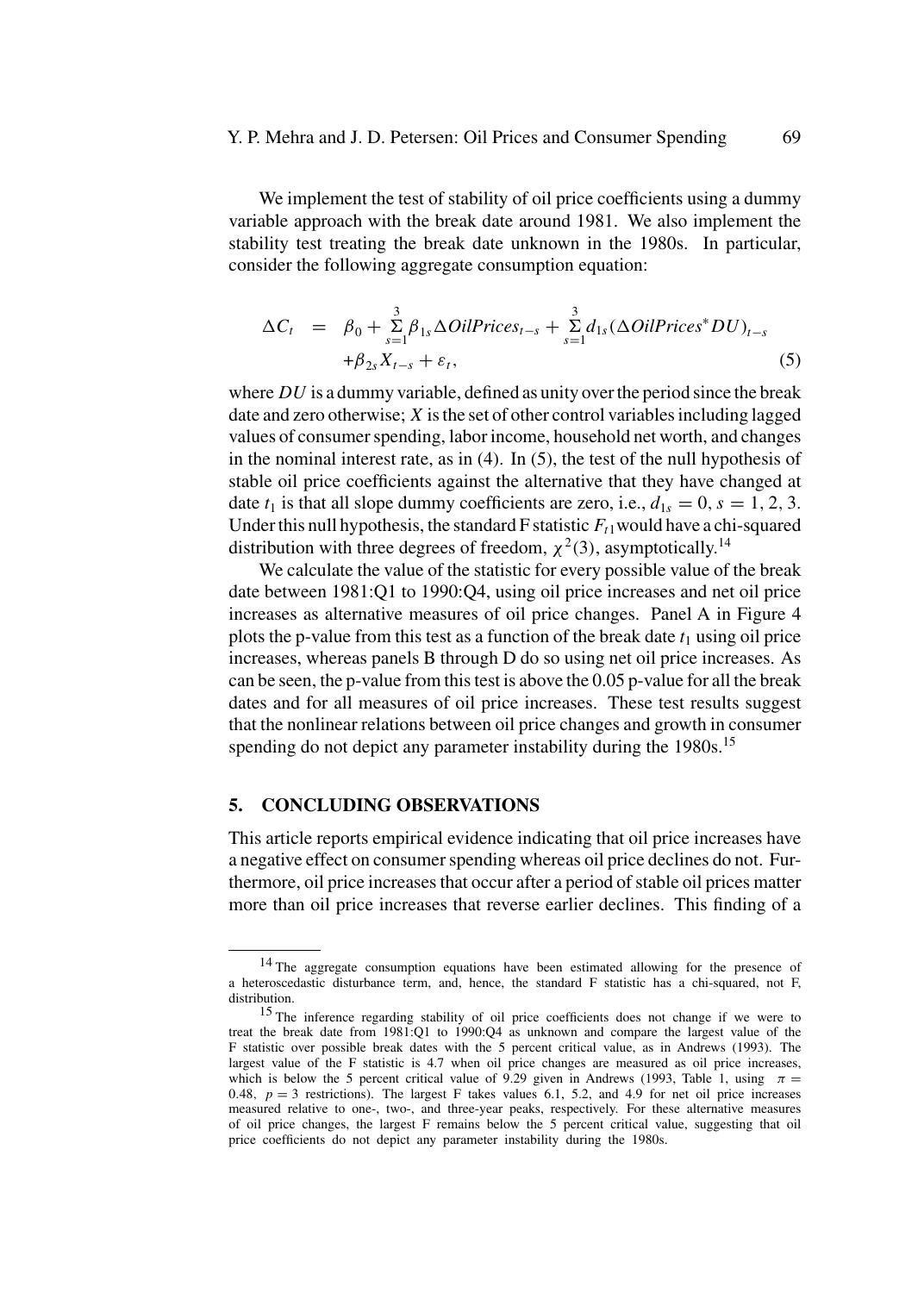We implement the test of stability of oil price coefficients using a dummy variable approach with the break date around 1981. We also implement the stability test treating the break date unknown in the 1980s. In particular, consider the following aggregate consumption equation:

$$
\begin{aligned}
\Delta C_t &= \beta_0 + \sum_{s=1}^{3} \beta_{1s} \Delta OilPrices_{t-s} + \sum_{s=1}^{3} d_{1s} (\Delta OilPrices^{*} DU)_{t-s} \\
&\quad + \beta_{2s} X_{t-s} + \varepsilon_t,
\end{aligned} \tag{5}
$$

where $DU$ is a dummy variable, defined as unity over the period since the break date and zero otherwise; $X$ is the set of other control variables including lagged values of consumer spending, labor income, household net worth, and changes in the nominal interest rate, as in (4). In (5), the test of the null hypothesis of stable oil price coefficients against the alternative that they have changed at date $t_1$ is that all slope dummy coefficients are zero, i.e., $d_{1s} = 0$, $s = 1, 2, 3$. Under this null hypothesis, the standard F statistic $F_{t1}$ would have a chi-squared distribution with three degrees of freedom, $\chi^2(3)$, asymptotically.[14]

We calculate the value of the statistic for every possible value of the break date between 1981:Q1 to 1990:Q4, using oil price increases and net oil price increases as alternative measures of oil price changes. Panel A in Figure 4 plots the p-value from this test as a function of the break date $t_1$ using oil price increases, whereas panels B through D do so using net oil price increases. As can be seen, the p-value from this test is above the 0.05 p-value for all the break dates and for all measures of oil price increases. These test results suggest that the nonlinear relations between oil price changes and growth in consumer spending do not depict any parameter instability during the 1980s.[15]

## 5. CONCLUDING OBSERVATIONS

This article reports empirical evidence indicating that oil price increases have a negative effect on consumer spending whereas oil price declines do not. Furthermore, oil price increases that occur after a period of stable oil prices matter more than oil price increases that reverse earlier declines. This finding of a

---

[14] The aggregate consumption equations have been estimated allowing for the presence of a heteroscedastic disturbance term, and, hence, the standard F statistic has a chi-squared, not F, distribution.

[15] The inference regarding stability of oil price coefficients does not change if we were to treat the break date from 1981:Q1 to 1990:Q4 as unknown and compare the largest value of the F statistic over possible break dates with the 5 percent critical value, as in Andrews (1993). The largest value of the F statistic is 4.7 when oil price changes are measured as oil price increases, which is below the 5 percent critical value of 9.29 given in Andrews (1993, Table 1, using $\pi = 0.48$, $p = 3$ restrictions). The largest F takes values 6.1, 5.2, and 4.9 for net oil price increases measured relative to one-, two-, and three-year peaks, respectively. For these alternative measures of oil price changes, the largest F remains below the 5 percent critical value, suggesting that oil price coefficients do not depict any parameter instability during the 1980s.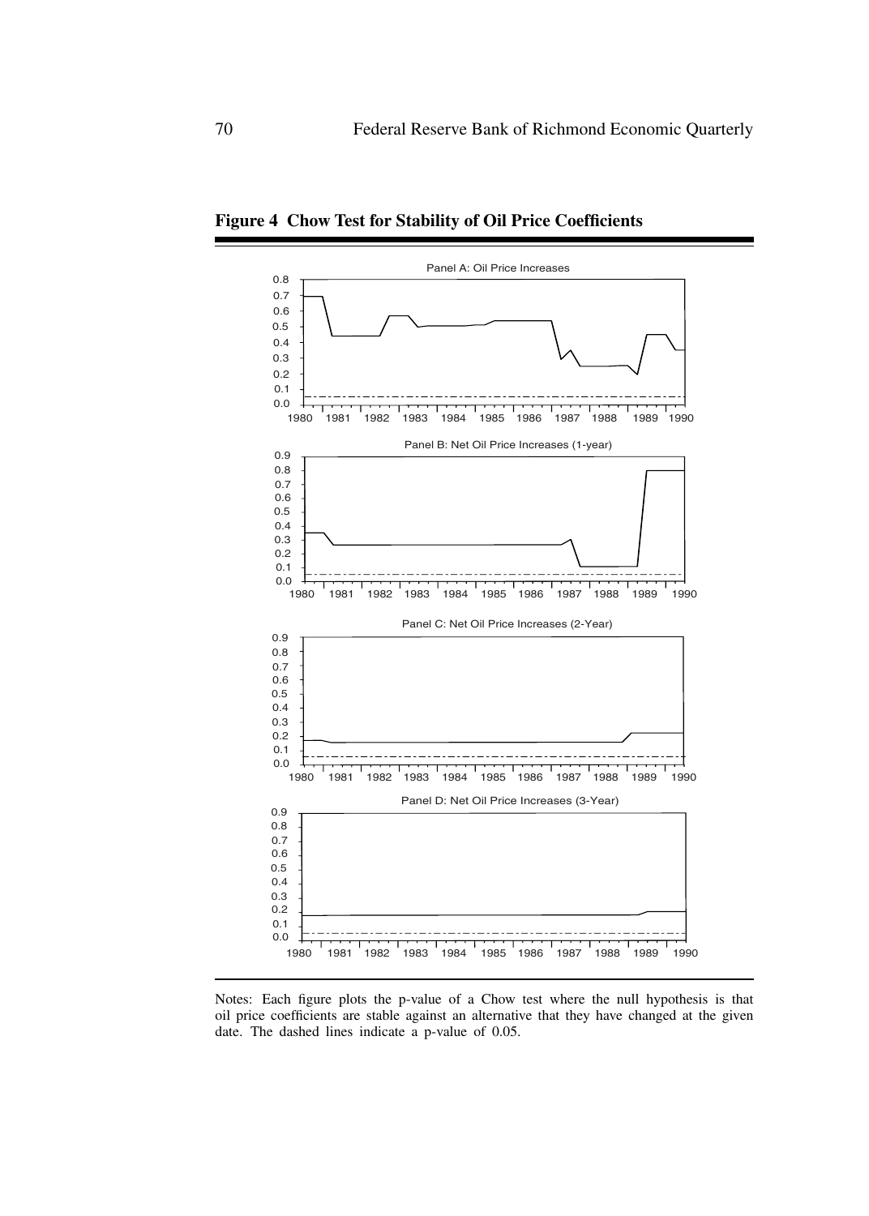**Figure 4 Chow Test for Stability of Oil Price Coefficients**

Panel A: Oil Price Increases

Panel B: Net Oil Price Increases (1-year)

Panel C: Net Oil Price Increases (2-Year)

Panel D: Net Oil Price Increases (3-Year)

Notes: Each figure plots the p-value of a Chow test where the null hypothesis is that oil price coefficients are stable against an alternative that they have changed at the given date. The dashed lines indicate a p-value of 0.05.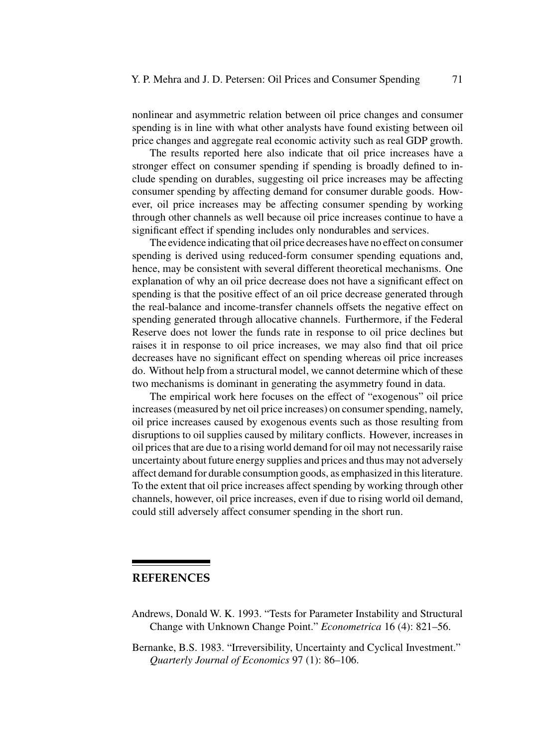nonlinear and asymmetric relation between oil price changes and consumer spending is in line with what other analysts have found existing between oil price changes and aggregate real economic activity such as real GDP growth.

The results reported here also indicate that oil price increases have a stronger effect on consumer spending if spending is broadly defined to include spending on durables, suggesting oil price increases may be affecting consumer spending by affecting demand for consumer durable goods. However, oil price increases may be affecting consumer spending by working through other channels as well because oil price increases continue to have a significant effect if spending includes only nondurables and services.

The evidence indicating that oil price decreases have no effect on consumer spending is derived using reduced-form consumer spending equations and, hence, may be consistent with several different theoretical mechanisms. One explanation of why an oil price decrease does not have a significant effect on spending is that the positive effect of an oil price decrease generated through the real-balance and income-transfer channels offsets the negative effect on spending generated through allocative channels. Furthermore, if the Federal Reserve does not lower the funds rate in response to oil price declines but raises it in response to oil price increases, we may also find that oil price decreases have no significant effect on spending whereas oil price increases do. Without help from a structural model, we cannot determine which of these two mechanisms is dominant in generating the asymmetry found in data.

The empirical work here focuses on the effect of "exogenous" oil price increases (measured by net oil price increases) on consumer spending, namely, oil price increases caused by exogenous events such as those resulting from disruptions to oil supplies caused by military conflicts. However, increases in oil prices that are due to a rising world demand for oil may not necessarily raise uncertainty about future energy supplies and prices and thus may not adversely affect demand for durable consumption goods, as emphasized in this literature. To the extent that oil price increases affect spending by working through other channels, however, oil price increases, even if due to rising world oil demand, could still adversely affect consumer spending in the short run.

## REFERENCES

Andrews, Donald W. K. 1993. "Tests for Parameter Instability and Structural Change with Unknown Change Point." *Econometrica* 16 (4): 821–56.

Bernanke, B.S. 1983. "Irreversibility, Uncertainty and Cyclical Investment." *Quarterly Journal of Economics* 97 (1): 86–106.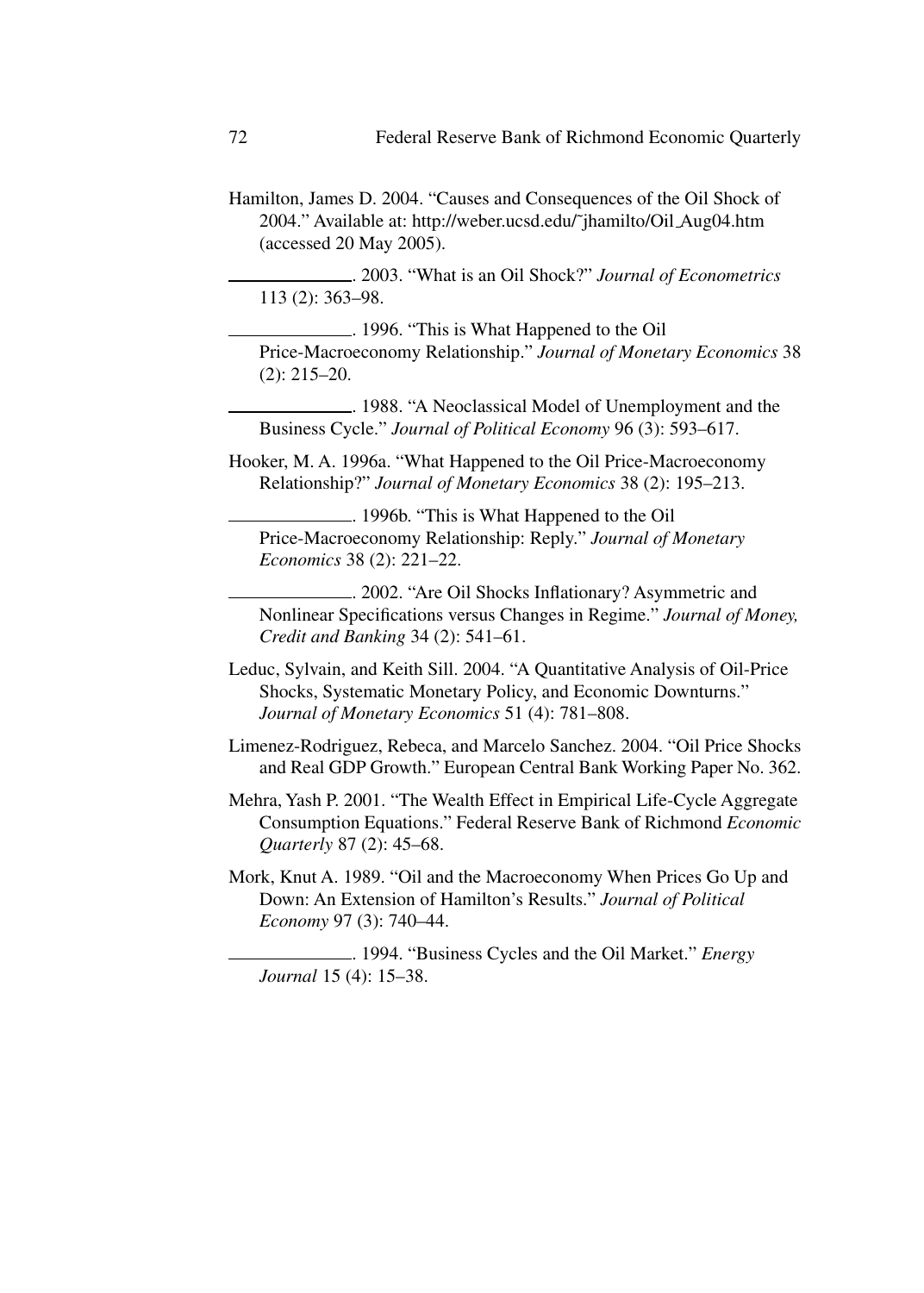Hamilton, James D. 2004. "Causes and Consequences of the Oil Shock of 2004." Available at: http://weber.ucsd.edu/~jhamilto/Oil_Aug04.htm (accessed 20 May 2005).

\_\_\_\_\_\_\_\_\_\_\_\_\_. 2003. "What is an Oil Shock?" *Journal of Econometrics* 113 (2): 363–98.

\_\_\_\_\_\_\_\_\_\_\_\_\_. 1996. "This is What Happened to the Oil Price-Macroeconomy Relationship." *Journal of Monetary Economics* 38 (2): 215–20.

\_\_\_\_\_\_\_\_\_\_\_\_\_. 1988. "A Neoclassical Model of Unemployment and the Business Cycle." *Journal of Political Economy* 96 (3): 593–617.

Hooker, M. A. 1996a. "What Happened to the Oil Price-Macroeconomy Relationship?" *Journal of Monetary Economics* 38 (2): 195–213.

\_\_\_\_\_\_\_\_\_\_\_\_\_. 1996b. "This is What Happened to the Oil Price-Macroeconomy Relationship: Reply." *Journal of Monetary Economics* 38 (2): 221–22.

\_\_\_\_\_\_\_\_\_\_\_\_\_. 2002. "Are Oil Shocks Inflationary? Asymmetric and Nonlinear Specifications versus Changes in Regime." *Journal of Money, Credit and Banking* 34 (2): 541–61.

Leduc, Sylvain, and Keith Sill. 2004. "A Quantitative Analysis of Oil-Price Shocks, Systematic Monetary Policy, and Economic Downturns." *Journal of Monetary Economics* 51 (4): 781–808.

Limenez-Rodriguez, Rebeca, and Marcelo Sanchez. 2004. "Oil Price Shocks and Real GDP Growth." European Central Bank Working Paper No. 362.

Mehra, Yash P. 2001. "The Wealth Effect in Empirical Life-Cycle Aggregate Consumption Equations." Federal Reserve Bank of Richmond *Economic Quarterly* 87 (2): 45–68.

Mork, Knut A. 1989. "Oil and the Macroeconomy When Prices Go Up and Down: An Extension of Hamilton's Results." *Journal of Political Economy* 97 (3): 740–44.

\_\_\_\_\_\_\_\_\_\_\_\_\_. 1994. "Business Cycles and the Oil Market." *Energy Journal* 15 (4): 15–38.